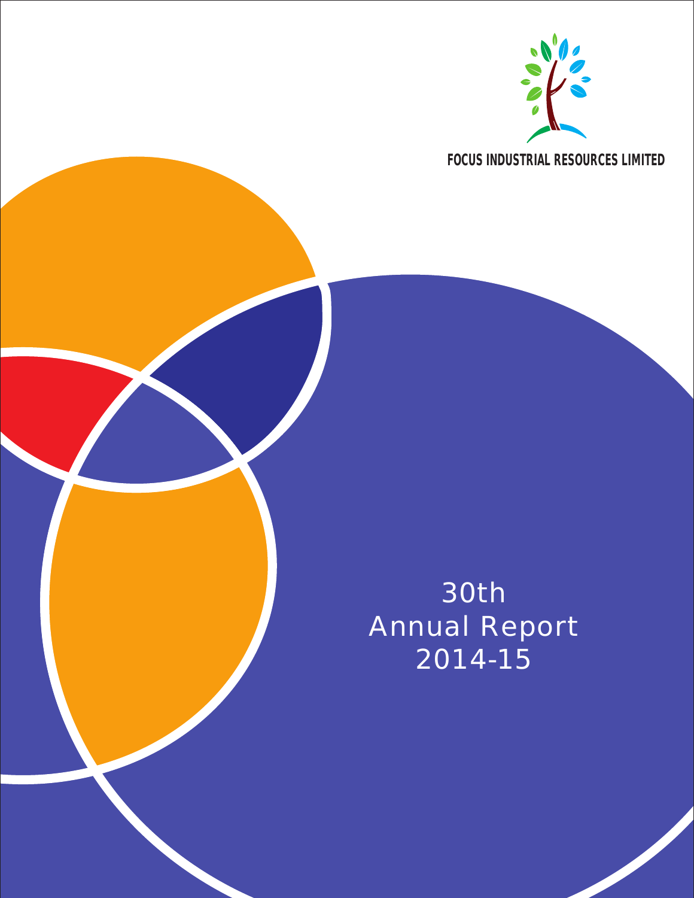FOCUS INDUSTRIAL RESOURCES LIMITED

# 30th Annual Report 2014-15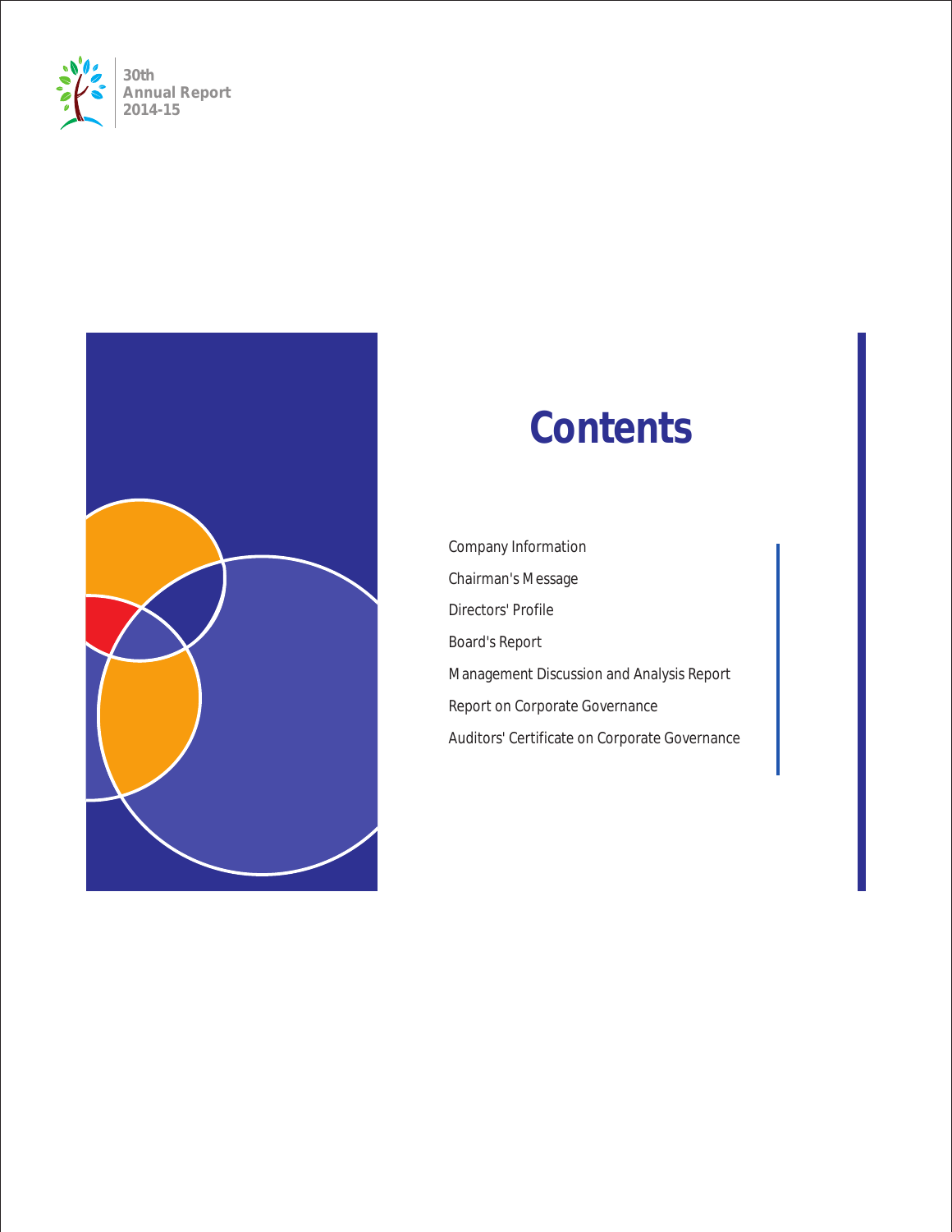# Contents

- Company Information
- Chairman's Message
- Directors' Profile
- Board's Report
- Management Discussion and Analysis Report
- Report on Corporate Governance
- Auditors' Certificate on Corporate Governance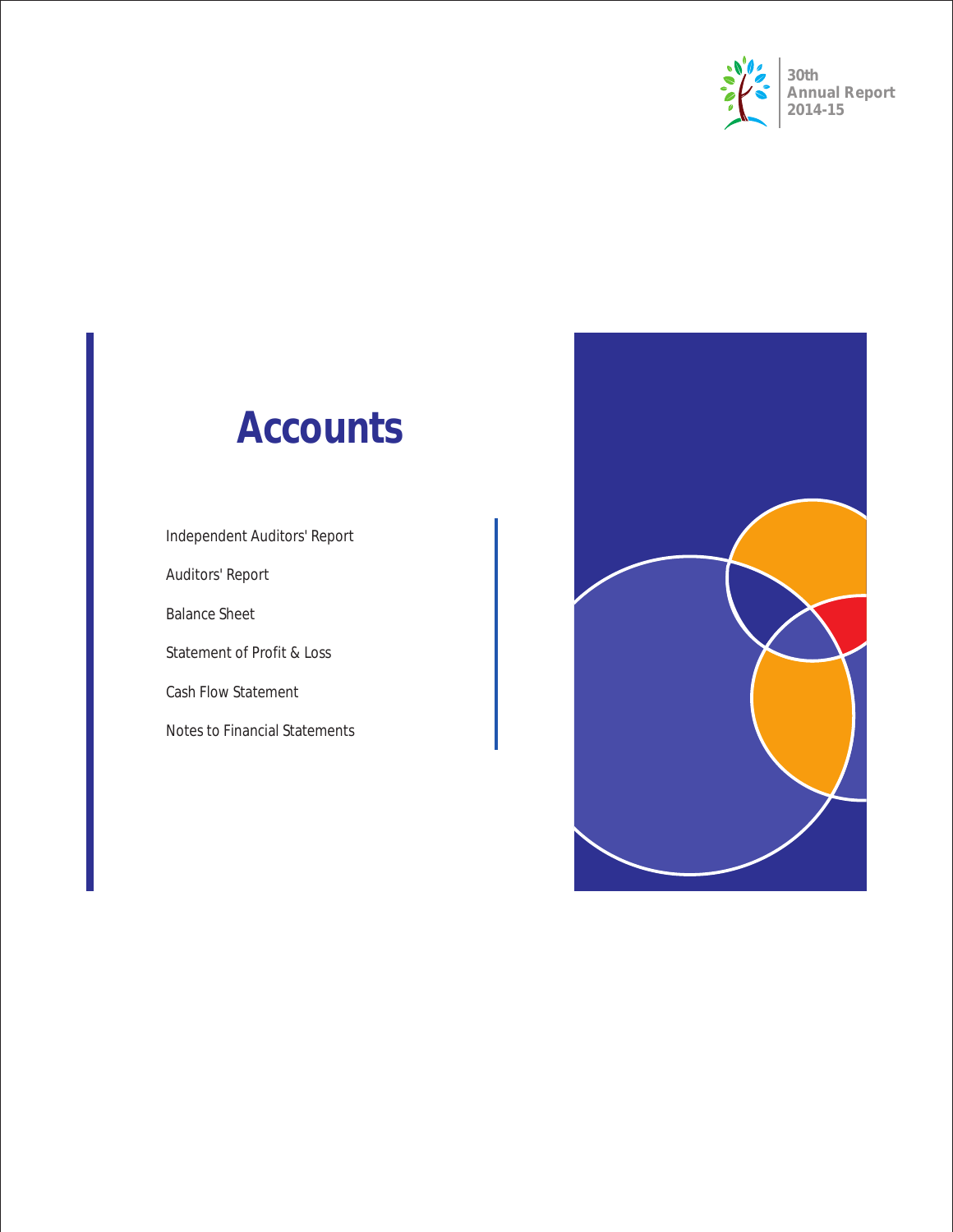# Accounts

Independent Auditors' Report

Auditors' Report

Balance Sheet

Statement of Profit & Loss

Cash Flow Statement

Notes to Financial Statements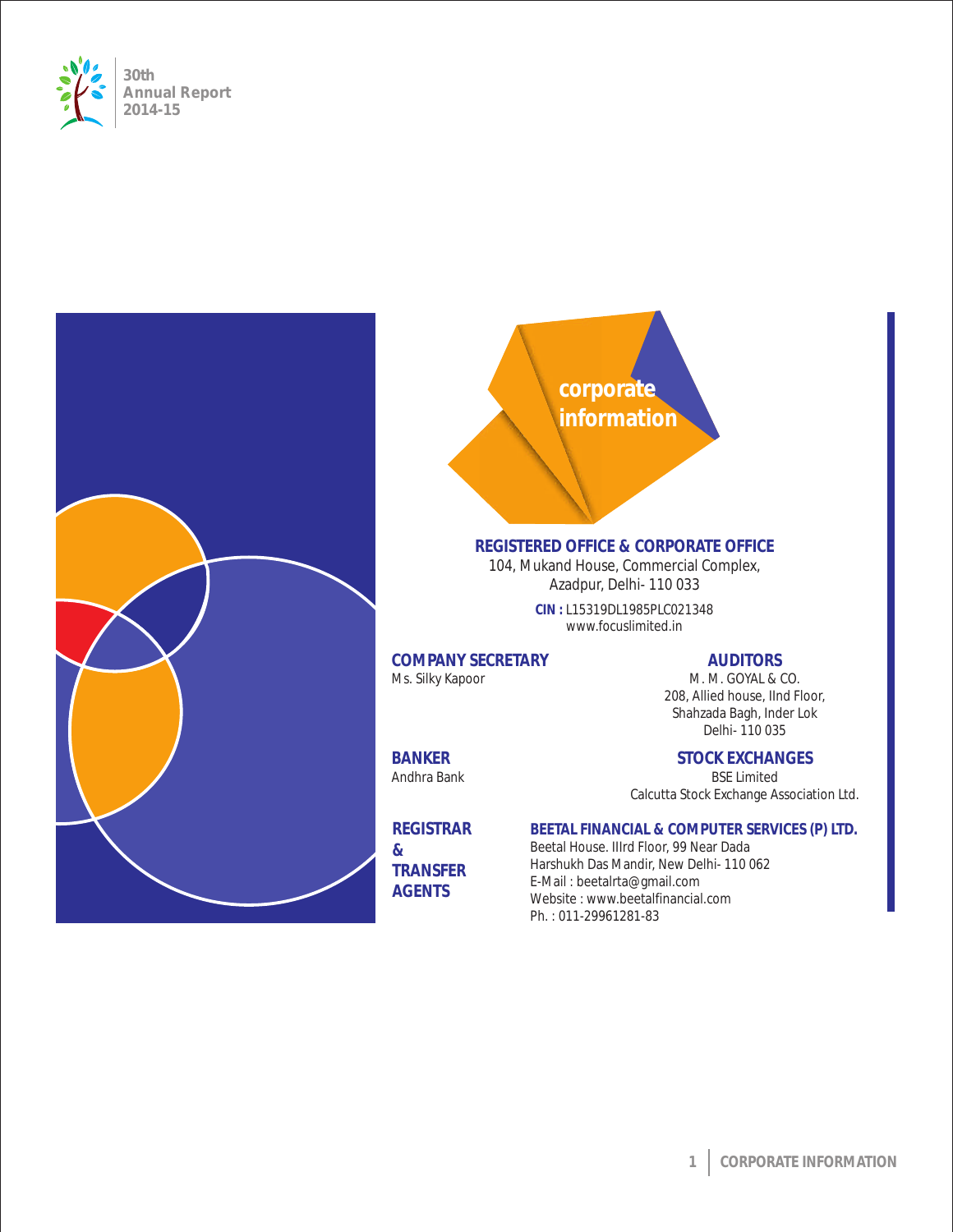# corporate information

## REGISTERED OFFICE & CORPORATE OFFICE

104, Mukand House, Commercial Complex,
Azadpur, Delhi- 110 033

**CIN :** L15319DL1985PLC021348
www.focuslimited.in

## COMPANY SECRETARY

Ms. Silky Kapoor

## AUDITORS

M. M. GOYAL & CO.
208, Allied house, IInd Floor,
Shahzada Bagh, Inder Lok
Delhi- 110 035

## BANKER

Andhra Bank

## STOCK EXCHANGES

BSE Limited
Calcutta Stock Exchange Association Ltd.

## REGISTRAR & TRANSFER AGENTS

**BEETAL FINANCIAL & COMPUTER SERVICES (P) LTD.**
Beetal House. IIIrd Floor, 99 Near Dada
Harshukh Das Mandir, New Delhi- 110 062
E-Mail : beetalrta@gmail.com
Website : www.beetalfinancial.com
Ph. : 011-29961281-83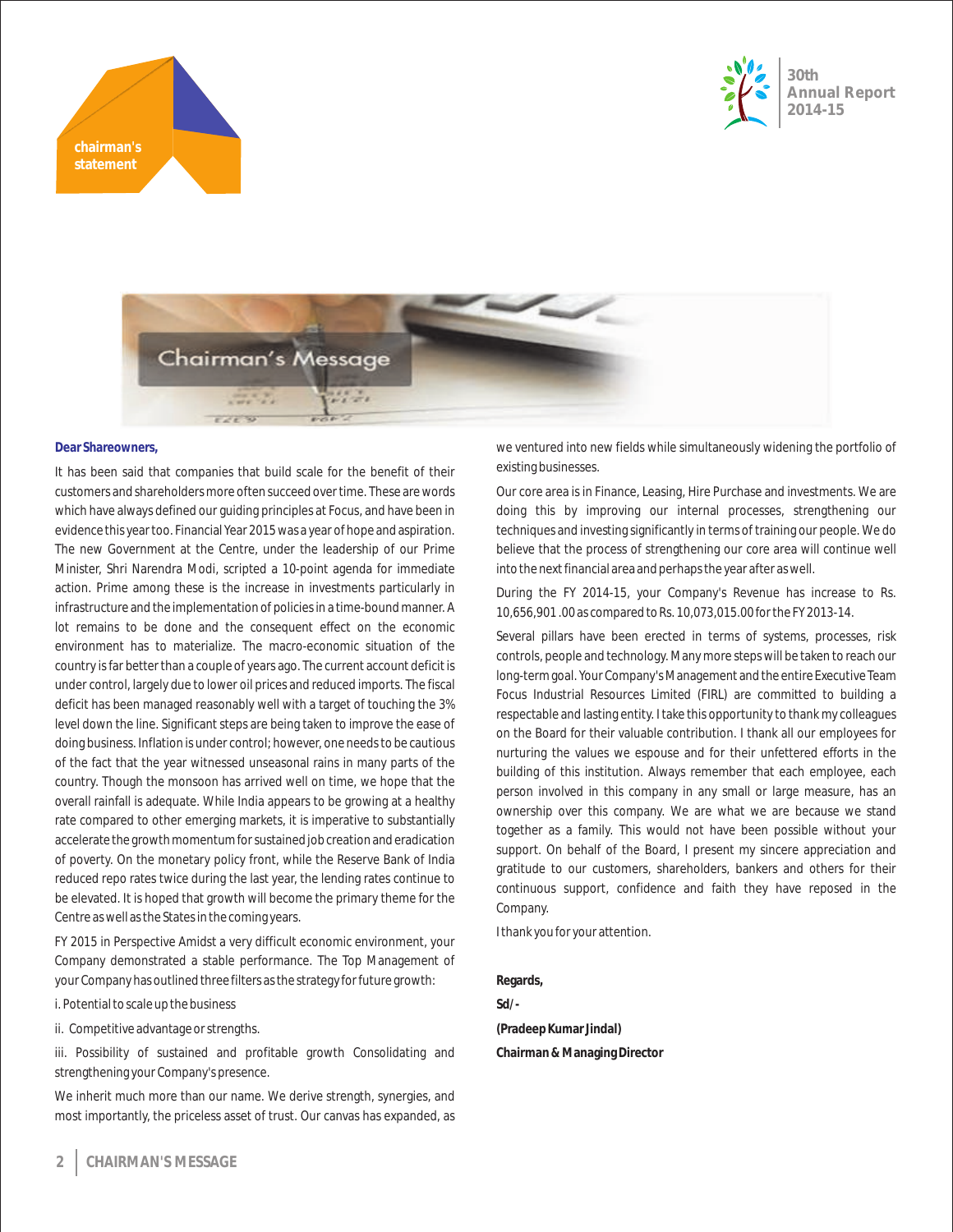# Chairman's Message

**Dear Shareowners,**

It has been said that companies that build scale for the benefit of their customers and shareholders more often succeed over time. These are words which have always defined our guiding principles at Focus, and have been in evidence this year too. Financial Year 2015 was a year of hope and aspiration. The new Government at the Centre, under the leadership of our Prime Minister, Shri Narendra Modi, scripted a 10-point agenda for immediate action. Prime among these is the increase in investments particularly in infrastructure and the implementation of policies in a time-bound manner. A lot remains to be done and the consequent effect on the economic environment has to materialize. The macro-economic situation of the country is far better than a couple of years ago. The current account deficit is under control, largely due to lower oil prices and reduced imports. The fiscal deficit has been managed reasonably well with a target of touching the 3% level down the line. Significant steps are being taken to improve the ease of doing business. Inflation is under control; however, one needs to be cautious of the fact that the year witnessed unseasonal rains in many parts of the country. Though the monsoon has arrived well on time, we hope that the overall rainfall is adequate. While India appears to be growing at a healthy rate compared to other emerging markets, it is imperative to substantially accelerate the growth momentum for sustained job creation and eradication of poverty. On the monetary policy front, while the Reserve Bank of India reduced repo rates twice during the last year, the lending rates continue to be elevated. It is hoped that growth will become the primary theme for the Centre as well as the States in the coming years.

FY 2015 in Perspective Amidst a very difficult economic environment, your Company demonstrated a stable performance. The Top Management of your Company has outlined three filters as the strategy for future growth:

i. Potential to scale up the business

ii. Competitive advantage or strengths.

iii. Possibility of sustained and profitable growth Consolidating and strengthening your Company's presence.

We inherit much more than our name. We derive strength, synergies, and most importantly, the priceless asset of trust. Our canvas has expanded, as we ventured into new fields while simultaneously widening the portfolio of existing businesses.

Our core area is in Finance, Leasing, Hire Purchase and investments. We are doing this by improving our internal processes, strengthening our techniques and investing significantly in terms of training our people. We do believe that the process of strengthening our core area will continue well into the next financial area and perhaps the year after as well.

During the FY 2014-15, your Company's Revenue has increase to Rs. 10,656,901 .00 as compared to Rs. 10,073,015.00 for the FY 2013-14.

Several pillars have been erected in terms of systems, processes, risk controls, people and technology. Many more steps will be taken to reach our long-term goal. Your Company's Management and the entire Executive Team Focus Industrial Resources Limited (FIRL) are committed to building a respectable and lasting entity. I take this opportunity to thank my colleagues on the Board for their valuable contribution. I thank all our employees for nurturing the values we espouse and for their unfettered efforts in the building of this institution. Always remember that each employee, each person involved in this company in any small or large measure, has an ownership over this company. We are what we are because we stand together as a family. This would not have been possible without your support. On behalf of the Board, I present my sincere appreciation and gratitude to our customers, shareholders, bankers and others for their continuous support, confidence and faith they have reposed in the Company.

I thank you for your attention.

**Regards,**

**Sd/-**

**(Pradeep Kumar Jindal)**

**Chairman & Managing Director**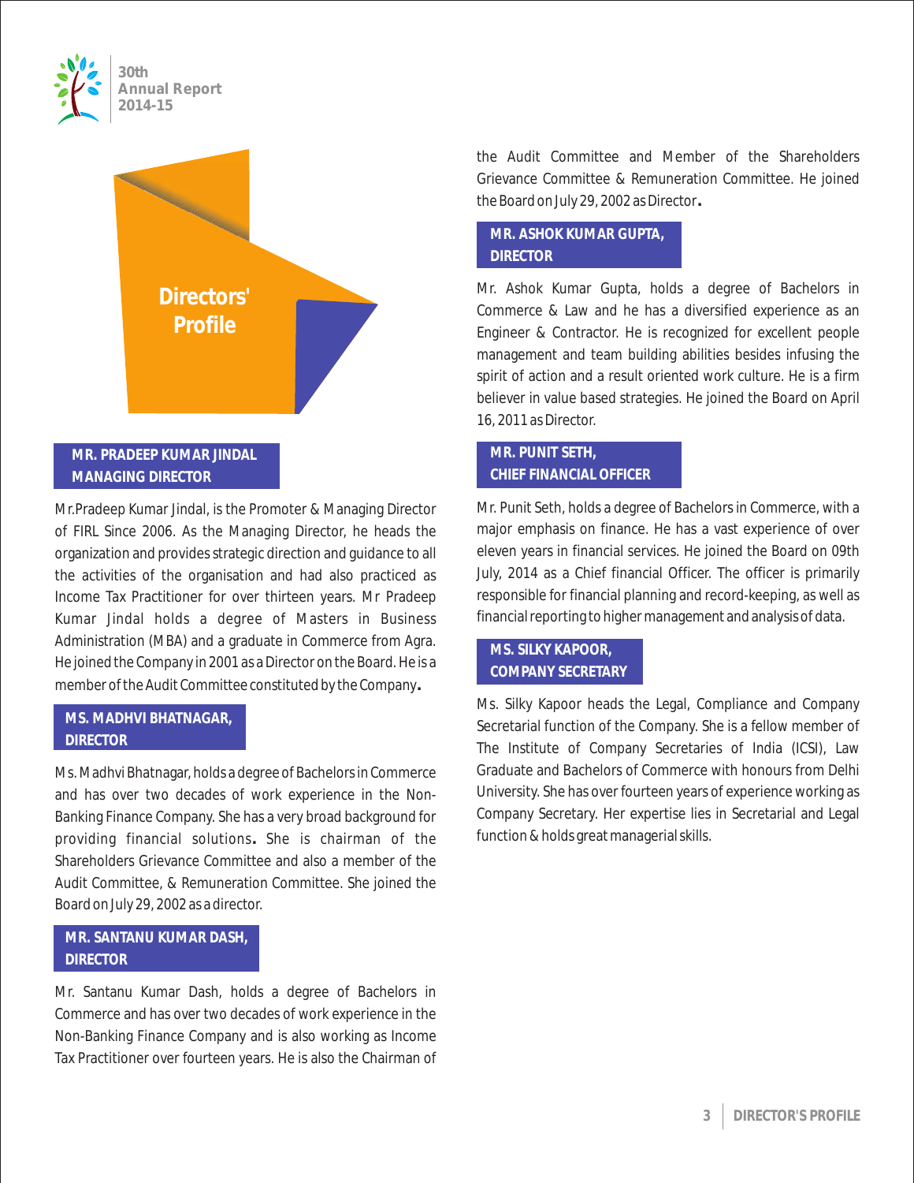# Directors' Profile

## MR. PRADEEP KUMAR JINDAL, MANAGING DIRECTOR

Mr.Pradeep Kumar Jindal, is the Promoter & Managing Director of FIRL Since 2006. As the Managing Director, he heads the organization and provides strategic direction and guidance to all the activities of the organisation and had also practiced as Income Tax Practitioner for over thirteen years. Mr Pradeep Kumar Jindal holds a degree of Masters in Business Administration (MBA) and a graduate in Commerce from Agra. He joined the Company in 2001 as a Director on the Board. He is a member of the Audit Committee constituted by the Company.

## MS. MADHVI BHATNAGAR, DIRECTOR

Ms. Madhvi Bhatnagar, holds a degree of Bachelors in Commerce and has over two decades of work experience in the Non-Banking Finance Company. She has a very broad background for providing financial solutions. She is chairman of the Shareholders Grievance Committee and also a member of the Audit Committee, & Remuneration Committee. She joined the Board on July 29, 2002 as a director.

## MR. SANTANU KUMAR DASH, DIRECTOR

Mr. Santanu Kumar Dash, holds a degree of Bachelors in Commerce and has over two decades of work experience in the Non-Banking Finance Company and is also working as Income Tax Practitioner over fourteen years. He is also the Chairman of the Audit Committee and Member of the Shareholders Grievance Committee & Remuneration Committee. He joined the Board on July 29, 2002 as Director.

## MR. ASHOK KUMAR GUPTA, DIRECTOR

Mr. Ashok Kumar Gupta, holds a degree of Bachelors in Commerce & Law and he has a diversified experience as an Engineer & Contractor. He is recognized for excellent people management and team building abilities besides infusing the spirit of action and a result oriented work culture. He is a firm believer in value based strategies. He joined the Board on April 16, 2011 as Director.

## MR. PUNIT SETH, CHIEF FINANCIAL OFFICER

Mr. Punit Seth, holds a degree of Bachelors in Commerce, with a major emphasis on finance. He has a vast experience of over eleven years in financial services. He joined the Board on 09th July, 2014 as a Chief financial Officer. The officer is primarily responsible for financial planning and record-keeping, as well as financial reporting to higher management and analysis of data.

## MS. SILKY KAPOOR, COMPANY SECRETARY

Ms. Silky Kapoor heads the Legal, Compliance and Company Secretarial function of the Company. She is a fellow member of The Institute of Company Secretaries of India (ICSI), Law Graduate and Bachelors of Commerce with honours from Delhi University. She has over fourteen years of experience working as Company Secretary. Her expertise lies in Secretarial and Legal function & holds great managerial skills.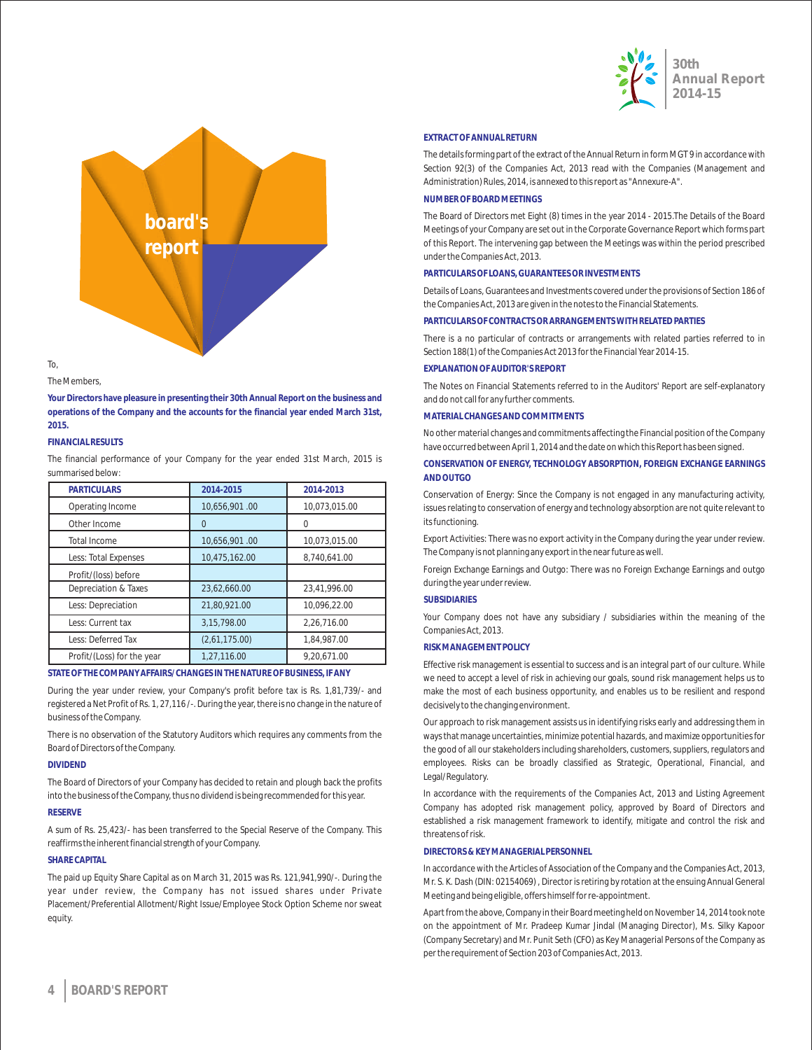# board's report

To,

The Members,

**Your Directors have pleasure in presenting their 30th Annual Report on the business and operations of the Company and the accounts for the financial year ended March 31st, 2015.**

## FINANCIAL RESULTS

The financial performance of your Company for the year ended 31st March, 2015 is summarised below:

| PARTICULARS | 2014-2015 | 2014-2013 |
|---|---|---|
| Operating Income | 10,656,901 .00 | 10,073,015.00 |
| Other Income | 0 | 0 |
| Total Income | 10,656,901 .00 | 10,073,015.00 |
| Less: Total Expenses | 10,475,162.00 | 8,740,641.00 |
| Profit/(loss) before | | |
| Depreciation & Taxes | 23,62,660.00 | 23,41,996.00 |
| Less: Depreciation | 21,80,921.00 | 10,096,22.00 |
| Less: Current tax | 3,15,798.00 | 2,26,716.00 |
| Less: Deferred Tax | (2,61,175.00) | 1,84,987.00 |
| Profit/(Loss) for the year | 1,27,116.00 | 9,20,671.00 |

## STATE OF THE COMPANY AFFAIRS/ CHANGES IN THE NATURE OF BUSINESS, IF ANY

During the year under review, your Company's profit before tax is Rs. 1,81,739/- and registered a Net Profit of Rs. 1, 27,116 /-. During the year, there is no change in the nature of business of the Company.

There is no observation of the Statutory Auditors which requires any comments from the Board of Directors of the Company.

## DIVIDEND

The Board of Directors of your Company has decided to retain and plough back the profits into the business of the Company, thus no dividend is being recommended for this year.

## RESERVE

A sum of Rs. 25,423/- has been transferred to the Special Reserve of the Company. This reaffirms the inherent financial strength of your Company.

## SHARE CAPITAL

The paid up Equity Share Capital as on March 31, 2015 was Rs. 121,941,990/-. During the year under review, the Company has not issued shares under Private Placement/Preferential Allotment/Right Issue/Employee Stock Option Scheme nor sweat equity.

## EXTRACT OF ANNUAL RETURN

The details forming part of the extract of the Annual Return in form MGT 9 in accordance with Section 92(3) of the Companies Act, 2013 read with the Companies (Management and Administration) Rules, 2014, is annexed to this report as "Annexure-A".

## NUMBER OF BOARD MEETINGS

The Board of Directors met Eight (8) times in the year 2014 - 2015.The Details of the Board Meetings of your Company are set out in the Corporate Governance Report which forms part of this Report. The intervening gap between the Meetings was within the period prescribed under the Companies Act, 2013.

## PARTICULARS OF LOANS, GUARANTEES OR INVESTMENTS

Details of Loans, Guarantees and Investments covered under the provisions of Section 186 of the Companies Act, 2013 are given in the notes to the Financial Statements.

## PARTICULARS OF CONTRACTS OR ARRANGEMENTS WITH RELATED PARTIES

There is a no particular of contracts or arrangements with related parties referred to in Section 188(1) of the Companies Act 2013 for the Financial Year 2014-15.

## EXPLANATION OF AUDITOR'S REPORT

The Notes on Financial Statements referred to in the Auditors' Report are self-explanatory and do not call for any further comments.

## MATERIAL CHANGES AND COMMITMENTS

No other material changes and commitments affecting the Financial position of the Company have occurred between April 1, 2014 and the date on which this Report has been signed.

## CONSERVATION OF ENERGY, TECHNOLOGY ABSORPTION, FOREIGN EXCHANGE EARNINGS AND OUTGO

Conservation of Energy: Since the Company is not engaged in any manufacturing activity, issues relating to conservation of energy and technology absorption are not quite relevant to its functioning.

Export Activities: There was no export activity in the Company during the year under review. The Company is not planning any export in the near future as well.

Foreign Exchange Earnings and Outgo: There was no Foreign Exchange Earnings and outgo during the year under review.

## SUBSIDIARIES

Your Company does not have any subsidiary / subsidiaries within the meaning of the Companies Act, 2013.

## RISK MANAGEMENT POLICY

Effective risk management is essential to success and is an integral part of our culture. While we need to accept a level of risk in achieving our goals, sound risk management helps us to make the most of each business opportunity, and enables us to be resilient and respond decisively to the changing environment.

Our approach to risk management assists us in identifying risks early and addressing them in ways that manage uncertainties, minimize potential hazards, and maximize opportunities for the good of all our stakeholders including shareholders, customers, suppliers, regulators and employees. Risks can be broadly classified as Strategic, Operational, Financial, and Legal/Regulatory.

In accordance with the requirements of the Companies Act, 2013 and Listing Agreement Company has adopted risk management policy, approved by Board of Directors and established a risk management framework to identify, mitigate and control the risk and threatens of risk.

## DIRECTORS & KEY MANAGERIAL PERSONNEL

In accordance with the Articles of Association of the Company and the Companies Act, 2013, Mr. S. K. Dash (DIN: 02154069) , Director is retiring by rotation at the ensuing Annual General Meeting and being eligible, offers himself for re-appointment.

Apart from the above, Company in their Board meeting held on November 14, 2014 took note on the appointment of Mr. Pradeep Kumar Jindal (Managing Director), Ms. Silky Kapoor (Company Secretary) and Mr. Punit Seth (CFO) as Key Managerial Persons of the Company as per the requirement of Section 203 of Companies Act, 2013.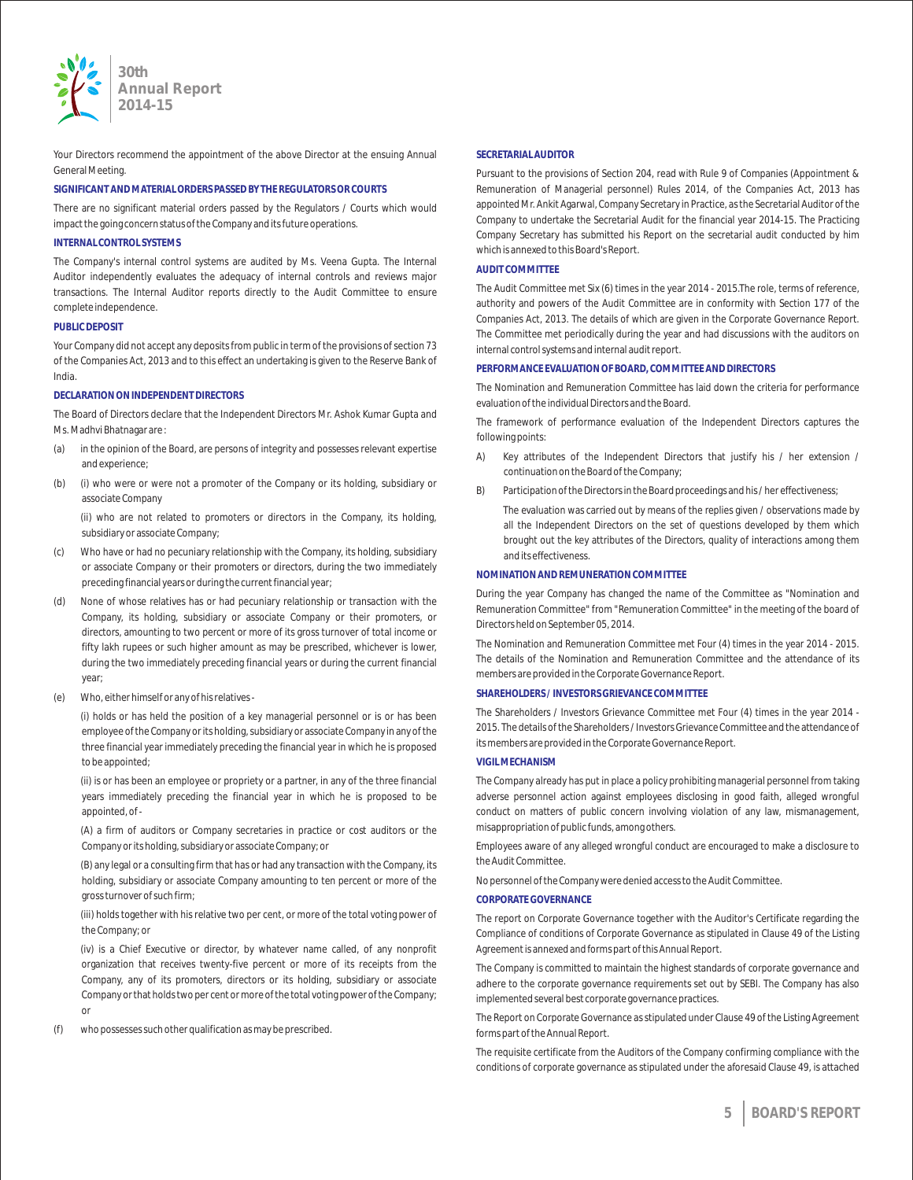Your Directors recommend the appointment of the above Director at the ensuing Annual General Meeting.

### SIGNIFICANT AND MATERIAL ORDERS PASSED BY THE REGULATORS OR COURTS

There are no significant material orders passed by the Regulators / Courts which would impact the going concern status of the Company and its future operations.

### INTERNAL CONTROL SYSTEMS

The Company's internal control systems are audited by Ms. Veena Gupta. The Internal Auditor independently evaluates the adequacy of internal controls and reviews major transactions. The Internal Auditor reports directly to the Audit Committee to ensure complete independence.

### PUBLIC DEPOSIT

Your Company did not accept any deposits from public in term of the provisions of section 73 of the Companies Act, 2013 and to this effect an undertaking is given to the Reserve Bank of India.

### DECLARATION ON INDEPENDENT DIRECTORS

The Board of Directors declare that the Independent Directors Mr. Ashok Kumar Gupta and Ms. Madhvi Bhatnagar are :

(a) in the opinion of the Board, are persons of integrity and possesses relevant expertise and experience;

(b) (i) who were or were not a promoter of the Company or its holding, subsidiary or associate Company

(ii) who are not related to promoters or directors in the Company, its holding, subsidiary or associate Company;

(c) Who have or had no pecuniary relationship with the Company, its holding, subsidiary or associate Company or their promoters or directors, during the two immediately preceding financial years or during the current financial year;

(d) None of whose relatives has or had pecuniary relationship or transaction with the Company, its holding, subsidiary or associate Company or their promoters, or directors, amounting to two percent or more of its gross turnover of total income or fifty lakh rupees or such higher amount as may be prescribed, whichever is lower, during the two immediately preceding financial years or during the current financial year;

(e) Who, either himself or any of his relatives -

(i) holds or has held the position of a key managerial personnel or is or has been employee of the Company or its holding, subsidiary or associate Company in any of the three financial year immediately preceding the financial year in which he is proposed to be appointed;

(ii) is or has been an employee or propriety or a partner, in any of the three financial years immediately preceding the financial year in which he is proposed to be appointed, of -

(A) a firm of auditors or Company secretaries in practice or cost auditors or the Company or its holding, subsidiary or associate Company; or

(B) any legal or a consulting firm that has or had any transaction with the Company, its holding, subsidiary or associate Company amounting to ten percent or more of the gross turnover of such firm;

(iii) holds together with his relative two per cent, or more of the total voting power of the Company; or

(iv) is a Chief Executive or director, by whatever name called, of any nonprofit organization that receives twenty-five percent or more of its receipts from the Company, any of its promoters, directors or its holding, subsidiary or associate Company or that holds two per cent or more of the total voting power of the Company; or

(f) who possesses such other qualification as may be prescribed.

### SECRETARIAL AUDITOR

Pursuant to the provisions of Section 204, read with Rule 9 of Companies (Appointment & Remuneration of Managerial personnel) Rules 2014, of the Companies Act, 2013 has appointed Mr. Ankit Agarwal, Company Secretary in Practice, as the Secretarial Auditor of the Company to undertake the Secretarial Audit for the financial year 2014-15. The Practicing Company Secretary has submitted his Report on the secretarial audit conducted by him which is annexed to this Board's Report.

### AUDIT COMMITTEE

The Audit Committee met Six (6) times in the year 2014 - 2015.The role, terms of reference, authority and powers of the Audit Committee are in conformity with Section 177 of the Companies Act, 2013. The details of which are given in the Corporate Governance Report. The Committee met periodically during the year and had discussions with the auditors on internal control systems and internal audit report.

### PERFORMANCE EVALUATION OF BOARD, COMMITTEE AND DIRECTORS

The Nomination and Remuneration Committee has laid down the criteria for performance evaluation of the individual Directors and the Board.

The framework of performance evaluation of the Independent Directors captures the following points:

A) Key attributes of the Independent Directors that justify his / her extension / continuation on the Board of the Company;

B) Participation of the Directors in the Board proceedings and his / her effectiveness;

The evaluation was carried out by means of the replies given / observations made by all the Independent Directors on the set of questions developed by them which brought out the key attributes of the Directors, quality of interactions among them and its effectiveness.

### NOMINATION AND REMUNERATION COMMITTEE

During the year Company has changed the name of the Committee as "Nomination and Remuneration Committee" from "Remuneration Committee" in the meeting of the board of Directors held on September 05, 2014.

The Nomination and Remuneration Committee met Four (4) times in the year 2014 - 2015. The details of the Nomination and Remuneration Committee and the attendance of its members are provided in the Corporate Governance Report.

### SHAREHOLDERS / INVESTORS GRIEVANCE COMMITTEE

The Shareholders / Investors Grievance Committee met Four (4) times in the year 2014 - 2015. The details of the Shareholders / Investors Grievance Committee and the attendance of its members are provided in the Corporate Governance Report.

### VIGIL MECHANISM

The Company already has put in place a policy prohibiting managerial personnel from taking adverse personnel action against employees disclosing in good faith, alleged wrongful conduct on matters of public concern involving violation of any law, mismanagement, misappropriation of public funds, among others.

Employees aware of any alleged wrongful conduct are encouraged to make a disclosure to the Audit Committee.

No personnel of the Company were denied access to the Audit Committee.

### CORPORATE GOVERNANCE

The report on Corporate Governance together with the Auditor's Certificate regarding the Compliance of conditions of Corporate Governance as stipulated in Clause 49 of the Listing Agreement is annexed and forms part of this Annual Report.

The Company is committed to maintain the highest standards of corporate governance and adhere to the corporate governance requirements set out by SEBI. The Company has also implemented several best corporate governance practices.

The Report on Corporate Governance as stipulated under Clause 49 of the Listing Agreement forms part of the Annual Report.

The requisite certificate from the Auditors of the Company confirming compliance with the conditions of corporate governance as stipulated under the aforesaid Clause 49, is attached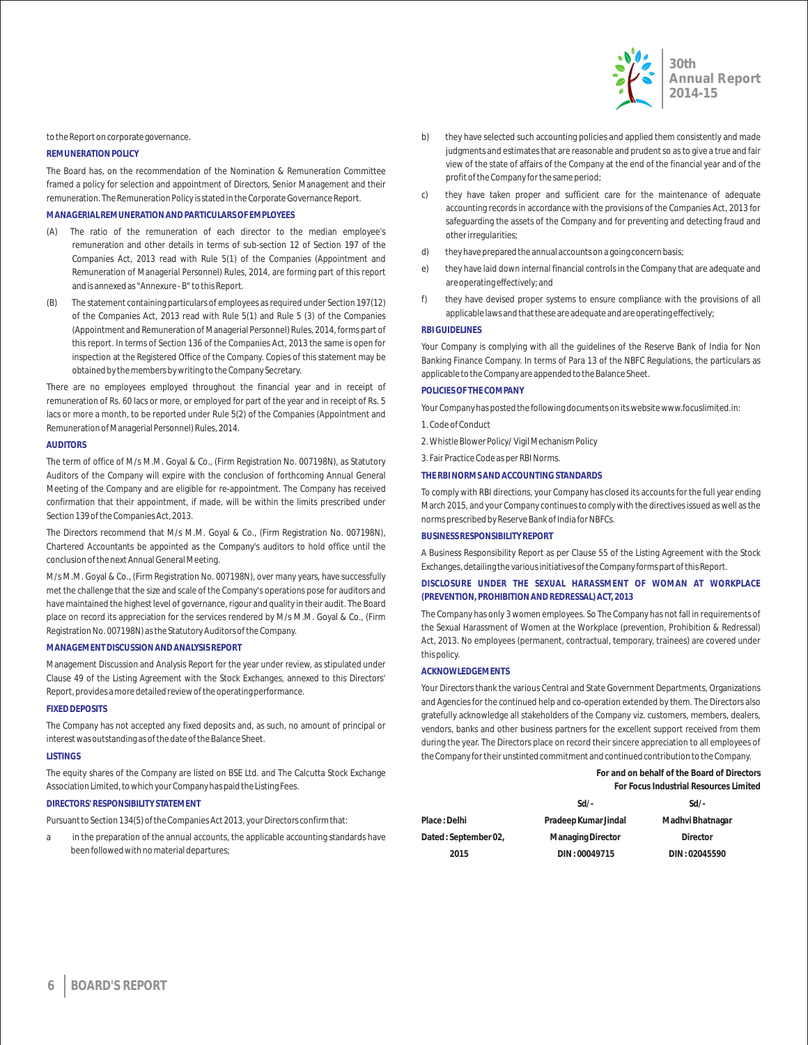to the Report on corporate governance.

### REMUNERATION POLICY

The Board has, on the recommendation of the Nomination & Remuneration Committee framed a policy for selection and appointment of Directors, Senior Management and their remuneration. The Remuneration Policy is stated in the Corporate Governance Report.

### MANAGERIAL REMUNERATION AND PARTICULARS OF EMPLOYEES

(A) The ratio of the remuneration of each director to the median employee's remuneration and other details in terms of sub-section 12 of Section 197 of the Companies Act, 2013 read with Rule 5(1) of the Companies (Appointment and Remuneration of Managerial Personnel) Rules, 2014, are forming part of this report and is annexed as "Annexure - B" to this Report.

(B) The statement containing particulars of employees as required under Section 197(12) of the Companies Act, 2013 read with Rule 5(1) and Rule 5 (3) of the Companies (Appointment and Remuneration of Managerial Personnel) Rules, 2014, forms part of this report. In terms of Section 136 of the Companies Act, 2013 the same is open for inspection at the Registered Office of the Company. Copies of this statement may be obtained by the members by writing to the Company Secretary.

There are no employees employed throughout the financial year and in receipt of remuneration of Rs. 60 lacs or more, or employed for part of the year and in receipt of Rs. 5 lacs or more a month, to be reported under Rule 5(2) of the Companies (Appointment and Remuneration of Managerial Personnel) Rules, 2014.

### AUDITORS

The term of office of M/s M.M. Goyal & Co., (Firm Registration No. 007198N), as Statutory Auditors of the Company will expire with the conclusion of forthcoming Annual General Meeting of the Company and are eligible for re-appointment. The Company has received confirmation that their appointment, if made, will be within the limits prescribed under Section 139 of the Companies Act, 2013.

The Directors recommend that M/s M.M. Goyal & Co., (Firm Registration No. 007198N), Chartered Accountants be appointed as the Company's auditors to hold office until the conclusion of the next Annual General Meeting.

M/s M.M. Goyal & Co., (Firm Registration No. 007198N), over many years, have successfully met the challenge that the size and scale of the Company's operations pose for auditors and have maintained the highest level of governance, rigour and quality in their audit. The Board place on record its appreciation for the services rendered by M/s M.M. Goyal & Co., (Firm Registration No. 007198N) as the Statutory Auditors of the Company.

### MANAGEMENT DISCUSSION AND ANALYSIS REPORT

Management Discussion and Analysis Report for the year under review, as stipulated under Clause 49 of the Listing Agreement with the Stock Exchanges, annexed to this Directors' Report, provides a more detailed review of the operating performance.

### FIXED DEPOSITS

The Company has not accepted any fixed deposits and, as such, no amount of principal or interest was outstanding as of the date of the Balance Sheet.

### LISTINGS

The equity shares of the Company are listed on BSE Ltd. and The Calcutta Stock Exchange Association Limited, to which your Company has paid the Listing Fees.

### DIRECTORS' RESPONSIBILITY STATEMENT

Pursuant to Section 134(5) of the Companies Act 2013, your Directors confirm that:

a) in the preparation of the annual accounts, the applicable accounting standards have been followed with no material departures;

b) they have selected such accounting policies and applied them consistently and made judgments and estimates that are reasonable and prudent so as to give a true and fair view of the state of affairs of the Company at the end of the financial year and of the profit of the Company for the same period;

c) they have taken proper and sufficient care for the maintenance of adequate accounting records in accordance with the provisions of the Companies Act, 2013 for safeguarding the assets of the Company and for preventing and detecting fraud and other irregularities;

d) they have prepared the annual accounts on a going concern basis;

e) they have laid down internal financial controls in the Company that are adequate and are operating effectively; and

f) they have devised proper systems to ensure compliance with the provisions of all applicable laws and that these are adequate and are operating effectively;

### RBI GUIDELINES

Your Company is complying with all the guidelines of the Reserve Bank of India for Non Banking Finance Company. In terms of Para 13 of the NBFC Regulations, the particulars as applicable to the Company are appended to the Balance Sheet.

### POLICIES OF THE COMPANY

Your Company has posted the following documents on its website www.focuslimited.in:

1. Code of Conduct
2. Whistle Blower Policy/ Vigil Mechanism Policy
3. Fair Practice Code as per RBI Norms.

### THE RBI NORMS AND ACCOUNTING STANDARDS

To comply with RBI directions, your Company has closed its accounts for the full year ending March 2015, and your Company continues to comply with the directives issued as well as the norms prescribed by Reserve Bank of India for NBFCs.

### BUSINESS RESPONSIBILITY REPORT

A Business Responsibility Report as per Clause 55 of the Listing Agreement with the Stock Exchanges, detailing the various initiatives of the Company forms part of this Report.

### DISCLOSURE UNDER THE SEXUAL HARASSMENT OF WOMAN AT WORKPLACE (PREVENTION, PROHIBITION AND REDRESSAL) ACT, 2013

The Company has only 3 women employees. So The Company has not fall in requirements of the Sexual Harassment of Women at the Workplace (prevention, Prohibition & Redressal) Act, 2013. No employees (permanent, contractual, temporary, trainees) are covered under this policy.

### ACKNOWLEDGEMENTS

Your Directors thank the various Central and State Government Departments, Organizations and Agencies for the continued help and co-operation extended by them. The Directors also gratefully acknowledge all stakeholders of the Company viz. customers, members, dealers, vendors, banks and other business partners for the excellent support received from them during the year. The Directors place on record their sincere appreciation to all employees of the Company for their unstinted commitment and continued contribution to the Company.

**For and on behalf of the Board of Directors**
**For Focus Industrial Resources Limited**

| | Sd/- | Sd/- |
|---|---|---|
| **Place : Delhi** | **Pradeep Kumar Jindal** | **Madhvi Bhatnagar** |
| **Dated : September 02, 2015** | **Managing Director** | **Director** |
| | **DIN : 00049715** | **DIN : 02045590** |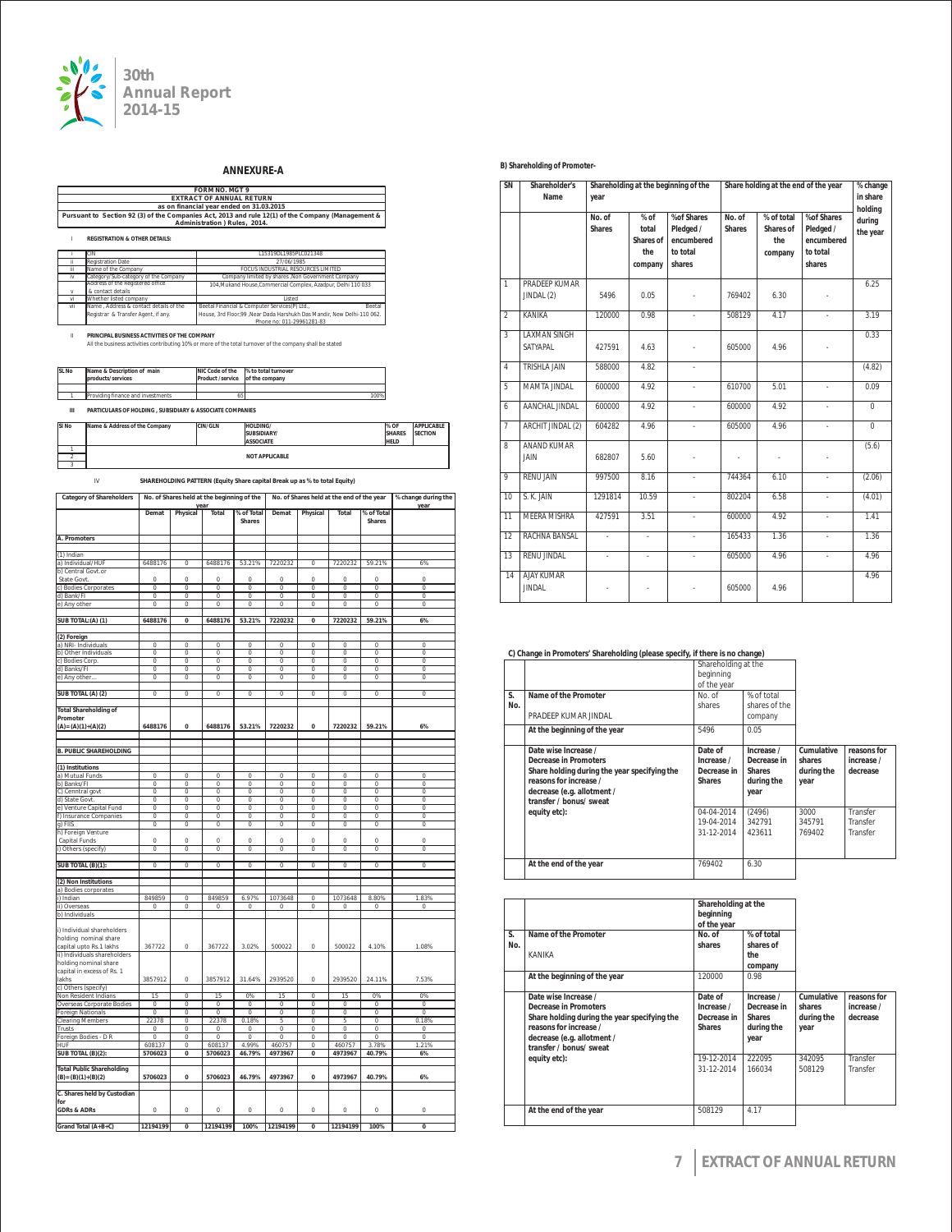# ANNEXURE-A

| FORM NO. MGT 9 |
|---|
| EXTRACT OF ANNUAL RETURN |
| as on financial year ended on 31.03.2015 |
| Pursuant to Section 92 (3) of the Companies Act, 2013 and rule 12(1) of the Company (Management & Administration ) Rules, 2014. |

## I REGISTRATION & OTHER DETAILS:

| | | |
|---|---|---|
| i | CIN | L15319DL1985PLC021348 |
| ii | Registration Date | 27/06/1985 |
| iii | Name of the Company | FOCUS INDUSTRIAL RESOURCES LIMITED |
| iv | Category/Sub-category of the Company | Company limited by shares ,Non Government Company |
| v | Address of the Registered office & contact details | 104,Mukand House,Commercial Complex, Azadpur, Delhi 110 033 |
| vi | Whether listed company | Listed |
| vii | Name , Address & contact details of the Registrar & Transfer Agent, if any. | Beetal Financial & Computer Services(P) Ltd., Beetal House, 3rd Floor,99 ,Near Dada Harshukh Das Mandir, New Delhi-110 062. Phone no: 011-29961281-83 |

## II PRINCIPAL BUSINESS ACTIVITIES OF THE COMPANY

All the business activities contributing 10% or more of the total turnover of the company shall be stated

| SL No | Name & Description of main products/services | NIC Code of the Product /service | % to total turnover of the company |
|---|---|---|---|
| 1 | Providing finance and investments | 65 | 100% |

## III PARTICULARS OF HOLDING , SUBSIDIARY & ASSOCIATE COMPANIES

| Sl No | Name & Address of the Company | CIN/GLN | HOLDING/ SUBSIDIARY/ ASSOCIATE | % OF SHARES HELD | APPLICABLE SECTION |
|---|---|---|---|---|---|
| 1 | NOT APPLICABLE | | | | |
| 2 | | | | | |
| 3 | | | | | |

## IV SHAREHOLDING PATTERN (Equity Share capital Break up as % to total Equity)

| Category of Shareholders | No. of Shares held at the beginning of the year | | | | No. of Shares held at the end of the year | | | | % change during the year |
|---|---|---|---|---|---|---|---|---|---|
| | Demat | Physical | Total | % of Total Shares | Demat | Physical | Total | % of Total Shares | |
| **A. Promoters** | | | | | | | | | |
| (1) Indian | | | | | | | | | |
| a) Individual/HUF | 6488176 | 0 | 6488176 | 53.21% | 7220232 | 0 | 7220232 | 59.21% | 6% |
| b) Central Govt.or State Govt. | 0 | 0 | 0 | 0 | 0 | 0 | 0 | 0 | 0 |
| c) Bodies Corporates | 0 | 0 | 0 | 0 | 0 | 0 | 0 | 0 | 0 |
| d) Bank/FI | 0 | 0 | 0 | 0 | 0 | 0 | 0 | 0 | 0 |
| e) Any other | 0 | 0 | 0 | 0 | 0 | 0 | 0 | 0 | 0 |
| **SUB TOTAL:(A) (1)** | **6488176** | **0** | **6488176** | **53.21%** | **7220232** | **0** | **7220232** | **59.21%** | **6%** |
| **(2) Foreign** | | | | | | | | | |
| a) NRI- Individuals | 0 | 0 | 0 | 0 | 0 | 0 | 0 | 0 | 0 |
| b) Other Individuals | 0 | 0 | 0 | 0 | 0 | 0 | 0 | 0 | 0 |
| c) Bodies Corp. | 0 | 0 | 0 | 0 | 0 | 0 | 0 | 0 | 0 |
| d) Banks/FI | 0 | 0 | 0 | 0 | 0 | 0 | 0 | 0 | 0 |
| e) Any other... | 0 | 0 | 0 | 0 | 0 | 0 | 0 | 0 | 0 |
| **SUB TOTAL (A) (2)** | 0 | 0 | 0 | 0 | 0 | 0 | 0 | 0 | 0 |
| **Total Shareholding of Promoter (A)= (A)(1)+(A)(2)** | **6488176** | **0** | **6488176** | **53.21%** | **7220232** | **0** | **7220232** | **59.21%** | **6%** |
| **B. PUBLIC SHAREHOLDING** | | | | | | | | | |
| **(1) Institutions** | | | | | | | | | |
| a) Mutual Funds | 0 | 0 | 0 | 0 | 0 | 0 | 0 | 0 | 0 |
| b) Banks/FI | 0 | 0 | 0 | 0 | 0 | 0 | 0 | 0 | 0 |
| C) Cenntral govt | 0 | 0 | 0 | 0 | 0 | 0 | 0 | 0 | 0 |
| d) State Govt. | 0 | 0 | 0 | 0 | 0 | 0 | 0 | 0 | 0 |
| e) Venture Capital Fund | 0 | 0 | 0 | 0 | 0 | 0 | 0 | 0 | 0 |
| f) Insurance Companies | 0 | 0 | 0 | 0 | 0 | 0 | 0 | 0 | 0 |
| g) FIIS | 0 | 0 | 0 | 0 | 0 | 0 | 0 | 0 | 0 |
| h) Foreign Venture Capital Funds | 0 | 0 | 0 | 0 | 0 | 0 | 0 | 0 | 0 |
| i) Others (specify) | 0 | 0 | 0 | 0 | 0 | 0 | 0 | 0 | 0 |
| **SUB TOTAL (B)(1):** | 0 | 0 | 0 | 0 | 0 | 0 | 0 | 0 | 0 |
| **(2) Non Institutions** | | | | | | | | | |
| a) Bodies corporates | | | | | | | | | |
| i) Indian | 849859 | 0 | 849859 | 6.97% | 1073648 | 0 | 1073648 | 8.80% | 1.83% |
| ii) Overseas | 0 | 0 | 0 | 0 | 0 | 0 | 0 | 0 | 0 |
| b) Individuals | | | | | | | | | |
| i) Individual shareholders holding nominal share capital upto Rs.1 lakhs | 367722 | 0 | 367722 | 3.02% | 500022 | 0 | 500022 | 4.10% | 1.08% |
| ii) Individuals shareholders holding nominal share capital in excess of Rs. 1 lakhs | 3857912 | 0 | 3857912 | 31.64% | 2939520 | 0 | 2939520 | 24.11% | 7.53% |
| c) Others (specify) | | | | | | | | | |
| Non Resident Indians | 15 | 0 | 15 | 0% | 15 | 0 | 15 | 0% | 0% |
| Overseas Corporate Bodies | 0 | 0 | 0 | 0 | 0 | 0 | 0 | 0 | 0 |
| Foreign Nationals | 0 | 0 | 0 | 0 | 0 | 0 | 0 | 0 | 0 |
| Clearing Members | 22378 | 0 | 22378 | 0.18% | 5 | 0 | 5 | 0 | 0.18% |
| Trusts | 0 | 0 | 0 | 0 | 0 | 0 | 0 | 0 | 0 |
| Foreign Bodies - D R | 0 | 0 | 0 | 0 | 0 | 0 | 0 | 0 | 0 |
| HUF | 608137 | 0 | 608137 | 4.99% | 460757 | 0 | 460757 | 3.78% | 1.21% |
| **SUB TOTAL (B)(2):** | **5706023** | **0** | **5706023** | **46.79%** | **4973967** | **0** | **4973967** | **40.79%** | **6%** |
| **Total Public Shareholding (B)=(B)(1)+(B)(2)** | **5706023** | **0** | **5706023** | **46.79%** | **4973967** | **0** | **4973967** | **40.79%** | **6%** |
| **C. Shares held by Custodian for GDRs & ADRs** | 0 | 0 | 0 | 0 | 0 | 0 | 0 | 0 | 0 |
| **Grand Total (A+B+C)** | **12194199** | **0** | **12194199** | **100%** | **12194199** | **0** | **12194199** | **100%** | **0** |

### B) Shareholding of Promoter-

| SN | Shareholder's Name | Shareholding at the beginning of the year | | | Share holding at the end of the year | | | % change in share holding during the year |
|---|---|---|---|---|---|---|---|---|
| | | No. of Shares | % of total Shares of the company | %of Shares Pledged / encumbered to total shares | No. of Shares | % of total Shares of the company | %of Shares Pledged / encumbered to total shares | |
| 1 | PRADEEP KUMAR JINDAL (2) | 5496 | 0.05 | - | 769402 | 6.30 | - | 6.25 |
| 2 | KANIKA | 120000 | 0.98 | - | 508129 | 4.17 | - | 3.19 |
| 3 | LAXMAN SINGH SATYAPAL | 427591 | 4.63 | - | 605000 | 4.96 | - | 0.33 |
| 4 | TRISHLA JAIN | 588000 | 4.82 | - | | | | (4.82) |
| 5 | MAMTA JINDAL | 600000 | 4.92 | - | 610700 | 5.01 | - | 0.09 |
| 6 | AANCHAL JINDAL | 600000 | 4.92 | - | 600000 | 4.92 | - | 0 |
| 7 | ARCHIT JINDAL (2) | 604282 | 4.96 | - | 605000 | 4.96 | - | 0 |
| 8 | ANAND KUMAR JAIN | 682807 | 5.60 | - | - | - | - | (5.6) |
| 9 | RENU JAIN | 997500 | 8.16 | - | 744364 | 6.10 | - | (2.06) |
| 10 | S. K. JAIN | 1291814 | 10.59 | - | 802204 | 6.58 | - | (4.01) |
| 11 | MEERA MISHRA | 427591 | 3.51 | - | 600000 | 4.92 | - | 1.41 |
| 12 | RACHNA BANSAL | - | - | - | 165433 | 1.36 | - | 1.36 |
| 13 | RENU JINDAL | - | - | - | 605000 | 4.96 | - | 4.96 |
| 14 | AJAY KUMAR JINDAL | - | - | - | 605000 | 4.96 | | 4.96 |

### C) Change in Promoters' Shareholding (please specify, if there is no change)

| S. No. | Name of the Promoter<br>PRADEEP KUMAR JINDAL | Shareholding at the beginning of the year<br>No. of shares | % of total shares of the company | | |
|---|---|---|---|---|---|
| | At the beginning of the year | 5496 | 0.05 | | |
| | Date wise Increase / Decrease in Promoters Share holding during the year specifying the reasons for increase / decrease (e.g. allotment / transfer / bonus/ sweat equity etc): | Date of Increase / Decrease in Shares | Increase / Decrease in Shares during the year | Cumulative shares during the year | reasons for increase / decrease |
| | | 04-04-2014 | (2496) | 3000 | Transfer |
| | | 19-04-2014 | 342791 | 345791 | Transfer |
| | | 31-12-2014 | 423611 | 769402 | Transfer |
| | At the end of the year | 769402 | 6.30 | | |

| S. No. | Name of the Promoter<br>KANIKA | Shareholding at the beginning of the year<br>No. of shares | % of total shares of the company | | |
|---|---|---|---|---|---|
| | At the beginning of the year | 120000 | 0.98 | | |
| | Date wise Increase / Decrease in Promoters Share holding during the year specifying the reasons for increase / decrease (e.g. allotment / transfer / bonus/ sweat equity etc): | Date of Increase / Decrease in Shares | Increase / Decrease in Shares during the year | Cumulative shares during the year | reasons for increase / decrease |
| | | 19-12-2014 | 222095 | 342095 | Transfer |
| | | 31-12-2014 | 166034 | 508129 | Transfer |
| | At the end of the year | 508129 | 4.17 | | |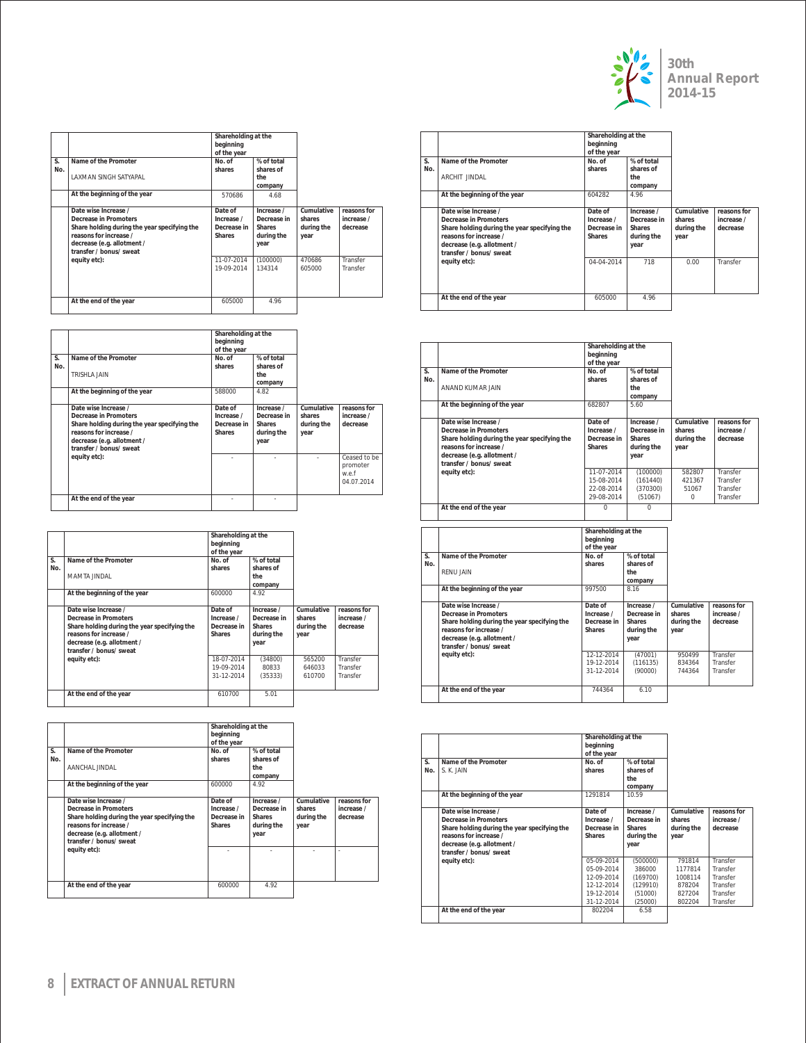| S. No. | Name of the Promoter<br>LAXMAN SINGH SATYAPAL | Shareholding at the beginning of the year<br>No. of shares | <br>% of total shares of the company | | |
|---|---|---|---|---|---|
| | At the beginning of the year | 570686 | 4.68 | | |
| | Date wise Increase / Decrease in Promoters Share holding during the year specifying the reasons for increase / decrease (e.g. allotment / transfer / bonus/ sweat equity etc): | Date of Increase / Decrease in Shares | Increase / Decrease in Shares during the year | Cumulative shares during the year | reasons for increase / decrease |
| | | 11-07-2014<br>19-09-2014 | (100000)<br>134314 | 470686<br>605000 | Transfer<br>Transfer |
| | At the end of the year | 605000 | 4.96 | | |

| S. No. | Name of the Promoter<br>TRISHLA JAIN | Shareholding at the beginning of the year<br>No. of shares | <br>% of total shares of the company | | |
|---|---|---|---|---|---|
| | At the beginning of the year | 588000 | 4.82 | | |
| | Date wise Increase / Decrease in Promoters Share holding during the year specifying the reasons for increase / decrease (e.g. allotment / transfer / bonus/ sweat equity etc): | Date of Increase / Decrease in Shares | Increase / Decrease in Shares during the year | Cumulative shares during the year | reasons for increase / decrease |
| | | - | - | - | Ceased to be promoter w.e.f 04.07.2014 |
| | At the end of the year | - | - | | |

| S. No. | Name of the Promoter<br>MAMTA JINDAL | Shareholding at the beginning of the year<br>No. of shares | <br>% of total shares of the company | | |
|---|---|---|---|---|---|
| | At the beginning of the year | 600000 | 4.92 | | |
| | Date wise Increase / Decrease in Promoters Share holding during the year specifying the reasons for increase / decrease (e.g. allotment / transfer / bonus/ sweat equity etc): | Date of Increase / Decrease in Shares | Increase / Decrease in Shares during the year | Cumulative shares during the year | reasons for increase / decrease |
| | | 18-07-2014<br>19-09-2014<br>31-12-2014 | (34800)<br>80833<br>(35333) | 565200<br>646033<br>610700 | Transfer<br>Transfer<br>Transfer |
| | At the end of the year | 610700 | 5.01 | | |

| S. No. | Name of the Promoter<br>AANCHAL JINDAL | Shareholding at the beginning of the year<br>No. of shares | <br>% of total shares of the company | | |
|---|---|---|---|---|---|
| | At the beginning of the year | 600000 | 4.92 | | |
| | Date wise Increase / Decrease in Promoters Share holding during the year specifying the reasons for increase / decrease (e.g. allotment / transfer / bonus/ sweat equity etc): | Date of Increase / Decrease in Shares | Increase / Decrease in Shares during the year | Cumulative shares during the year | reasons for increase / decrease |
| | | - | - | - | - |
| | At the end of the year | 600000 | 4.92 | | |

| S. No. | Name of the Promoter<br>ARCHIT JINDAL | Shareholding at the beginning of the year<br>No. of shares | <br>% of total shares of the company | | |
|---|---|---|---|---|---|
| | At the beginning of the year | 604282 | 4.96 | | |
| | Date wise Increase / Decrease in Promoters Share holding during the year specifying the reasons for increase / decrease (e.g. allotment / transfer / bonus/ sweat equity etc): | Date of Increase / Decrease in Shares | Increase / Decrease in Shares during the year | Cumulative shares during the year | reasons for increase / decrease |
| | | 04-04-2014 | 718 | 0.00 | Transfer |
| | At the end of the year | 605000 | 4.96 | | |

| S. No. | Name of the Promoter<br>ANAND KUMAR JAIN | Shareholding at the beginning of the year<br>No. of shares | <br>% of total shares of the company | | |
|---|---|---|---|---|---|
| | At the beginning of the year | 682807 | 5.60 | | |
| | Date wise Increase / Decrease in Promoters Share holding during the year specifying the reasons for increase / decrease (e.g. allotment / transfer / bonus/ sweat equity etc): | Date of Increase / Decrease in Shares | Increase / Decrease in Shares during the year | Cumulative shares during the year | reasons for increase / decrease |
| | | 11-07-2014<br>15-08-2014<br>22-08-2014<br>29-08-2014 | (100000)<br>(161440)<br>(370300)<br>(51067) | 582807<br>421367<br>51067<br>0 | Transfer<br>Transfer<br>Transfer<br>Transfer |
| | At the end of the year | 0 | 0 | | |

| S. No. | Name of the Promoter<br>RENU JAIN | Shareholding at the beginning of the year<br>No. of shares | <br>% of total shares of the company | | |
|---|---|---|---|---|---|
| | At the beginning of the year | 997500 | 8.16 | | |
| | Date wise Increase / Decrease in Promoters Share holding during the year specifying the reasons for increase / decrease (e.g. allotment / transfer / bonus/ sweat equity etc): | Date of Increase / Decrease in Shares | Increase / Decrease in Shares during the year | Cumulative shares during the year | reasons for increase / decrease |
| | | 12-12-2014<br>19-12-2014<br>31-12-2014 | (47001)<br>(116135)<br>(90000) | 950499<br>834364<br>744364 | Transfer<br>Transfer<br>Transfer |
| | At the end of the year | 744364 | 6.10 | | |

| S. No. | Name of the Promoter<br>S. K. JAIN | Shareholding at the beginning of the year<br>No. of shares | <br>% of total shares of the company | | |
|---|---|---|---|---|---|
| | At the beginning of the year | 1291814 | 10.59 | | |
| | Date wise Increase / Decrease in Promoters Share holding during the year specifying the reasons for increase / decrease (e.g. allotment / transfer / bonus/ sweat equity etc): | Date of Increase / Decrease in Shares | Increase / Decrease in Shares during the year | Cumulative shares during the year | reasons for increase / decrease |
| | | 05-09-2014<br>05-09-2014<br>12-09-2014<br>12-12-2014<br>19-12-2014<br>31-12-2014 | (500000)<br>386000<br>(169700)<br>(129910)<br>(51000)<br>(25000) | 791814<br>1177814<br>1008114<br>878204<br>827204<br>802204 | Transfer<br>Transfer<br>Transfer<br>Transfer<br>Transfer<br>Transfer |
| | At the end of the year | 802204 | 6.58 | | |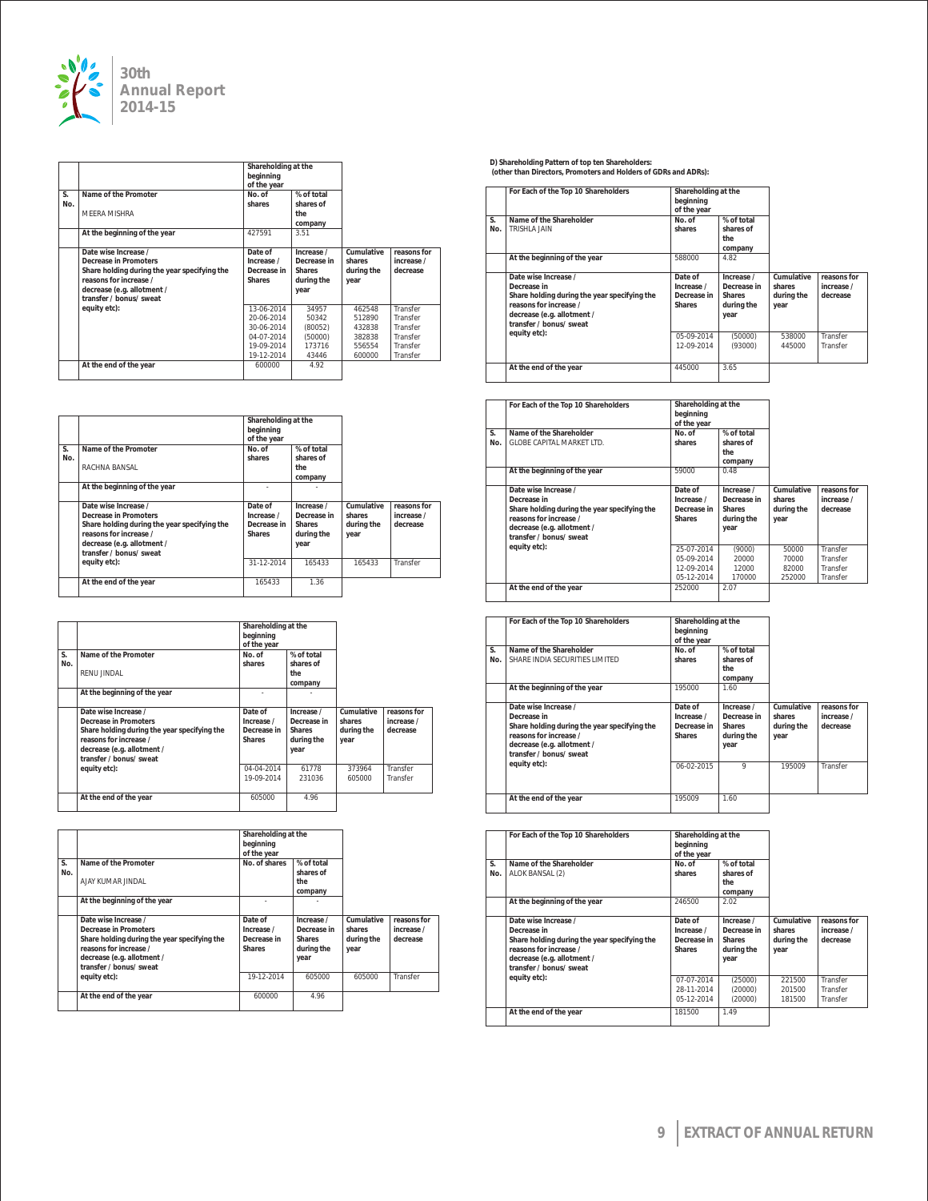| S. No. | Name of the Promoter | Shareholding at the beginning of the year | | | |
|---|---|---|---|---|---|
| | MEERA MISHRA | No. of shares | % of total shares of the company | | |
| | At the beginning of the year | 427591 | 3.51 | | |
| | Date wise Increase / Decrease in Promoters Share holding during the year specifying the reasons for increase / decrease (e.g. allotment / transfer / bonus/ sweat equity etc): | Date of Increase / Decrease in Shares | Increase / Decrease in Shares during the year | Cumulative shares during the year | reasons for increase / decrease |
| | | 13-06-2014 | 34957 | 462548 | Transfer |
| | | 20-06-2014 | 50342 | 512890 | Transfer |
| | | 30-06-2014 | (80052) | 432838 | Transfer |
| | | 04-07-2014 | (50000) | 382838 | Transfer |
| | | 19-09-2014 | 173716 | 556554 | Transfer |
| | | 19-12-2014 | 43446 | 600000 | Transfer |
| | At the end of the year | 600000 | 4.92 | | |

| S. No. | Name of the Promoter | Shareholding at the beginning of the year | | | |
|---|---|---|---|---|---|
| | RACHNA BANSAL | No. of shares | % of total shares of the company | | |
| | At the beginning of the year | - | - | | |
| | Date wise Increase / Decrease in Promoters Share holding during the year specifying the reasons for increase / decrease (e.g. allotment / transfer / bonus/ sweat equity etc): | Date of Increase / Decrease in Shares | Increase / Decrease in Shares during the year | Cumulative shares during the year | reasons for increase / decrease |
| | | 31-12-2014 | 165433 | 165433 | Transfer |
| | At the end of the year | 165433 | 1.36 | | |

| S. No. | Name of the Promoter | Shareholding at the beginning of the year | | | |
|---|---|---|---|---|---|
| | RENU JINDAL | No. of shares | % of total shares of the company | | |
| | At the beginning of the year | - | - | | |
| | Date wise Increase / Decrease in Promoters Share holding during the year specifying the reasons for increase / decrease (e.g. allotment / transfer / bonus/ sweat equity etc): | Date of Increase / Decrease in Shares | Increase / Decrease in Shares during the year | Cumulative shares during the year | reasons for increase / decrease |
| | | 04-04-2014 | 61778 | 373964 | Transfer |
| | | 19-09-2014 | 231036 | 605000 | Transfer |
| | At the end of the year | 605000 | 4.96 | | |

| S. No. | Name of the Promoter | Shareholding at the beginning of the year | | | |
|---|---|---|---|---|---|
| | AJAY KUMAR JINDAL | No. of shares | % of total shares of the company | | |
| | At the beginning of the year | - | - | | |
| | Date wise Increase / Decrease in Promoters Share holding during the year specifying the reasons for increase / decrease (e.g. allotment / transfer / bonus/ sweat equity etc): | Date of Increase / Decrease in Shares | Increase / Decrease in Shares during the year | Cumulative shares during the year | reasons for increase / decrease |
| | | 19-12-2014 | 605000 | 605000 | Transfer |
| | At the end of the year | 600000 | 4.96 | | |

**D) Shareholding Pattern of top ten Shareholders: (other than Directors, Promoters and Holders of GDRs and ADRs):**

| S. No. | For Each of the Top 10 Shareholders | Shareholding at the beginning of the year | | | |
|---|---|---|---|---|---|
| | Name of the Shareholder TRISHLA JAIN | No. of shares | % of total shares of the company | | |
| | At the beginning of the year | 588000 | 4.82 | | |
| | Date wise Increase / Decrease in Share holding during the year specifying the reasons for increase / decrease (e.g. allotment / transfer / bonus/ sweat equity etc): | Date of Increase / Decrease in Shares | Increase / Decrease in Shares during the year | Cumulative shares during the year | reasons for increase / decrease |
| | | 05-09-2014 | (50000) | 538000 | Transfer |
| | | 12-09-2014 | (93000) | 445000 | Transfer |
| | At the end of the year | 445000 | 3.65 | | |

| S. No. | For Each of the Top 10 Shareholders | Shareholding at the beginning of the year | | | |
|---|---|---|---|---|---|
| | Name of the Shareholder GLOBE CAPITAL MARKET LTD. | No. of shares | % of total shares of the company | | |
| | At the beginning of the year | 59000 | 0.48 | | |
| | Date wise Increase / Decrease in Share holding during the year specifying the reasons for increase / decrease (e.g. allotment / transfer / bonus/ sweat equity etc): | Date of Increase / Decrease in Shares | Increase / Decrease in Shares during the year | Cumulative shares during the year | reasons for increase / decrease |
| | | 25-07-2014 | (9000) | 50000 | Transfer |
| | | 05-09-2014 | 20000 | 70000 | Transfer |
| | | 12-09-2014 | 12000 | 82000 | Transfer |
| | | 05-12-2014 | 170000 | 252000 | Transfer |
| | At the end of the year | 252000 | 2.07 | | |

| S. No. | For Each of the Top 10 Shareholders | Shareholding at the beginning of the year | | | |
|---|---|---|---|---|---|
| | Name of the Shareholder SHARE INDIA SECURITIES LIMITED | No. of shares | % of total shares of the company | | |
| | At the beginning of the year | 195000 | 1.60 | | |
| | Date wise Increase / Decrease in Share holding during the year specifying the reasons for increase / decrease (e.g. allotment / transfer / bonus/ sweat equity etc): | Date of Increase / Decrease in Shares | Increase / Decrease in Shares during the year | Cumulative shares during the year | reasons for increase / decrease |
| | | 06-02-2015 | 9 | 195009 | Transfer |
| | At the end of the year | 195009 | 1.60 | | |

| S. No. | For Each of the Top 10 Shareholders | Shareholding at the beginning of the year | | | |
|---|---|---|---|---|---|
| | Name of the Shareholder ALOK BANSAL (2) | No. of shares | % of total shares of the company | | |
| | At the beginning of the year | 246500 | 2.02 | | |
| | Date wise Increase / Decrease in Share holding during the year specifying the reasons for increase / decrease (e.g. allotment / transfer / bonus/ sweat equity etc): | Date of Increase / Decrease in Shares | Increase / Decrease in Shares during the year | Cumulative shares during the year | reasons for increase / decrease |
| | | 07-07-2014 | (25000) | 221500 | Transfer |
| | | 28-11-2014 | (20000) | 201500 | Transfer |
| | | 05-12-2014 | (20000) | 181500 | Transfer |
| | At the end of the year | 181500 | 1.49 | | |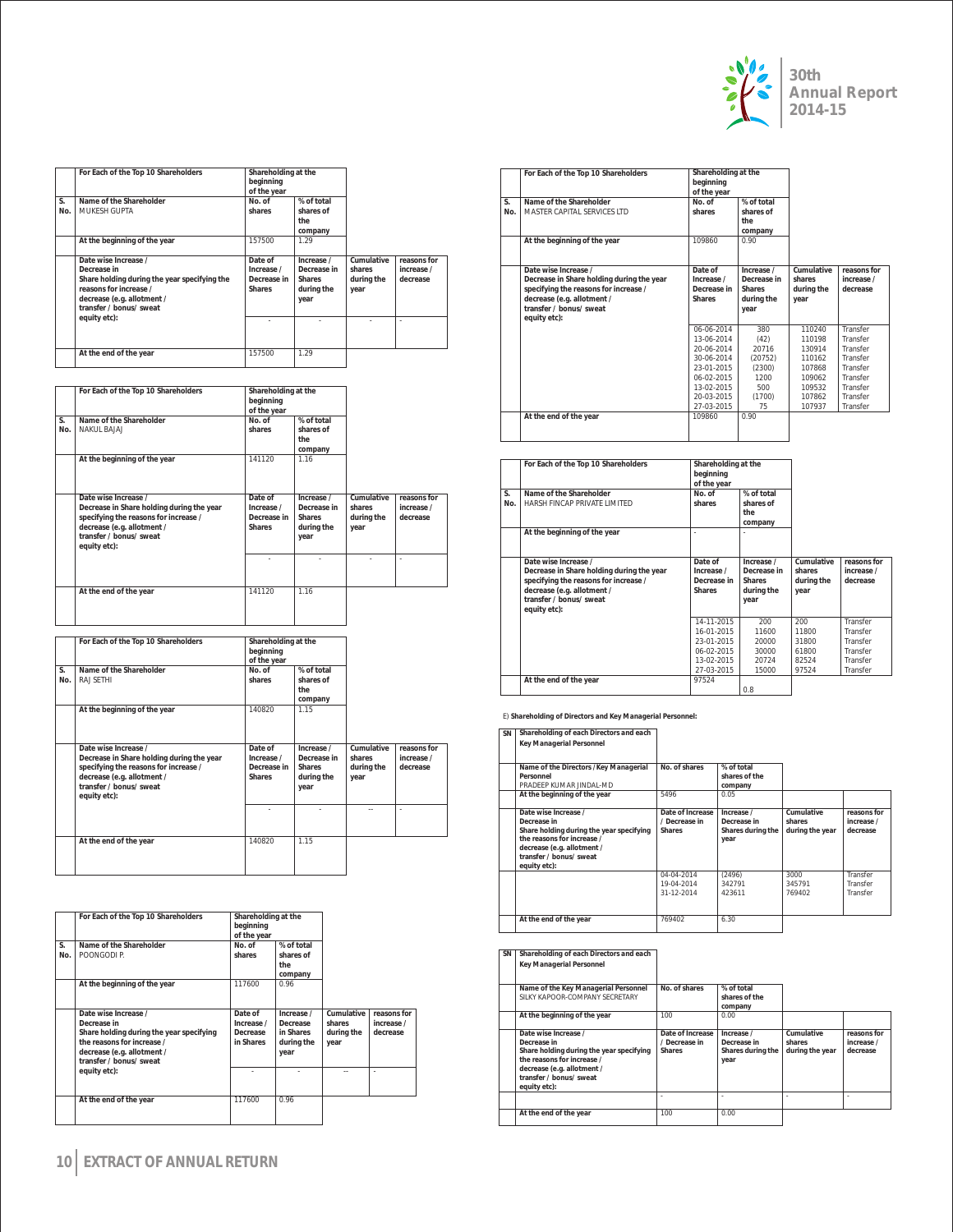| S. No. | For Each of the Top 10 Shareholders | Shareholding at the beginning of the year | | | |
|---|---|---|---|---|---|
| | Name of the Shareholder<br>MUKESH GUPTA | No. of shares | % of total shares of the company | | |
| | At the beginning of the year | 157500 | 1.29 | | |
| | Date wise Increase / Decrease in Share holding during the year specifying the reasons for increase / decrease (e.g. allotment / transfer / bonus/ sweat equity etc): | Date of Increase / Decrease in Shares | Increase / Decrease in Shares during the year | Cumulative shares during the year | reasons for increase / decrease |
| | | - | - | - | - |
| | At the end of the year | 157500 | 1.29 | | |

| S. No. | For Each of the Top 10 Shareholders | Shareholding at the beginning of the year | | | |
|---|---|---|---|---|---|
| | Name of the Shareholder<br>NAKUL BAJAJ | No. of shares | % of total shares of the company | | |
| | At the beginning of the year | 141120 | 1.16 | | |
| | Date wise Increase / Decrease in Share holding during the year specifying the reasons for increase / decrease (e.g. allotment / transfer / bonus/ sweat equity etc): | Date of Increase / Decrease in Shares | Increase / Decrease in Shares during the year | Cumulative shares during the year | reasons for increase / decrease |
| | | - | - | - | - |
| | At the end of the year | 141120 | 1.16 | | |

| S. No. | For Each of the Top 10 Shareholders | Shareholding at the beginning of the year | | | |
|---|---|---|---|---|---|
| | Name of the Shareholder<br>RAJ SETHI | No. of shares | % of total shares of the company | | |
| | At the beginning of the year | 140820 | 1.15 | | |
| | Date wise Increase / Decrease in Share holding during the year specifying the reasons for increase / decrease (e.g. allotment / transfer / bonus/ sweat equity etc): | Date of Increase / Decrease in Shares | Increase / Decrease in Shares during the year | Cumulative shares during the year | reasons for increase / decrease |
| | | - | - | -- | - |
| | At the end of the year | 140820 | 1.15 | | |

| S. No. | For Each of the Top 10 Shareholders | Shareholding at the beginning of the year | | | |
|---|---|---|---|---|---|
| | Name of the Shareholder<br>POONGODI P. | No. of shares | % of total shares of the company | | |
| | At the beginning of the year | 117600 | 0.96 | | |
| | Date wise Increase / Decrease in Share holding during the year specifying the reasons for increase / decrease (e.g. allotment / transfer / bonus/ sweat equity etc): | Date of Increase / Decrease in Shares | Increase / Decrease in Shares during the year | Cumulative shares during the year | reasons for increase / decrease |
| | | - | - | -- | - |
| | At the end of the year | 117600 | 0.96 | | |

| S. No. | For Each of the Top 10 Shareholders | Shareholding at the beginning of the year | | | |
|---|---|---|---|---|---|
| | Name of the Shareholder<br>MASTER CAPITAL SERVICES LTD | No. of shares | % of total shares of the company | | |
| | At the beginning of the year | 109860 | 0.90 | | |
| | Date wise Increase / Decrease in Share holding during the year specifying the reasons for increase / decrease (e.g. allotment / transfer / bonus/ sweat equity etc): | Date of Increase / Decrease in Shares | Increase / Decrease in Shares during the year | Cumulative shares during the year | reasons for increase / decrease |
| | | 06-06-2014 | 380 | 110240 | Transfer |
| | | 13-06-2014 | (42) | 110198 | Transfer |
| | | 20-06-2014 | 20716 | 130914 | Transfer |
| | | 30-06-2014 | (20752) | 110162 | Transfer |
| | | 23-01-2015 | (2300) | 107868 | Transfer |
| | | 06-02-2015 | 1200 | 109062 | Transfer |
| | | 13-02-2015 | 500 | 109532 | Transfer |
| | | 20-03-2015 | (1700) | 107862 | Transfer |
| | | 27-03-2015 | 75 | 107937 | Transfer |
| | At the end of the year | 109860 | 0.90 | | |

| S. No. | For Each of the Top 10 Shareholders | Shareholding at the beginning of the year | | | |
|---|---|---|---|---|---|
| | Name of the Shareholder<br>HARSH FINCAP PRIVATE LIMITED | No. of shares | % of total shares of the company | | |
| | At the beginning of the year | - | - | | |
| | Date wise Increase / Decrease in Share holding during the year specifying the reasons for increase / decrease (e.g. allotment / transfer / bonus/ sweat equity etc): | Date of Increase / Decrease in Shares | Increase / Decrease in Shares during the year | Cumulative shares during the year | reasons for increase / decrease |
| | | 14-11-2015 | 200 | 200 | Transfer |
| | | 16-01-2015 | 11600 | 11800 | Transfer |
| | | 23-01-2015 | 20000 | 31800 | Transfer |
| | | 06-02-2015 | 30000 | 61800 | Transfer |
| | | 13-02-2015 | 20724 | 82524 | Transfer |
| | | 27-03-2015 | 15000 | 97524 | Transfer |
| | At the end of the year | 97524 | 0.8 | | |

E) **Shareholding of Directors and Key Managerial Personnel:**

| SN | Shareholding of each Directors and each Key Managerial Personnel | | | | |
|---|---|---|---|---|---|
| | Name of the Directors / Key Managerial Personnel<br>PRADEEP KUMAR JINDAL-MD | No. of shares | % of total shares of the company | | |
| | At the beginning of the year | 5496 | 0.05 | | |
| | Date wise Increase / Decrease in Share holding during the year specifying the reasons for increase / decrease (e.g. allotment / transfer / bonus/ sweat equity etc): | Date of Increase / Decrease in Shares | Increase / Decrease in Shares during the year | Cumulative shares during the year | reasons for increase / decrease |
| | | 04-04-2014 | (2496) | 3000 | Transfer |
| | | 19-04-2014 | 342791 | 345791 | Transfer |
| | | 31-12-2014 | 423611 | 769402 | Transfer |
| | At the end of the year | 769402 | 6.30 | | |

| SN | Shareholding of each Directors and each Key Managerial Personnel | | | | |
|---|---|---|---|---|---|
| | Name of the Key Managerial Personnel<br>SILKY KAPOOR-COMPANY SECRETARY | No. of shares | % of total shares of the company | | |
| | At the beginning of the year | 100 | 0.00 | | |
| | Date wise Increase / Decrease in Share holding during the year specifying the reasons for increase / decrease (e.g. allotment / transfer / bonus/ sweat equity etc): | Date of Increase / Decrease in Shares | Increase / Decrease in Shares during the year | Cumulative shares during the year | reasons for increase / decrease |
| | | - | - | - | - |
| | At the end of the year | 100 | 0.00 | | |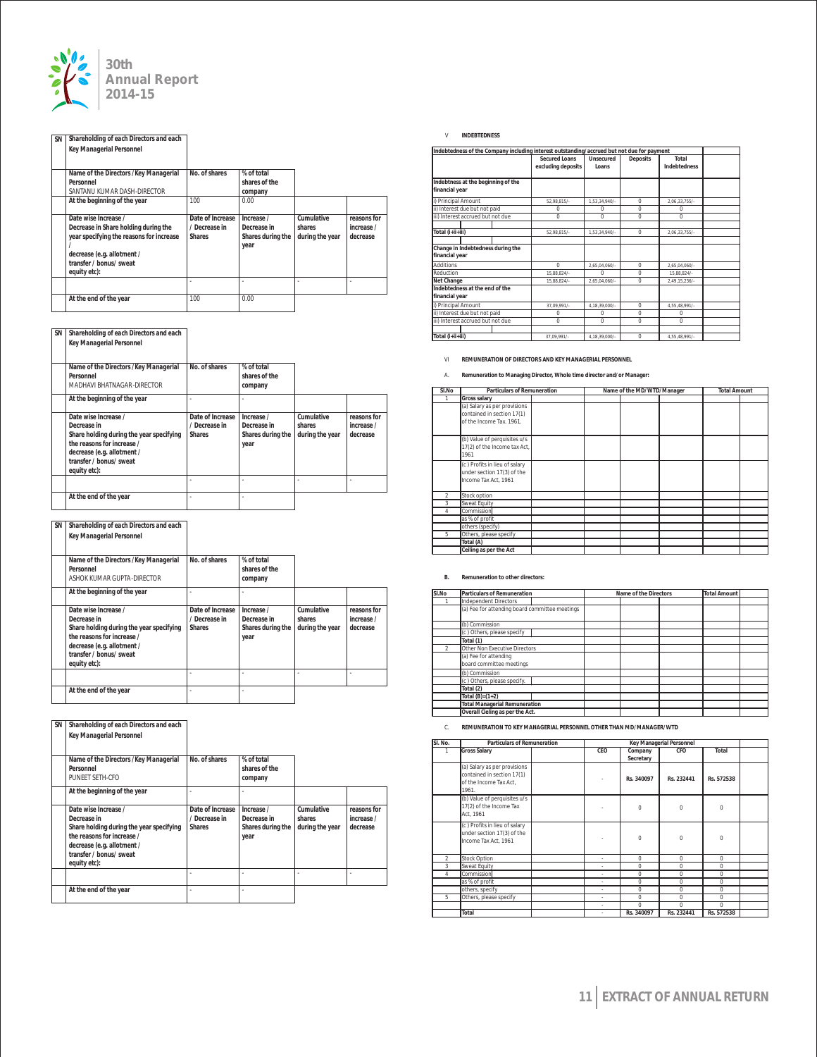| SN | Shareholding of each Directors and each Key Managerial Personnel | | | | |
|---|---|---|---|---|---|
| | Name of the Directors / Key Managerial Personnel<br>SANTANU KUMAR DASH-DIRECTOR | No. of shares | % of total shares of the company | | |
| | At the beginning of the year | 100 | 0.00 | | |
| | Date wise Increase / Decrease in Share holding during the year specifying the reasons for increase / decrease (e.g. allotment / transfer / bonus/ sweat equity etc): | Date of Increase / Decrease in Shares | Increase / Decrease in Shares during the year | Cumulative shares during the year | reasons for increase / decrease |
| | | - | - | - | - |
| | At the end of the year | 100 | 0.00 | | |

| SN | Shareholding of each Directors and each Key Managerial Personnel | | | | |
|---|---|---|---|---|---|
| | Name of the Directors / Key Managerial Personnel<br>MADHAVI BHATNAGAR-DIRECTOR | No. of shares | % of total shares of the company | | |
| | At the beginning of the year | - | - | | |
| | Date wise Increase / Decrease in Share holding during the year specifying the reasons for increase / decrease (e.g. allotment / transfer / bonus/ sweat equity etc): | Date of Increase / Decrease in Shares | Increase / Decrease in Shares during the year | Cumulative shares during the year | reasons for increase / decrease |
| | | - | - | - | - |
| | At the end of the year | - | - | | |

| SN | Shareholding of each Directors and each Key Managerial Personnel | | | | |
|---|---|---|---|---|---|
| | Name of the Directors / Key Managerial Personnel<br>ASHOK KUMAR GUPTA-DIRECTOR | No. of shares | % of total shares of the company | | |
| | At the beginning of the year | - | - | | |
| | Date wise Increase / Decrease in Share holding during the year specifying the reasons for increase / decrease (e.g. allotment / transfer / bonus/ sweat equity etc): | Date of Increase / Decrease in Shares | Increase / Decrease in Shares during the year | Cumulative shares during the year | reasons for increase / decrease |
| | | - | - | - | - |
| | At the end of the year | - | - | | |

| SN | Shareholding of each Directors and each Key Managerial Personnel | | | | |
|---|---|---|---|---|---|
| | Name of the Directors / Key Managerial Personnel<br>PUNEET SETH-CFO | No. of shares | % of total shares of the company | | |
| | At the beginning of the year | - | - | | |
| | Date wise Increase / Decrease in Share holding during the year specifying the reasons for increase / decrease (e.g. allotment / transfer / bonus/ sweat equity etc): | Date of Increase / Decrease in Shares | Increase / Decrease in Shares during the year | Cumulative shares during the year | reasons for increase / decrease |
| | | - | - | - | - |
| | At the end of the year | - | - | | |

## V INDEBTEDNESS

Indebtedness of the Company including interest outstanding/accrued but not due for payment

| | Secured Loans excluding deposits | Unsecured Loans | Deposits | Total Indebtedness |
|---|---|---|---|---|
| **Indebtness at the beginning of the financial year** | | | | |
| i) Principal Amount | 52,98,815/- | 1,53,34,940/- | 0 | 2,06,33,755/- |
| ii) Interest due but not paid | 0 | 0 | 0 | 0 |
| iii) Interest accrued but not due | 0 | 0 | 0 | 0 |
| **Total (i+ii+iii)** | 52,98,815/- | 1,53,34,940/- | 0 | 2,06,33,755/- |
| **Change in Indebtedness during the financial year** | | | | |
| Additions | 0 | 2,65,04,060/- | 0 | 2,65,04,060/- |
| Reduction | 15,88,824/- | 0 | 0 | 15,88,824/- |
| **Net Change** | 15,88,824/- | 2,65,04,060/- | 0 | 2,49,15,236/- |
| **Indebtedness at the end of the financial year** | | | | |
| i) Principal Amount | 37,09,991/- | 4,18,39,000/- | 0 | 4,55,48,991/- |
| ii) Interest due but not paid | 0 | 0 | 0 | 0 |
| iii) Interest accrued but not due | 0 | 0 | 0 | 0 |
| **Total (i+ii+iii)** | 37,09,991/- | 4,18,39,000/- | 0 | 4,55,48,991/- |

## VI REMUNERATION OF DIRECTORS AND KEY MANAGERIAL PERSONNEL

### A. Remuneration to Managing Director, Whole time director and/or Manager:

| Sl.No | Particulars of Remuneration | Name of the MD/WTD/Manager | | | | Total Amount |
|---|---|---|---|---|---|---|
| 1 | **Gross salary** | | | | | |
| | (a) Salary as per provisions contained in section 17(1) of the Income Tax. 1961. | | | | | |
| | (b) Value of perquisites u/s 17(2) of the Income tax Act, 1961 | | | | | |
| | (c ) Profits in lieu of salary under section 17(3) of the Income Tax Act, 1961 | | | | | |
| 2 | Stock option | | | | | |
| 3 | Sweat Equity | | | | | |
| 4 | Commission | | | | | |
| | as % of profit | | | | | |
| | others (specify) | | | | | |
| 5 | Others, please specify | | | | | |
| | **Total (A)** | | | | | |
| | **Ceiling as per the Act** | | | | | |

### B. Remuneration to other directors:

| Sl.No | Particulars of Remuneration | Name of the Directors | | | Total Amount |
|---|---|---|---|---|---|
| 1 | Independent Directors | | | | |
| | (a) Fee for attending board committee meetings | | | | |
| | (b) Commission | | | | |
| | (c ) Others, please specify | | | | |
| | **Total (1)** | | | | |
| 2 | Other Non Executive Directors | | | | |
| | (a) Fee for attending board committee meetings | | | | |
| | (b) Commission | | | | |
| | (c ) Others, please specify. | | | | |
| | **Total (2)** | | | | |
| | **Total (B)=(1+2)** | | | | |
| | **Total Managerial Remuneration** | | | | |
| | **Overall Cieling as per the Act.** | | | | |

### C. REMUNERATION TO KEY MANAGERIAL PERSONNEL OTHER THAN MD/MANAGER/WTD

| Sl. No. | Particulars of Remuneration | Key Managerial Personnel | | | |
|---|---|---|---|---|---|
| | | CEO | Company Secretary | CFO | Total |
| 1 | **Gross Salary** | | | | |
| | (a) Salary as per provisions contained in section 17(1) of the Income Tax Act, 1961 | - | Rs. 340097 | Rs. 232441 | Rs. 572538 |
| | (b) Value of perquisites u/s 17(2) of the Income Tax Act, 1961 | - | 0 | 0 | 0 |
| | (c ) Profits in lieu of salary under section 17(3) of the Income Tax Act, 1961 | - | 0 | 0 | 0 |
| 2 | Stock Option | - | 0 | 0 | 0 |
| 3 | Sweat Equity | - | 0 | 0 | 0 |
| 4 | Commission | - | 0 | 0 | 0 |
| | as % of profit | - | 0 | 0 | 0 |
| | others, specify | - | 0 | 0 | 0 |
| 5 | Others, please specify | - | 0 | 0 | 0 |
| | | - | 0 | 0 | 0 |
| | **Total** | - | Rs. 340097 | Rs. 232441 | Rs. 572538 |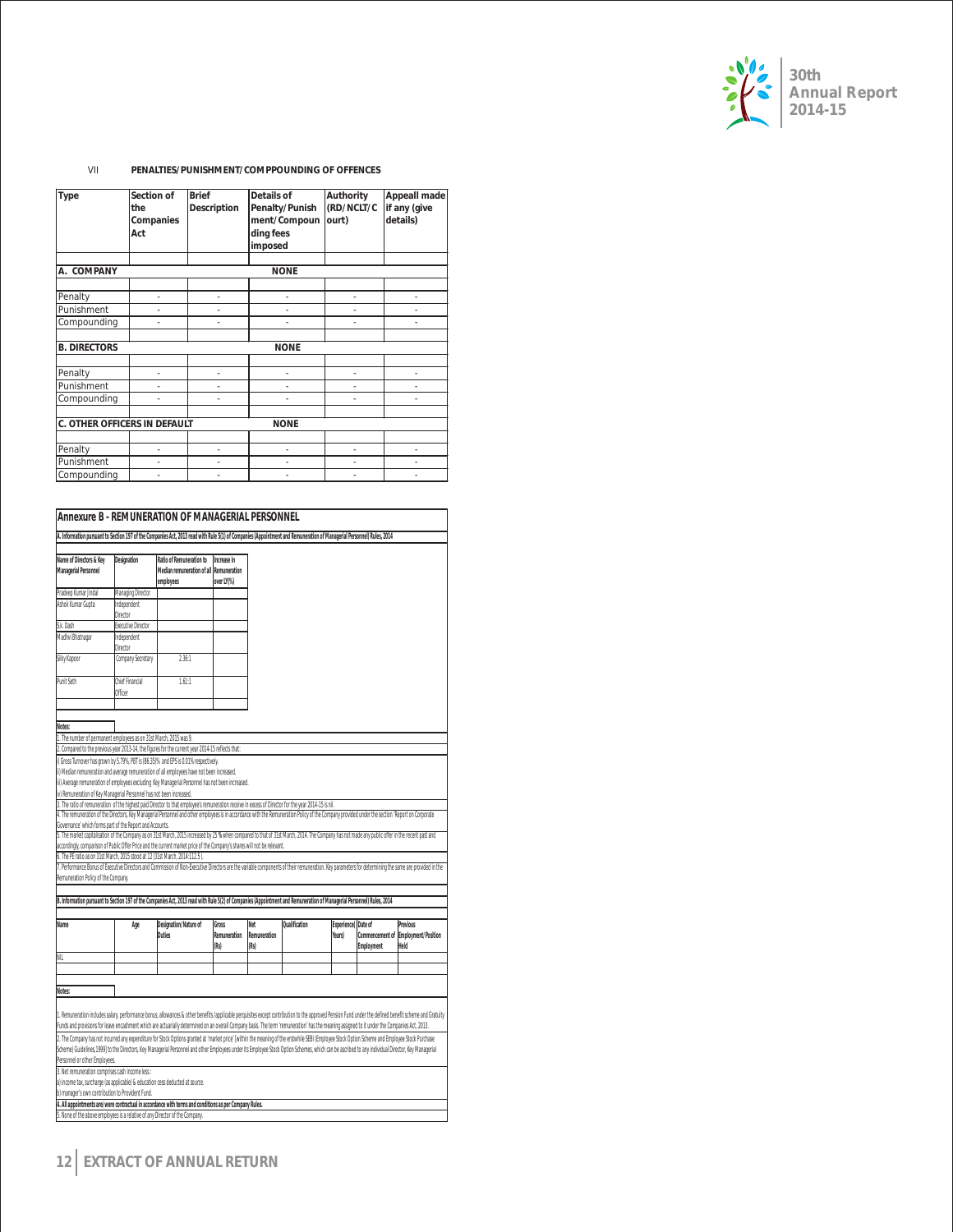VII **PENALTIES/PUNISHMENT/COMPPOUNDING OF OFFENCES**

| Type | Section of the Companies Act | Brief Description | Details of Penalty/Punishment/Compounding fees imposed | Authority (RD/NCLT/Court) | Appeall made if any (give details) |
|---|---|---|---|---|---|
| **A. COMPANY** | | | **NONE** | | |
| Penalty | - | - | - | - | - |
| Punishment | - | - | - | - | - |
| Compounding | - | - | - | - | - |
| **B. DIRECTORS** | | | **NONE** | | |
| Penalty | - | - | - | - | - |
| Punishment | - | - | - | - | - |
| Compounding | - | - | - | - | - |
| **C. OTHER OFFICERS IN DEFAULT** | | | **NONE** | | |
| Penalty | - | - | - | - | - |
| Punishment | - | - | - | - | - |
| Compounding | - | - | - | - | - |

## Annexure B - REMUNERATION OF MANAGERIAL PERSONNEL

**A. Information pursuant to Section 197 of the Companies Act, 2013 read with Rule 5(1) of Companies (Appointment and Remuneration of Managerial Personnel) Rules, 2014**

| Name of Directors & Key Managerial Personnel | Designation | Ratio of Remuneration to Median remuneration of all employees | Increase in Remuneration over LY(%) |
|---|---|---|---|
| Pradeep Kumar Jindal | Managing Director | | |
| Ashok Kumar Gupta | Independent Director | | |
| S.K. Dash | Executive Director | | |
| Madhvi Bhatnagar | Independent Director | | |
| Silky Kapoor | Company Secretary | 2.36:1 | |
| Punit Seth | Chief Financial Officer | 1.61:1 | |

**Notes:**

1. The number of permanent employees as on 31st March, 2015 was 9.
2. Compared to the previous year 2013-14, the figures for the current year 2014-15 reflects that:
   i) Gross Turnover has grown by 5.79%, PBT is (86.35)% and EPS is 0.01% respectively.
   ii) Median remuneration and average remuneration of all employees have not been increased.
   iii) Average remuneration of employees excluding Key Managerial Personnel has not been increased.
   iv) Remuneration of Key Managerial Personnel has not been increased.
3. The ratio of remuneration of the highest paid Director to that employee's remuneration receive in excess of Director for the year 2014-15 is nil.
4. The remuneration of the Directors, Key Managerial Personnel and other employees is in accordance with the Remuneration Policy of the Company provided under the section 'Report on Corporate Governance' which forms part of the Report and Accounts.
5. The market capitalisation of the Company as on 31st March, 2015 increased by 25 % when compared to that of 31st March, 2014. The Company has not made any public offer in the recent past and accordingly, comparison of Public Offer Price and the current market price of the Company's shares will not be relevant.
6. The PE ratio as on 31st March, 2015 stood at 12 (31st March, 2014:112.5 ).
7. Performance Bonus of Executive Directors and Commission of Non-Executive Directors are the variable components of their remuneration. Key parameters for determining the same are provided in the Remuneration Policy of the Company.

**B. Information pursuant to Section 197 of the Companies Act, 2013 read with Rule 5(2) of Companies (Appointment and Remuneration of Managerial Personnel) Rules, 2014**

| Name | Age | Designation/Nature of Duties | Gross Remuneration (Rs) | Net Remuneration (Rs) | Qualification | Experience( Years) | Date of Commencement of Employment | Previous Employment/Position Held |
|---|---|---|---|---|---|---|---|---|
| NIL | | | | | | | | |

**Notes:**

1. Remuneration includes salary, performance bonus, allowances & other benefits (applicable perquisites except contribution to the approved Pension Fund under the defined benefit scheme and Gratuity Funds and provisions for leave encashment which are actuarially determined on an overall Company basis. The term 'remuneration' has the meaning assigned to it under the Companies Act, 2013.
2. The Company has not incurred any expenditure for Stock Options granted at 'market price' (within the meaning of the erstwhile SEBI (Employee Stock Option Scheme and Employee Stock Purchase Scheme) Guidelines,1999) to the Directors, Key Managerial Personnel and other Employees under its Employee Stock Option Schemes, which can be ascribed to any individual Director, Key Managerial Personnel or other Employees.
3. Net remuneration comprises cash income less :
   a) income tax, surcharge (as applicable) & education cess deducted at source.
   b) manager's own contribution to Provident Fund.
4. **All appointments are/were contractual in accordance with terms and conditions as per Company Rules.**
5. None of the above employees is a relative of any Director of the Company.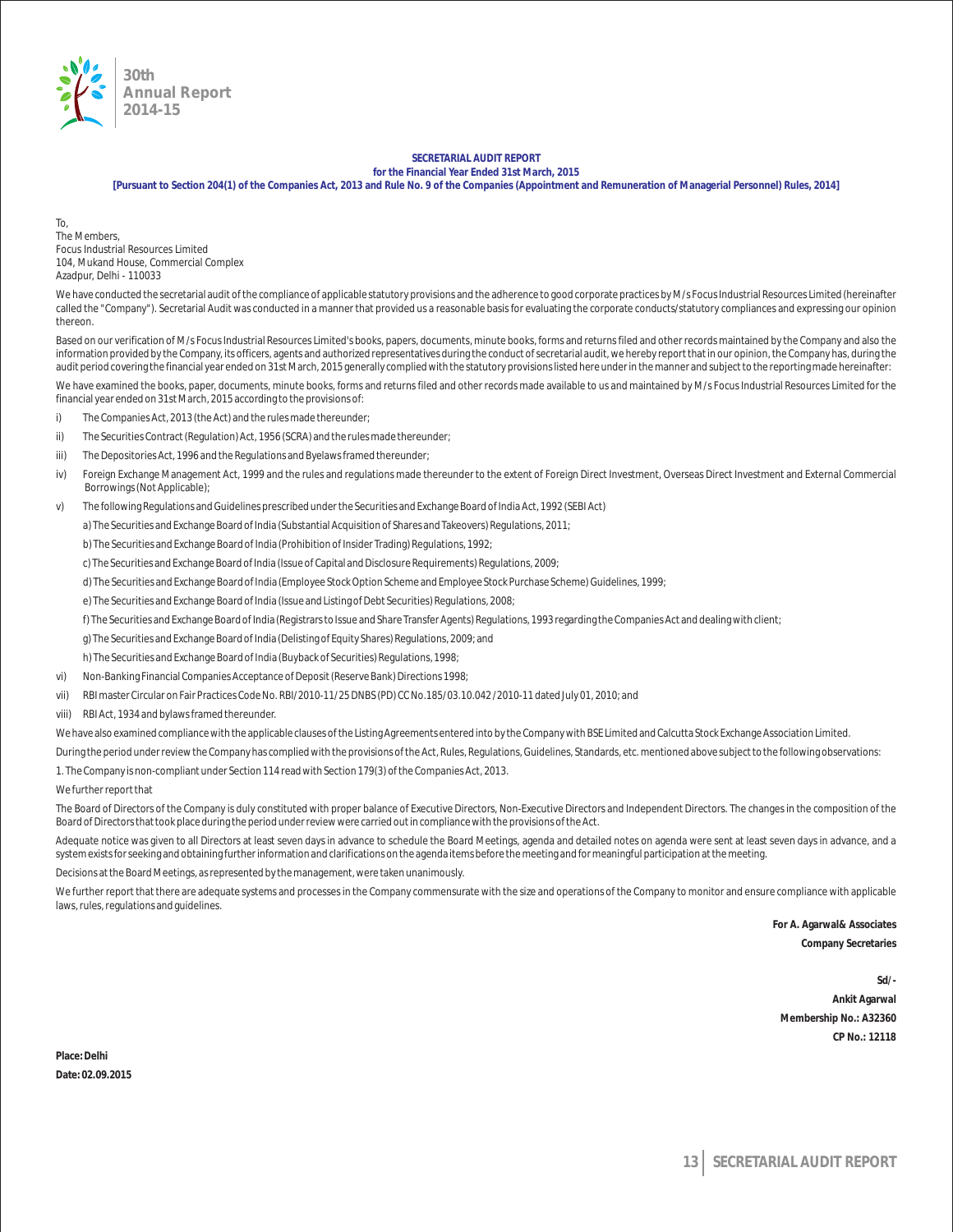## SECRETARIAL AUDIT REPORT

**for the Financial Year Ended 31st March, 2015**

**[Pursuant to Section 204(1) of the Companies Act, 2013 and Rule No. 9 of the Companies (Appointment and Remuneration of Managerial Personnel) Rules, 2014]**

To,
The Members,
Focus Industrial Resources Limited
104, Mukand House, Commercial Complex
Azadpur, Delhi - 110033

We have conducted the secretarial audit of the compliance of applicable statutory provisions and the adherence to good corporate practices by M/s Focus Industrial Resources Limited (hereinafter called the "Company"). Secretarial Audit was conducted in a manner that provided us a reasonable basis for evaluating the corporate conducts/statutory compliances and expressing our opinion thereon.

Based on our verification of M/s Focus Industrial Resources Limited's books, papers, documents, minute books, forms and returns filed and other records maintained by the Company and also the information provided by the Company, its officers, agents and authorized representatives during the conduct of secretarial audit, we hereby report that in our opinion, the Company has, during the audit period covering the financial year ended on 31st March, 2015 generally complied with the statutory provisions listed here under in the manner and subject to the reporting made hereinafter:

We have examined the books, paper, documents, minute books, forms and returns filed and other records made available to us and maintained by M/s Focus Industrial Resources Limited for the financial year ended on 31st March, 2015 according to the provisions of:

i) The Companies Act, 2013 (the Act) and the rules made thereunder;

ii) The Securities Contract (Regulation) Act, 1956 (SCRA) and the rules made thereunder;

iii) The Depositories Act, 1996 and the Regulations and Byelaws framed thereunder;

iv) Foreign Exchange Management Act, 1999 and the rules and regulations made thereunder to the extent of Foreign Direct Investment, Overseas Direct Investment and External Commercial Borrowings (Not Applicable);

v) The following Regulations and Guidelines prescribed under the Securities and Exchange Board of India Act, 1992 (SEBI Act)

a) The Securities and Exchange Board of India (Substantial Acquisition of Shares and Takeovers) Regulations, 2011;

b) The Securities and Exchange Board of India (Prohibition of Insider Trading) Regulations, 1992;

c) The Securities and Exchange Board of India (Issue of Capital and Disclosure Requirements) Regulations, 2009;

d) The Securities and Exchange Board of India (Employee Stock Option Scheme and Employee Stock Purchase Scheme) Guidelines, 1999;

e) The Securities and Exchange Board of India (Issue and Listing of Debt Securities) Regulations, 2008;

f) The Securities and Exchange Board of India (Registrars to Issue and Share Transfer Agents) Regulations, 1993 regarding the Companies Act and dealing with client;

g) The Securities and Exchange Board of India (Delisting of Equity Shares) Regulations, 2009; and

h) The Securities and Exchange Board of India (Buyback of Securities) Regulations, 1998;

vi) Non-Banking Financial Companies Acceptance of Deposit (Reserve Bank) Directions 1998;

vii) RBI master Circular on Fair Practices Code No. RBI/2010-11/25 DNBS (PD) CC No.185/03.10.042 /2010-11 dated July 01, 2010; and

viii) RBI Act, 1934 and bylaws framed thereunder.

We have also examined compliance with the applicable clauses of the Listing Agreements entered into by the Company with BSE Limited and Calcutta Stock Exchange Association Limited.

During the period under review the Company has complied with the provisions of the Act, Rules, Regulations, Guidelines, Standards, etc. mentioned above subject to the following observations:

1. The Company is non-compliant under Section 114 read with Section 179(3) of the Companies Act, 2013.

We further report that

The Board of Directors of the Company is duly constituted with proper balance of Executive Directors, Non-Executive Directors and Independent Directors. The changes in the composition of the Board of Directors that took place during the period under review were carried out in compliance with the provisions of the Act.

Adequate notice was given to all Directors at least seven days in advance to schedule the Board Meetings, agenda and detailed notes on agenda were sent at least seven days in advance, and a system exists for seeking and obtaining further information and clarifications on the agenda items before the meeting and for meaningful participation at the meeting.

Decisions at the Board Meetings, as represented by the management, were taken unanimously.

We further report that there are adequate systems and processes in the Company commensurate with the size and operations of the Company to monitor and ensure compliance with applicable laws, rules, regulations and guidelines.

**For A. Agarwal& Associates**
**Company Secretaries**

**Sd/-**
**Ankit Agarwal**
**Membership No.: A32360**
**CP No.: 12118**

**Place: Delhi**
**Date: 02.09.2015**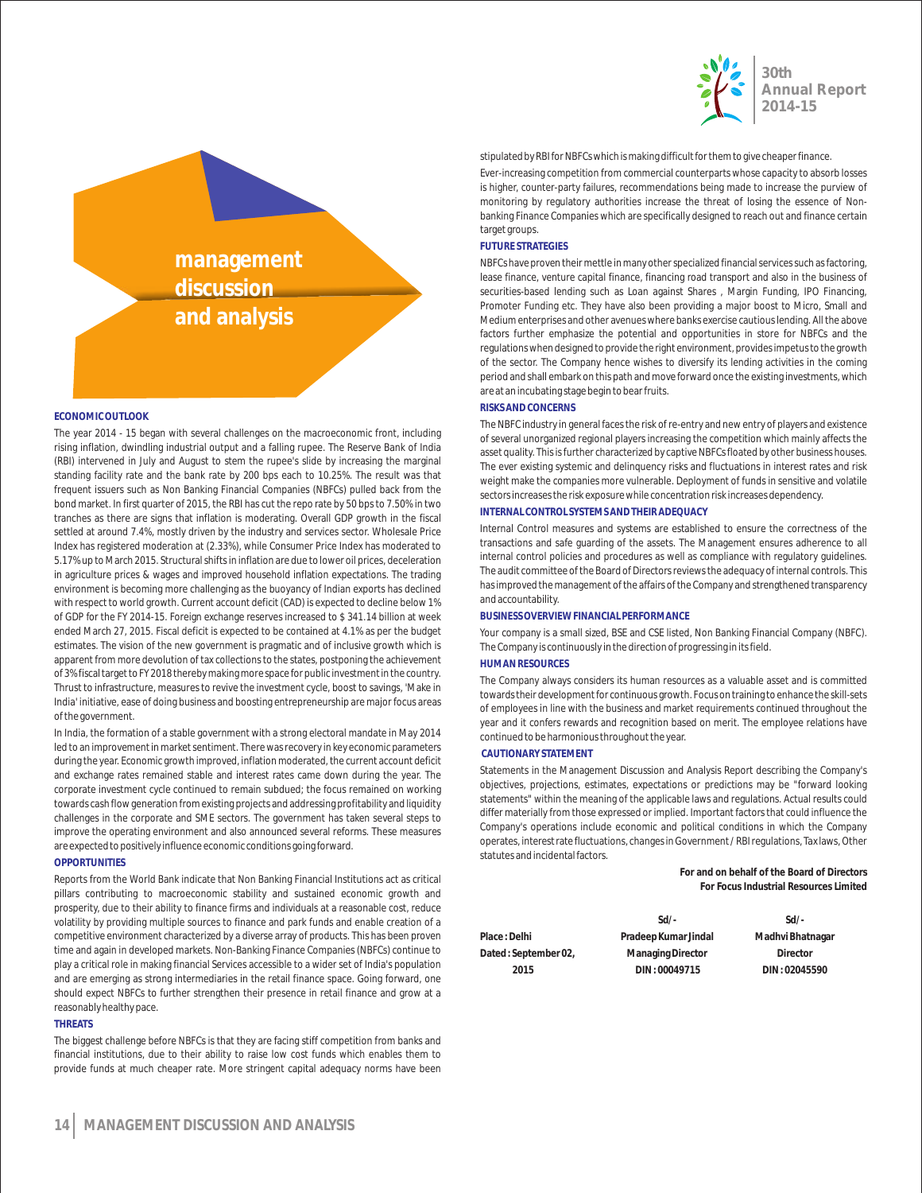# management discussion and analysis

## ECONOMIC OUTLOOK

The year 2014 - 15 began with several challenges on the macroeconomic front, including rising inflation, dwindling industrial output and a falling rupee. The Reserve Bank of India (RBI) intervened in July and August to stem the rupee's slide by increasing the marginal standing facility rate and the bank rate by 200 bps each to 10.25%. The result was that frequent issuers such as Non Banking Financial Companies (NBFCs) pulled back from the bond market. In first quarter of 2015, the RBI has cut the repo rate by 50 bps to 7.50% in two tranches as there are signs that inflation is moderating. Overall GDP growth in the fiscal settled at around 7.4%, mostly driven by the industry and services sector. Wholesale Price Index has registered moderation at (2.33%), while Consumer Price Index has moderated to 5.17% up to March 2015. Structural shifts in inflation are due to lower oil prices, deceleration in agriculture prices & wages and improved household inflation expectations. The trading environment is becoming more challenging as the buoyancy of Indian exports has declined with respect to world growth. Current account deficit (CAD) is expected to decline below 1% of GDP for the FY 2014-15. Foreign exchange reserves increased to $ 341.14 billion at week ended March 27, 2015. Fiscal deficit is expected to be contained at 4.1% as per the budget estimates. The vision of the new government is pragmatic and of inclusive growth which is apparent from more devolution of tax collections to the states, postponing the achievement of 3% fiscal target to FY 2018 thereby making more space for public investment in the country. Thrust to infrastructure, measures to revive the investment cycle, boost to savings, 'Make in India' initiative, ease of doing business and boosting entrepreneurship are major focus areas of the government.

In India, the formation of a stable government with a strong electoral mandate in May 2014 led to an improvement in market sentiment. There was recovery in key economic parameters during the year. Economic growth improved, inflation moderated, the current account deficit and exchange rates remained stable and interest rates came down during the year. The corporate investment cycle continued to remain subdued; the focus remained on working towards cash flow generation from existing projects and addressing profitability and liquidity challenges in the corporate and SME sectors. The government has taken several steps to improve the operating environment and also announced several reforms. These measures are expected to positively influence economic conditions going forward.

## OPPORTUNITIES

Reports from the World Bank indicate that Non Banking Financial Institutions act as critical pillars contributing to macroeconomic stability and sustained economic growth and prosperity, due to their ability to finance firms and individuals at a reasonable cost, reduce volatility by providing multiple sources to finance and park funds and enable creation of a competitive environment characterized by a diverse array of products. This has been proven time and again in developed markets. Non-Banking Finance Companies (NBFCs) continue to play a critical role in making financial Services accessible to a wider set of India's population and are emerging as strong intermediaries in the retail finance space. Going forward, one should expect NBFCs to further strengthen their presence in retail finance and grow at a reasonably healthy pace.

## THREATS

The biggest challenge before NBFCs is that they are facing stiff competition from banks and financial institutions, due to their ability to raise low cost funds which enables them to provide funds at much cheaper rate. More stringent capital adequacy norms have been stipulated by RBI for NBFCs which is making difficult for them to give cheaper finance.

Ever-increasing competition from commercial counterparts whose capacity to absorb losses is higher, counter-party failures, recommendations being made to increase the purview of monitoring by regulatory authorities increase the threat of losing the essence of Non-banking Finance Companies which are specifically designed to reach out and finance certain target groups.

## FUTURE STRATEGIES

NBFCs have proven their mettle in many other specialized financial services such as factoring, lease finance, venture capital finance, financing road transport and also in the business of securities-based lending such as Loan against Shares , Margin Funding, IPO Financing, Promoter Funding etc. They have also been providing a major boost to Micro, Small and Medium enterprises and other avenues where banks exercise cautious lending. All the above factors further emphasize the potential and opportunities in store for NBFCs and the regulations when designed to provide the right environment, provides impetus to the growth of the sector. The Company hence wishes to diversify its lending activities in the coming period and shall embark on this path and move forward once the existing investments, which are at an incubating stage begin to bear fruits.

## RISKS AND CONCERNS

The NBFC industry in general faces the risk of re-entry and new entry of players and existence of several unorganized regional players increasing the competition which mainly affects the asset quality. This is further characterized by captive NBFCs floated by other business houses. The ever existing systemic and delinquency risks and fluctuations in interest rates and risk weight make the companies more vulnerable. Deployment of funds in sensitive and volatile sectors increases the risk exposure while concentration risk increases dependency.

## INTERNAL CONTROL SYSTEMS AND THEIR ADEQUACY

Internal Control measures and systems are established to ensure the correctness of the transactions and safe guarding of the assets. The Management ensures adherence to all internal control policies and procedures as well as compliance with regulatory guidelines. The audit committee of the Board of Directors reviews the adequacy of internal controls. This has improved the management of the affairs of the Company and strengthened transparency and accountability.

## BUSINESS OVERVIEW FINANCIAL PERFORMANCE

Your company is a small sized, BSE and CSE listed, Non Banking Financial Company (NBFC). The Company is continuously in the direction of progressing in its field.

## HUMAN RESOURCES

The Company always considers its human resources as a valuable asset and is committed towards their development for continuous growth. Focus on training to enhance the skill-sets of employees in line with the business and market requirements continued throughout the year and it confers rewards and recognition based on merit. The employee relations have continued to be harmonious throughout the year.

## CAUTIONARY STATEMENT

Statements in the Management Discussion and Analysis Report describing the Company's objectives, projections, estimates, expectations or predictions may be "forward looking statements" within the meaning of the applicable laws and regulations. Actual results could differ materially from those expressed or implied. Important factors that could influence the Company's operations include economic and political conditions in which the Company operates, interest rate fluctuations, changes in Government / RBI regulations, Tax laws, Other statutes and incidental factors.

**For and on behalf of the Board of Directors**
**For Focus Industrial Resources Limited**

| | Sd/- | Sd/- |
|---|---|---|
| **Place : Delhi** | **Pradeep Kumar Jindal** | **Madhvi Bhatnagar** |
| **Dated : September 02, 2015** | **Managing Director** | **Director** |
| | **DIN : 00049715** | **DIN : 02045590** |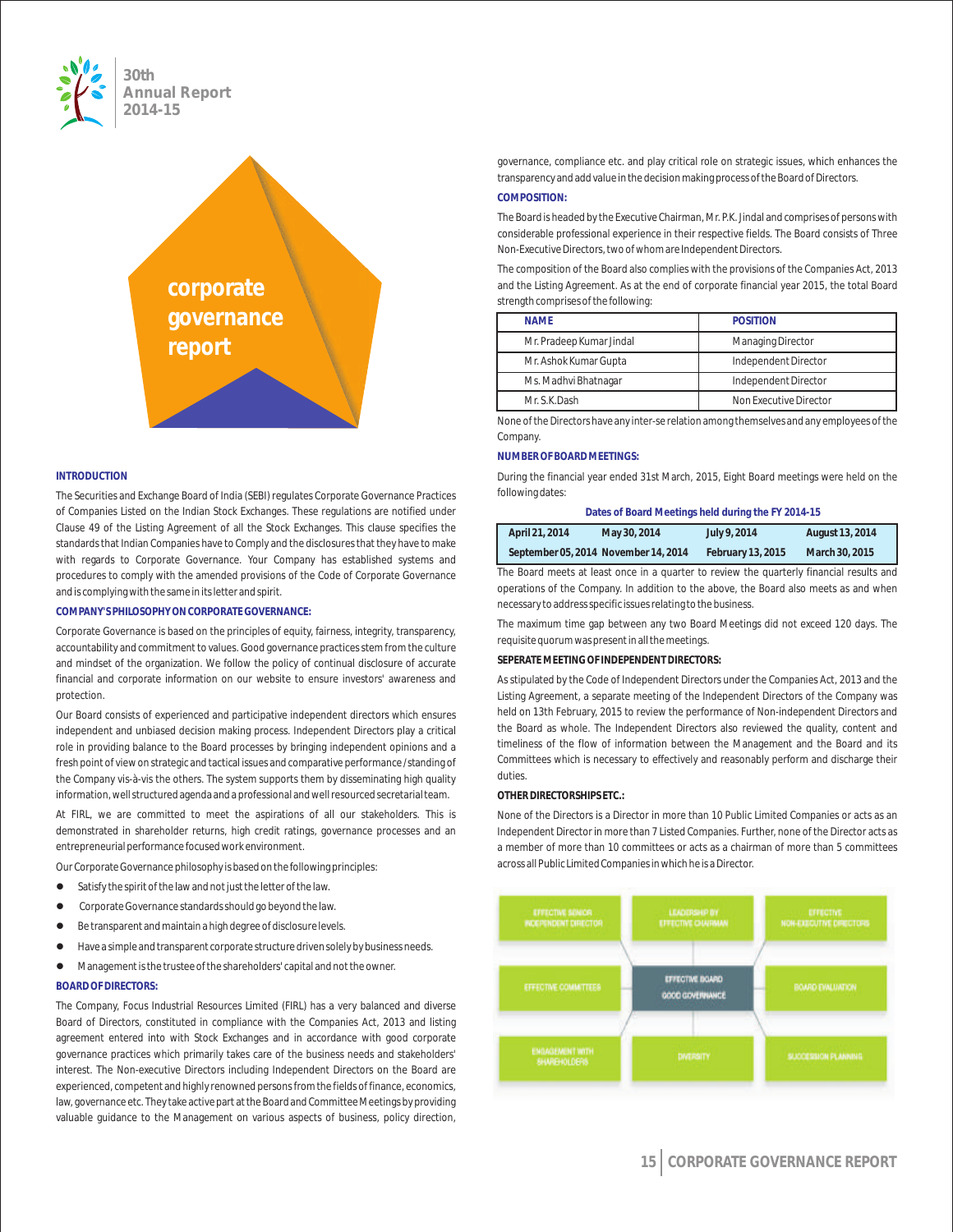# corporate governance report

### INTRODUCTION

The Securities and Exchange Board of India (SEBI) regulates Corporate Governance Practices of Companies Listed on the Indian Stock Exchanges. These regulations are notified under Clause 49 of the Listing Agreement of all the Stock Exchanges. This clause specifies the standards that Indian Companies have to Comply and the disclosures that they have to make with regards to Corporate Governance. Your Company has established systems and procedures to comply with the amended provisions of the Code of Corporate Governance and is complying with the same in its letter and spirit.

### COMPANY'S PHILOSOPHY ON CORPORATE GOVERNANCE:

Corporate Governance is based on the principles of equity, fairness, integrity, transparency, accountability and commitment to values. Good governance practices stem from the culture and mindset of the organization. We follow the policy of continual disclosure of accurate financial and corporate information on our website to ensure investors' awareness and protection.

Our Board consists of experienced and participative independent directors which ensures independent and unbiased decision making process. Independent Directors play a critical role in providing balance to the Board processes by bringing independent opinions and a fresh point of view on strategic and tactical issues and comparative performance / standing of the Company vis-à-vis the others. The system supports them by disseminating high quality information, well structured agenda and a professional and well resourced secretarial team.

At FIRL, we are committed to meet the aspirations of all our stakeholders. This is demonstrated in shareholder returns, high credit ratings, governance processes and an entrepreneurial performance focused work environment.

Our Corporate Governance philosophy is based on the following principles:

- Satisfy the spirit of the law and not just the letter of the law.
- Corporate Governance standards should go beyond the law.
- Be transparent and maintain a high degree of disclosure levels.
- Have a simple and transparent corporate structure driven solely by business needs.
- Management is the trustee of the shareholders' capital and not the owner.

### BOARD OF DIRECTORS:

The Company, Focus Industrial Resources Limited (FIRL) has a very balanced and diverse Board of Directors, constituted in compliance with the Companies Act, 2013 and listing agreement entered into with Stock Exchanges and in accordance with good corporate governance practices which primarily takes care of the business needs and stakeholders' interest. The Non-executive Directors including Independent Directors on the Board are experienced, competent and highly renowned persons from the fields of finance, economics, law, governance etc. They take active part at the Board and Committee Meetings by providing valuable guidance to the Management on various aspects of business, policy direction, governance, compliance etc. and play critical role on strategic issues, which enhances the transparency and add value in the decision making process of the Board of Directors.

### COMPOSITION:

The Board is headed by the Executive Chairman, Mr. P.K. Jindal and comprises of persons with considerable professional experience in their respective fields. The Board consists of Three Non-Executive Directors, two of whom are Independent Directors.

The composition of the Board also complies with the provisions of the Companies Act, 2013 and the Listing Agreement. As at the end of corporate financial year 2015, the total Board strength comprises of the following:

| NAME | POSITION |
|---|---|
| Mr. Pradeep Kumar Jindal | Managing Director |
| Mr. Ashok Kumar Gupta | Independent Director |
| Ms. Madhvi Bhatnagar | Independent Director |
| Mr. S.K.Dash | Non Executive Director |

None of the Directors have any inter-se relation among themselves and any employees of the Company.

### NUMBER OF BOARD MEETINGS:

During the financial year ended 31st March, 2015, Eight Board meetings were held on the following dates:

**Dates of Board Meetings held during the FY 2014-15**

| | | | |
|---|---|---|---|
| April 21, 2014 | May 30, 2014 | July 9, 2014 | August 13, 2014 |
| September 05, 2014 | November 14, 2014 | February 13, 2015 | March 30, 2015 |

The Board meets at least once in a quarter to review the quarterly financial results and operations of the Company. In addition to the above, the Board also meets as and when necessary to address specific issues relating to the business.

The maximum time gap between any two Board Meetings did not exceed 120 days. The requisite quorum was present in all the meetings.

### SEPERATE MEETING OF INDEPENDENT DIRECTORS:

As stipulated by the Code of Independent Directors under the Companies Act, 2013 and the Listing Agreement, a separate meeting of the Independent Directors of the Company was held on 13th February, 2015 to review the performance of Non-independent Directors and the Board as whole. The Independent Directors also reviewed the quality, content and timeliness of the flow of information between the Management and the Board and its Committees which is necessary to effectively and reasonably perform and discharge their duties.

### OTHER DIRECTORSHIPS ETC.:

None of the Directors is a Director in more than 10 Public Limited Companies or acts as an Independent Director in more than 7 Listed Companies. Further, none of the Director acts as a member of more than 10 committees or acts as a chairman of more than 5 committees across all Public Limited Companies in which he is a Director.

| | | |
|---|---|---|
| EFFECTIVE SENIOR INDEPENDENT DIRECTOR | LEADERSHIP BY EFFECTIVE CHAIRMAN | EFFECTIVE NON-EXECUTIVE DIRECTORS |
| EFFECTIVE COMMITTEES | EFFECTIVE BOARD GOOD GOVERNANCE | BOARD EVALUATION |
| ENGAGEMENT WITH SHAREHOLDERS | DIVERSITY | SUCCESSION PLANNING |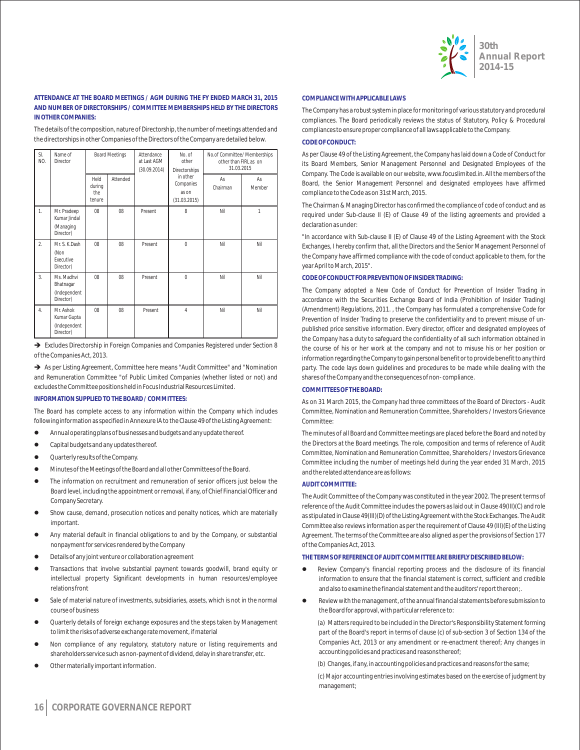### ATTENDANCE AT THE BOARD MEETINGS / AGM DURING THE FY ENDED MARCH 31, 2015 AND NUMBER OF DIRECTORSHIPS / COMMITTEE MEMBERSHIPS HELD BY THE DIRECTORS IN OTHER COMPANIES:

The details of the composition, nature of Directorship, the number of meetings attended and the directorships in other Companies of the Directors of the Company are detailed below.

| Sl. NO. | Name of Director | Board Meetings | | Attendance at Last AGM (30.09.2014) | No. of other Directorships in other Companies as on (31.03.2015) | No.of Committee/ Memberships other than FIRL as on 31.03.2015 | |
|---|---|---|---|---|---|---|---|
| | | Held during the tenure | Attended | | | As Chairman | As Member |
| 1. | Mr. Pradeep Kumar Jindal (Managing Director) | 08 | 08 | Present | 8 | Nil | 1 |
| 2. | Mr. S. K.Dash (Non Executive Director) | 08 | 08 | Present | 0 | Nil | Nil |
| 3. | Ms. Madhvi Bhatnagar (Independent Director) | 08 | 08 | Present | 0 | Nil | Nil |
| 4. | Mr. Ashok Kumar Gupta (Independent Director) | 08 | 08 | Present | 4 | Nil | Nil |

➔ Excludes Directorship in Foreign Companies and Companies Registered under Section 8 of the Companies Act, 2013.

➔ As per Listing Agreement, Committee here means "Audit Committee" and "Nomination and Remuneration Committee "of Public Limited Companies (whether listed or not) and excludes the Committee positions held in Focus Industrial Resources Limited.

### INFORMATION SUPPLIED TO THE BOARD / COMMITTEES:

The Board has complete access to any information within the Company which includes following information as specified in Annexure IA to the Clause 49 of the Listing Agreement:

- Annual operating plans of businesses and budgets and any update thereof.
- Capital budgets and any updates thereof.
- Quarterly results of the Company.
- Minutes of the Meetings of the Board and all other Committees of the Board.
- The information on recruitment and remuneration of senior officers just below the Board level, including the appointment or removal, if any, of Chief Financial Officer and Company Secretary.
- Show cause, demand, prosecution notices and penalty notices, which are materially important.
- Any material default in financial obligations to and by the Company, or substantial nonpayment for services rendered by the Company
- Details of any joint venture or collaboration agreement
- Transactions that involve substantial payment towards goodwill, brand equity or intellectual property Significant developments in human resources/employee relations front
- Sale of material nature of investments, subsidiaries, assets, which is not in the normal course of business
- Quarterly details of foreign exchange exposures and the steps taken by Management to limit the risks of adverse exchange rate movement, if material
- Non compliance of any regulatory, statutory nature or listing requirements and shareholders service such as non-payment of dividend, delay in share transfer, etc.
- Other materially important information.

### COMPLIANCE WITH APPLICABLE LAWS

The Company has a robust system in place for monitoring of various statutory and procedural compliances. The Board periodically reviews the status of Statutory, Policy & Procedural compliances to ensure proper compliance of all laws applicable to the Company.

### CODE OF CONDUCT:

As per Clause 49 of the Listing Agreement, the Company has laid down a Code of Conduct for its Board Members, Senior Management Personnel and Designated Employees of the Company. The Code is available on our website, www.focuslimited.in. All the members of the Board, the Senior Management Personnel and designated employees have affirmed compliance to the Code as on 31st March, 2015.

The Chairman & Managing Director has confirmed the compliance of code of conduct and as required under Sub-clause II (E) of Clause 49 of the listing agreements and provided a declaration as under:

"In accordance with Sub-clause II (E) of Clause 49 of the Listing Agreement with the Stock Exchanges, I hereby confirm that, all the Directors and the Senior Management Personnel of the Company have affirmed compliance with the code of conduct applicable to them, for the year April to March, 2015".

### CODE OF CONDUCT FOR PREVENTION OF INSIDER TRADING:

The Company adopted a New Code of Conduct for Prevention of Insider Trading in accordance with the Securities Exchange Board of India (Prohibition of Insider Trading) (Amendment) Regulations, 2011. , the Company has formulated a comprehensive Code for Prevention of Insider Trading to preserve the confidentiality and to prevent misuse of un-published price sensitive information. Every director, officer and designated employees of the Company has a duty to safeguard the confidentiality of all such information obtained in the course of his or her work at the company and not to misuse his or her position or information regarding the Company to gain personal benefit or to provide benefit to any third party. The code lays down guidelines and procedures to be made while dealing with the shares of the Company and the consequences of non- compliance.

### COMMITTEES OF THE BOARD:

As on 31 March 2015, the Company had three committees of the Board of Directors - Audit Committee, Nomination and Remuneration Committee, Shareholders / Investors Grievance Committee:

The minutes of all Board and Committee meetings are placed before the Board and noted by the Directors at the Board meetings. The role, composition and terms of reference of Audit Committee, Nomination and Remuneration Committee, Shareholders / Investors Grievance Committee including the number of meetings held during the year ended 31 March, 2015 and the related attendance are as follows:

### AUDIT COMMITTEE:

The Audit Committee of the Company was constituted in the year 2002. The present terms of reference of the Audit Committee includes the powers as laid out in Clause 49(III)(C) and role as stipulated in Clause 49(III)(D) of the Listing Agreement with the Stock Exchanges. The Audit Committee also reviews information as per the requirement of Clause 49 (III)(E) of the Listing Agreement. The terms of the Committee are also aligned as per the provisions of Section 177 of the Companies Act, 2013.

### THE TERMS OF REFERENCE OF AUDIT COMMITTEE ARE BRIEFLY DESCRIBED BELOW:

- Review Company's financial reporting process and the disclosure of its financial information to ensure that the financial statement is correct, sufficient and credible and also to examine the financial statement and the auditors' report thereon;.
- Review with the management, of the annual financial statements before submission to the Board for approval, with particular reference to:

  (a) Matters required to be included in the Director's Responsibility Statement forming part of the Board's report in terms of clause (c) of sub-section 3 of Section 134 of the Companies Act, 2013 or any amendment or re-enactment thereof; Any changes in accounting policies and practices and reasons thereof;

  (b) Changes, if any, in accounting policies and practices and reasons for the same;

  (c) Major accounting entries involving estimates based on the exercise of judgment by management;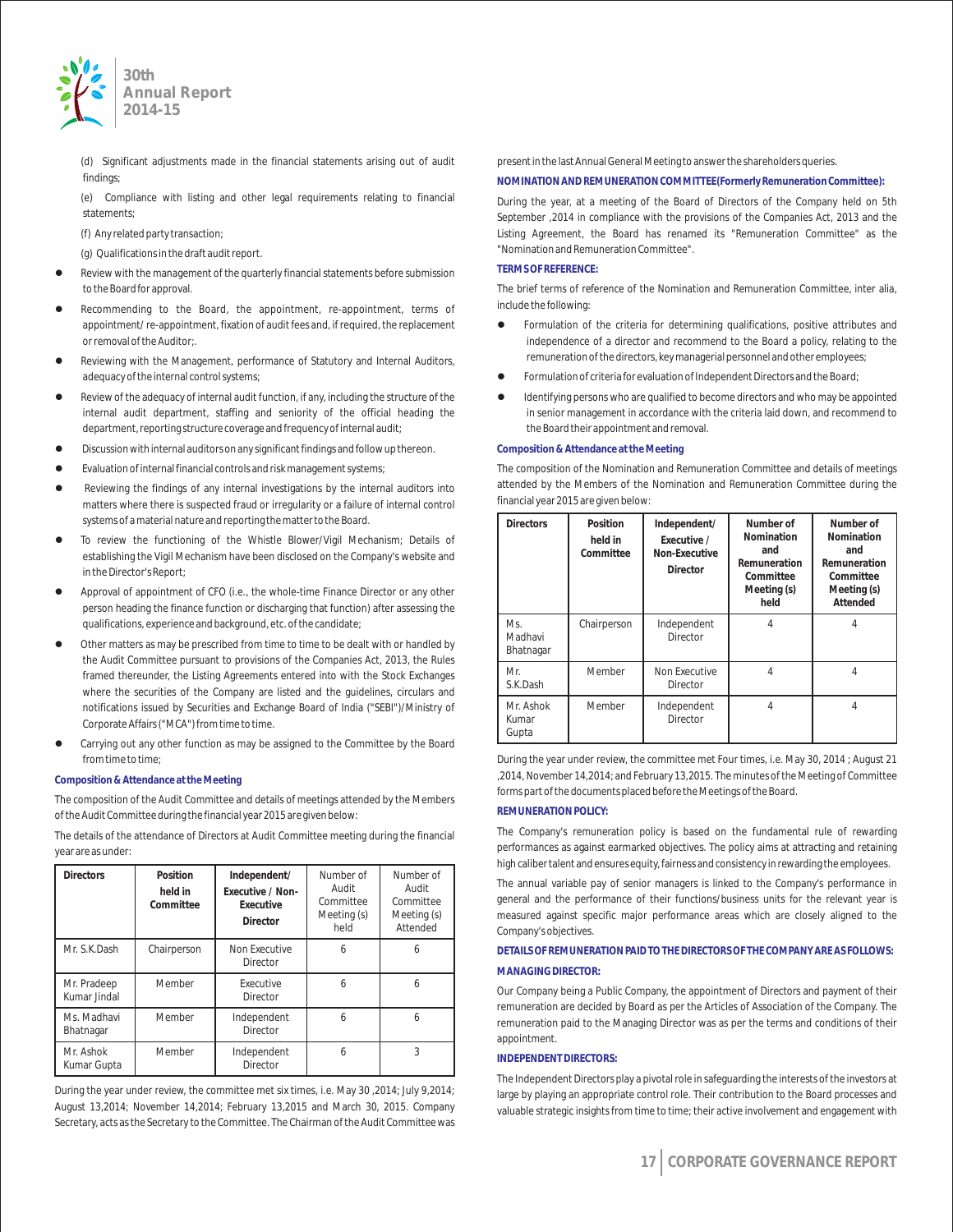(d) Significant adjustments made in the financial statements arising out of audit findings;

(e) Compliance with listing and other legal requirements relating to financial statements;

(f) Any related party transaction;

(g) Qualifications in the draft audit report.

- Review with the management of the quarterly financial statements before submission to the Board for approval.
- Recommending to the Board, the appointment, re-appointment, terms of appointment/ re-appointment, fixation of audit fees and, if required, the replacement or removal of the Auditor;.
- Reviewing with the Management, performance of Statutory and Internal Auditors, adequacy of the internal control systems;
- Review of the adequacy of internal audit function, if any, including the structure of the internal audit department, staffing and seniority of the official heading the department, reporting structure coverage and frequency of internal audit;
- Discussion with internal auditors on any significant findings and follow up thereon.
- Evaluation of internal financial controls and risk management systems;
- Reviewing the findings of any internal investigations by the internal auditors into matters where there is suspected fraud or irregularity or a failure of internal control systems of a material nature and reporting the matter to the Board.
- To review the functioning of the Whistle Blower/Vigil Mechanism; Details of establishing the Vigil Mechanism have been disclosed on the Company's website and in the Director's Report;
- Approval of appointment of CFO (i.e., the whole-time Finance Director or any other person heading the finance function or discharging that function) after assessing the qualifications, experience and background, etc. of the candidate;
- Other matters as may be prescribed from time to time to be dealt with or handled by the Audit Committee pursuant to provisions of the Companies Act, 2013, the Rules framed thereunder, the Listing Agreements entered into with the Stock Exchanges where the securities of the Company are listed and the guidelines, circulars and notifications issued by Securities and Exchange Board of India ("SEBI")/Ministry of Corporate Affairs ("MCA") from time to time.
- Carrying out any other function as may be assigned to the Committee by the Board from time to time;

**Composition & Attendance at the Meeting**

The composition of the Audit Committee and details of meetings attended by the Members of the Audit Committee during the financial year 2015 are given below:

The details of the attendance of Directors at Audit Committee meeting during the financial year are as under:

| Directors | Position held in Committee | Independent/ Executive / Non-Executive Director | Number of Audit Committee Meeting (s) held | Number of Audit Committee Meeting (s) Attended |
|---|---|---|---|---|
| Mr. S.K.Dash | Chairperson | Non Executive Director | 6 | 6 |
| Mr. Pradeep Kumar Jindal | Member | Executive Director | 6 | 6 |
| Ms. Madhavi Bhatnagar | Member | Independent Director | 6 | 6 |
| Mr. Ashok Kumar Gupta | Member | Independent Director | 6 | 3 |

During the year under review, the committee met six times, i.e. May 30 ,2014; July 9,2014; August 13,2014; November 14,2014; February 13,2015 and March 30, 2015. Company Secretary, acts as the Secretary to the Committee. The Chairman of the Audit Committee was present in the last Annual General Meeting to answer the shareholders queries.

**NOMINATION AND REMUNERATION COMMITTEE(Formerly Remuneration Committee):**

During the year, at a meeting of the Board of Directors of the Company held on 5th September ,2014 in compliance with the provisions of the Companies Act, 2013 and the Listing Agreement, the Board has renamed its "Remuneration Committee" as the "Nomination and Remuneration Committee".

**TERMS OF REFERENCE:**

The brief terms of reference of the Nomination and Remuneration Committee, inter alia, include the following:

- Formulation of the criteria for determining qualifications, positive attributes and independence of a director and recommend to the Board a policy, relating to the remuneration of the directors, key managerial personnel and other employees;
- Formulation of criteria for evaluation of Independent Directors and the Board;
- Identifying persons who are qualified to become directors and who may be appointed in senior management in accordance with the criteria laid down, and recommend to the Board their appointment and removal.

**Composition & Attendance at the Meeting**

The composition of the Nomination and Remuneration Committee and details of meetings attended by the Members of the Nomination and Remuneration Committee during the financial year 2015 are given below:

| Directors | Position held in Committee | Independent/ Executive / Non-Executive Director | Number of Nomination and Remuneration Committee Meeting (s) held | Number of Nomination and Remuneration Committee Meeting (s) Attended |
|---|---|---|---|---|
| Ms. Madhavi Bhatnagar | Chairperson | Independent Director | 4 | 4 |
| Mr. S.K.Dash | Member | Non Executive Director | 4 | 4 |
| Mr. Ashok Kumar Gupta | Member | Independent Director | 4 | 4 |

During the year under review, the committee met Four times, i.e. May 30, 2014 ; August 21 ,2014, November 14,2014; and February 13,2015. The minutes of the Meeting of Committee forms part of the documents placed before the Meetings of the Board.

**REMUNERATION POLICY:**

The Company's remuneration policy is based on the fundamental rule of rewarding performances as against earmarked objectives. The policy aims at attracting and retaining high caliber talent and ensures equity, fairness and consistency in rewarding the employees.

The annual variable pay of senior managers is linked to the Company's performance in general and the performance of their functions/business units for the relevant year is measured against specific major performance areas which are closely aligned to the Company's objectives.

**DETAILS OF REMUNERATION PAID TO THE DIRECTORS OF THE COMPANY ARE AS FOLLOWS:**

**MANAGING DIRECTOR:**

Our Company being a Public Company, the appointment of Directors and payment of their remuneration are decided by Board as per the Articles of Association of the Company. The remuneration paid to the Managing Director was as per the terms and conditions of their appointment.

**INDEPENDENT DIRECTORS:**

The Independent Directors play a pivotal role in safeguarding the interests of the investors at large by playing an appropriate control role. Their contribution to the Board processes and valuable strategic insights from time to time; their active involvement and engagement with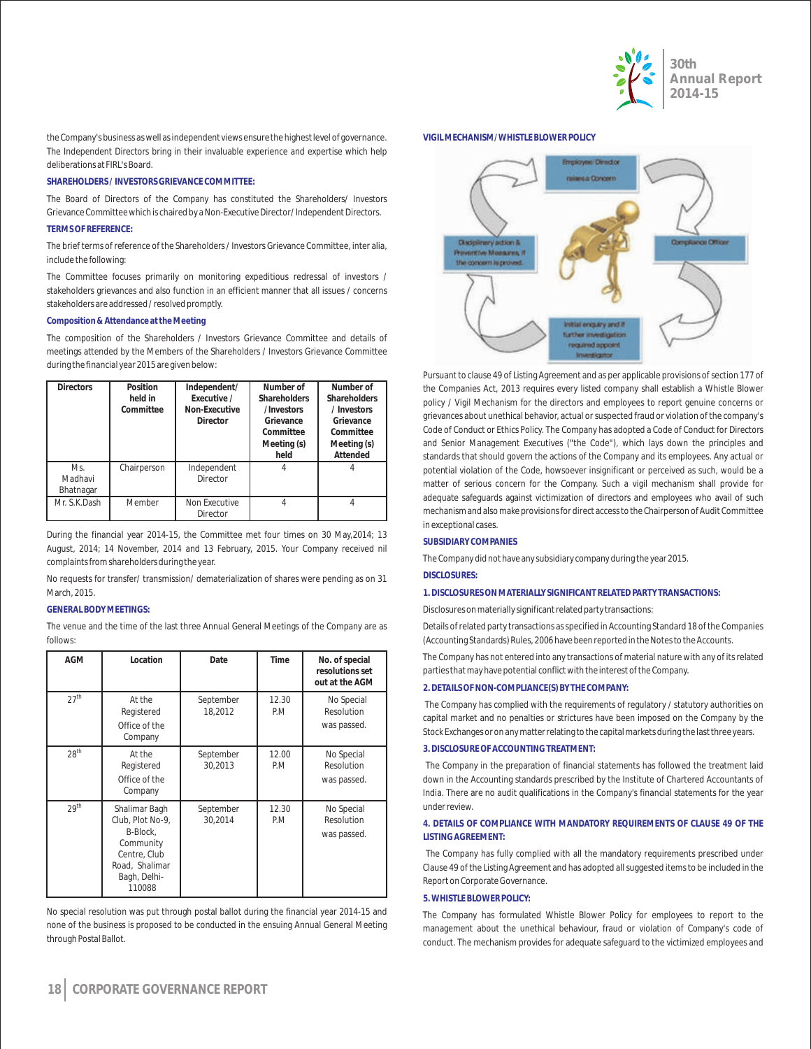the Company's business as well as independent views ensure the highest level of governance. The Independent Directors bring in their invaluable experience and expertise which help deliberations at FIRL's Board.

**SHAREHOLDERS / INVESTORS GRIEVANCE COMMITTEE:**

The Board of Directors of the Company has constituted the Shareholders/ Investors Grievance Committee which is chaired by a Non-Executive Director/ Independent Directors.

**TERMS OF REFERENCE:**

The brief terms of reference of the Shareholders / Investors Grievance Committee, inter alia, include the following:

The Committee focuses primarily on monitoring expeditious redressal of investors / stakeholders grievances and also function in an efficient manner that all issues / concerns stakeholders are addressed / resolved promptly.

**Composition & Attendance at the Meeting**

The composition of the Shareholders / Investors Grievance Committee and details of meetings attended by the Members of the Shareholders / Investors Grievance Committee during the financial year 2015 are given below:

| Directors | Position held in Committee | Independent/ Executive / Non-Executive Director | Number of Shareholders / Investors Grievance Committee Meeting (s) held | Number of Shareholders / Investors Grievance Committee Meeting (s) Attended |
|---|---|---|---|---|
| Ms. Madhavi Bhatnagar | Chairperson | Independent Director | 4 | 4 |
| Mr. S.K.Dash | Member | Non Executive Director | 4 | 4 |

During the financial year 2014-15, the Committee met four times on 30 May,2014; 13 August, 2014; 14 November, 2014 and 13 February, 2015. Your Company received nil complaints from shareholders during the year.

No requests for transfer/ transmission/ dematerialization of shares were pending as on 31 March, 2015.

**GENERAL BODY MEETINGS:**

The venue and the time of the last three Annual General Meetings of the Company are as follows:

| AGM | Location | Date | Time | No. of special resolutions set out at the AGM |
|---|---|---|---|---|
| 27th | At the Registered Office of the Company | September 18,2012 | 12.30 P.M | No Special Resolution was passed. |
| 28th | At the Registered Office of the Company | September 30,2013 | 12.00 P.M | No Special Resolution was passed. |
| 29th | Shalimar Bagh Club, Plot No-9, B-Block, Community Centre, Club Road, Shalimar Bagh, Delhi-110088 | September 30,2014 | 12.30 P.M | No Special Resolution was passed. |

No special resolution was put through postal ballot during the financial year 2014-15 and none of the business is proposed to be conducted in the ensuing Annual General Meeting through Postal Ballot.

**VIGIL MECHANISM / WHISTLE BLOWER POLICY**

Employee/ Director raises a Concern → Compliance Officer → Initial enquiry and if further investigation required appoint Investigator → Disciplinary action & Preventive Measures, if the concern is proved.

Pursuant to clause 49 of Listing Agreement and as per applicable provisions of section 177 of the Companies Act, 2013 requires every listed company shall establish a Whistle Blower policy / Vigil Mechanism for the directors and employees to report genuine concerns or grievances about unethical behavior, actual or suspected fraud or violation of the company's Code of Conduct or Ethics Policy. The Company has adopted a Code of Conduct for Directors and Senior Management Executives ("the Code"), which lays down the principles and standards that should govern the actions of the Company and its employees. Any actual or potential violation of the Code, howsoever insignificant or perceived as such, would be a matter of serious concern for the Company. Such a vigil mechanism shall provide for adequate safeguards against victimization of directors and employees who avail of such mechanism and also make provisions for direct access to the Chairperson of Audit Committee in exceptional cases.

**SUBSIDIARY COMPANIES**

The Company did not have any subsidiary company during the year 2015.

**DISCLOSURES:**

**1. DISCLOSURES ON MATERIALLY SIGNIFICANT RELATED PARTY TRANSACTIONS:**

Disclosures on materially significant related party transactions:

Details of related party transactions as specified in Accounting Standard 18 of the Companies (Accounting Standards) Rules, 2006 have been reported in the Notes to the Accounts.

The Company has not entered into any transactions of material nature with any of its related parties that may have potential conflict with the interest of the Company.

**2. DETAILS OF NON-COMPLIANCE(S) BY THE COMPANY:**

The Company has complied with the requirements of regulatory / statutory authorities on capital market and no penalties or strictures have been imposed on the Company by the Stock Exchanges or on any matter relating to the capital markets during the last three years.

**3. DISCLOSURE OF ACCOUNTING TREATMENT:**

The Company in the preparation of financial statements has followed the treatment laid down in the Accounting standards prescribed by the Institute of Chartered Accountants of India. There are no audit qualifications in the Company's financial statements for the year under review.

**4. DETAILS OF COMPLIANCE WITH MANDATORY REQUIREMENTS OF CLAUSE 49 OF THE LISTING AGREEMENT:**

The Company has fully complied with all the mandatory requirements prescribed under Clause 49 of the Listing Agreement and has adopted all suggested items to be included in the Report on Corporate Governance.

**5. WHISTLE BLOWER POLICY:**

The Company has formulated Whistle Blower Policy for employees to report to the management about the unethical behaviour, fraud or violation of Company's code of conduct. The mechanism provides for adequate safeguard to the victimized employees and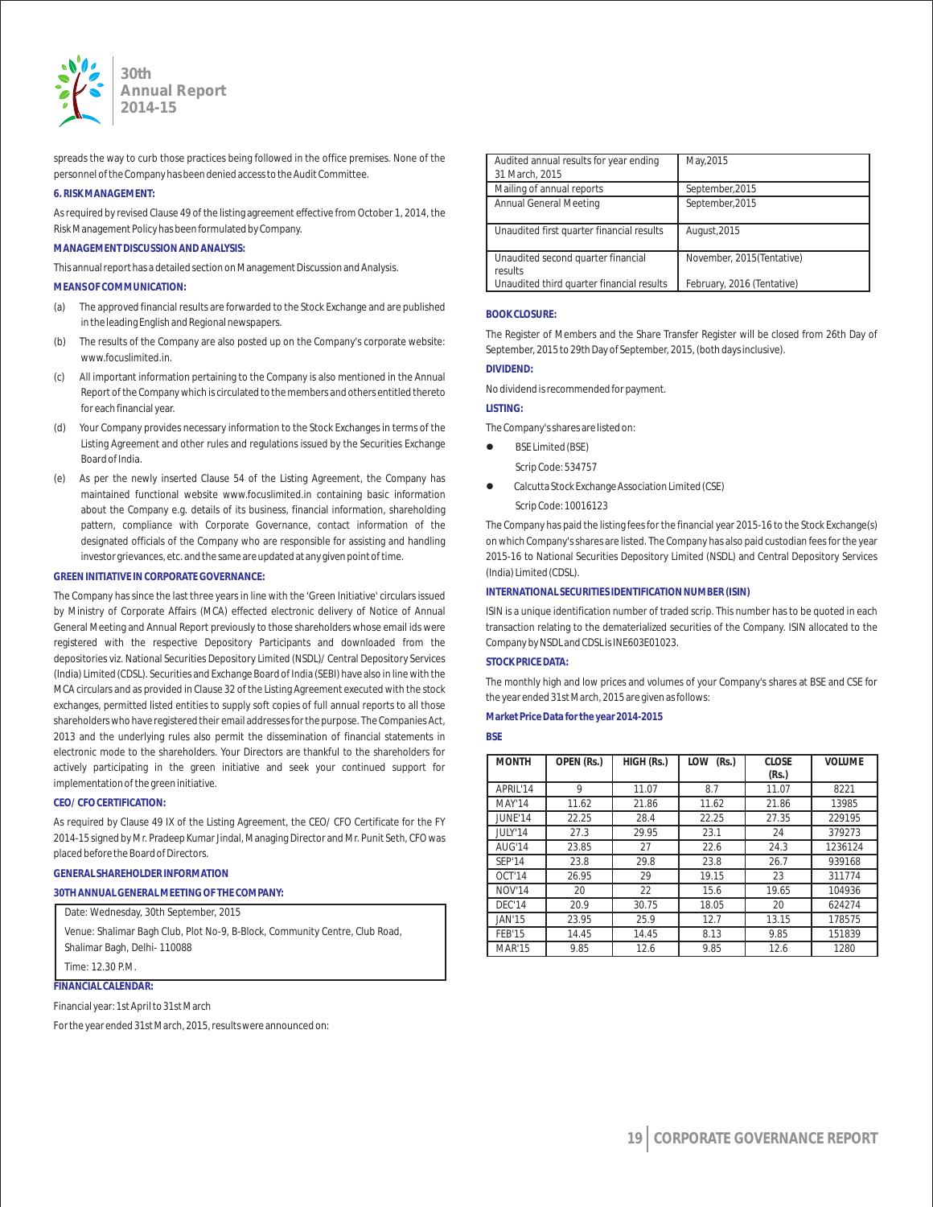spreads the way to curb those practices being followed in the office premises. None of the personnel of the Company has been denied access to the Audit Committee.

**6. RISK MANAGEMENT:**

As required by revised Clause 49 of the listing agreement effective from October 1, 2014, the Risk Management Policy has been formulated by Company.

**MANAGEMENT DISCUSSION AND ANALYSIS:**

This annual report has a detailed section on Management Discussion and Analysis.

**MEANS OF COMMUNICATION:**

(a) The approved financial results are forwarded to the Stock Exchange and are published in the leading English and Regional newspapers.

(b) The results of the Company are also posted up on the Company's corporate website: www.focuslimited.in.

(c) All important information pertaining to the Company is also mentioned in the Annual Report of the Company which is circulated to the members and others entitled thereto for each financial year.

(d) Your Company provides necessary information to the Stock Exchanges in terms of the Listing Agreement and other rules and regulations issued by the Securities Exchange Board of India.

(e) As per the newly inserted Clause 54 of the Listing Agreement, the Company has maintained functional website www.focuslimited.in containing basic information about the Company e.g. details of its business, financial information, shareholding pattern, compliance with Corporate Governance, contact information of the designated officials of the Company who are responsible for assisting and handling investor grievances, etc. and the same are updated at any given point of time.

**GREEN INITIATIVE IN CORPORATE GOVERNANCE:**

The Company has since the last three years in line with the 'Green Initiative' circulars issued by Ministry of Corporate Affairs (MCA) effected electronic delivery of Notice of Annual General Meeting and Annual Report previously to those shareholders whose email ids were registered with the respective Depository Participants and downloaded from the depositories viz. National Securities Depository Limited (NSDL)/ Central Depository Services (India) Limited (CDSL). Securities and Exchange Board of India (SEBI) have also in line with the MCA circulars and as provided in Clause 32 of the Listing Agreement executed with the stock exchanges, permitted listed entities to supply soft copies of full annual reports to all those shareholders who have registered their email addresses for the purpose. The Companies Act, 2013 and the underlying rules also permit the dissemination of financial statements in electronic mode to the shareholders. Your Directors are thankful to the shareholders for actively participating in the green initiative and seek your continued support for implementation of the green initiative.

**CEO/ CFO CERTIFICATION:**

As required by Clause 49 IX of the Listing Agreement, the CEO/ CFO Certificate for the FY 2014-15 signed by Mr. Pradeep Kumar Jindal, Managing Director and Mr. Punit Seth, CFO was placed before the Board of Directors.

**GENERAL SHAREHOLDER INFORMATION**

**30TH ANNUAL GENERAL MEETING OF THE COMPANY:**

Date: Wednesday, 30th September, 2015

Venue: Shalimar Bagh Club, Plot No-9, B-Block, Community Centre, Club Road, Shalimar Bagh, Delhi- 110088

Time: 12.30 P.M.

**FINANCIAL CALENDAR:**

Financial year: 1st April to 31st March

For the year ended 31st March, 2015, results were announced on:

| | |
|---|---|
| Audited annual results for year ending 31 March, 2015 | May,2015 |
| Mailing of annual reports | September,2015 |
| Annual General Meeting | September,2015 |
| Unaudited first quarter financial results | August,2015 |
| Unaudited second quarter financial results | November, 2015(Tentative) |
| Unaudited third quarter financial results | February, 2016 (Tentative) |

**BOOK CLOSURE:**

The Register of Members and the Share Transfer Register will be closed from 26th Day of September, 2015 to 29th Day of September, 2015, (both days inclusive).

**DIVIDEND:**

No dividend is recommended for payment.

**LISTING:**

The Company's shares are listed on:

- BSE Limited (BSE)
  Scrip Code: 534757
- Calcutta Stock Exchange Association Limited (CSE)
  Scrip Code: 10016123

The Company has paid the listing fees for the financial year 2015-16 to the Stock Exchange(s) on which Company's shares are listed. The Company has also paid custodian fees for the year 2015-16 to National Securities Depository Limited (NSDL) and Central Depository Services (India) Limited (CDSL).

**INTERNATIONAL SECURITIES IDENTIFICATION NUMBER (ISIN)**

ISIN is a unique identification number of traded scrip. This number has to be quoted in each transaction relating to the dematerialized securities of the Company. ISIN allocated to the Company by NSDL and CDSL is INE603E01023.

**STOCK PRICE DATA:**

The monthly high and low prices and volumes of your Company's shares at BSE and CSE for the year ended 31st March, 2015 are given as follows:

**Market Price Data for the year 2014-2015**

**BSE**

| MONTH | OPEN (Rs.) | HIGH (Rs.) | LOW (Rs.) | CLOSE (Rs.) | VOLUME |
|---|---|---|---|---|---|
| APRIL'14 | 9 | 11.07 | 8.7 | 11.07 | 8221 |
| MAY'14 | 11.62 | 21.86 | 11.62 | 21.86 | 13985 |
| JUNE'14 | 22.25 | 28.4 | 22.25 | 27.35 | 229195 |
| JULY'14 | 27.3 | 29.95 | 23.1 | 24 | 379273 |
| AUG'14 | 23.85 | 27 | 22.6 | 24.3 | 1236124 |
| SEP'14 | 23.8 | 29.8 | 23.8 | 26.7 | 939168 |
| OCT'14 | 26.95 | 29 | 19.15 | 23 | 311774 |
| NOV'14 | 20 | 22 | 15.6 | 19.65 | 104936 |
| DEC'14 | 20.9 | 30.75 | 18.05 | 20 | 624274 |
| JAN'15 | 23.95 | 25.9 | 12.7 | 13.15 | 178575 |
| FEB'15 | 14.45 | 14.45 | 8.13 | 9.85 | 151839 |
| MAR'15 | 9.85 | 12.6 | 9.85 | 12.6 | 1280 |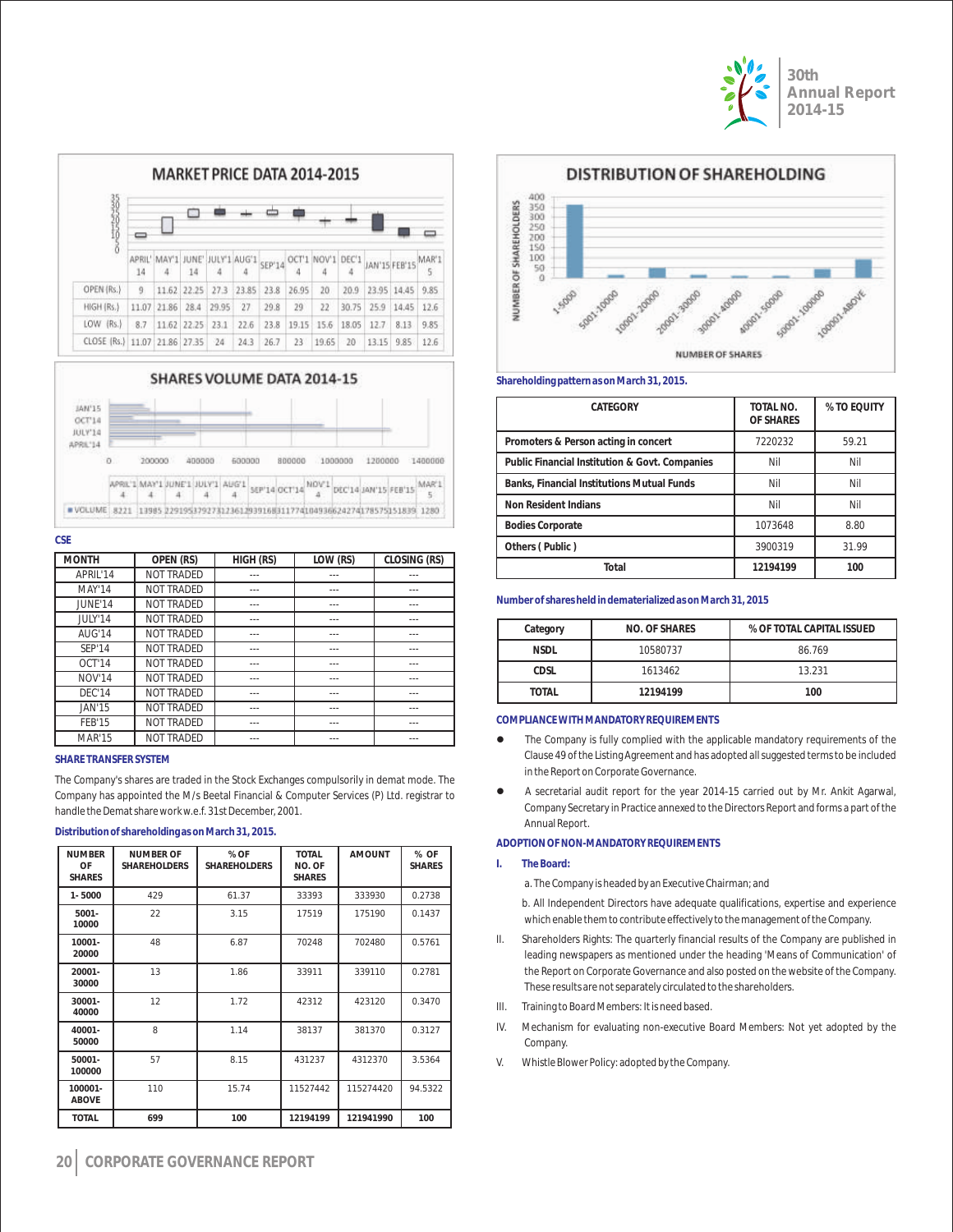## MARKET PRICE DATA 2014-2015

| | APRIL'14 | MAY'14 | JUNE'14 | JULY'14 | AUG'14 | SEP'14 | OCT'14 | NOV'14 | DEC'14 | JAN'15 | FEB'15 | MAR'15 |
|---|---|---|---|---|---|---|---|---|---|---|---|---|
| OPEN (Rs.) | 9 | 11.62 | 22.25 | 27.3 | 23.85 | 23.8 | 26.95 | 20 | 20.9 | 23.95 | 14.45 | 9.85 |
| HIGH (Rs.) | 11.07 | 21.86 | 28.4 | 29.95 | 27 | 29.8 | 29 | 22 | 30.75 | 25.9 | 14.45 | 12.6 |
| LOW (Rs.) | 8.7 | 11.62 | 22.25 | 23.1 | 22.6 | 23.8 | 19.15 | 15.6 | 18.05 | 12.7 | 8.13 | 9.85 |
| CLOSE (Rs.) | 11.07 | 21.86 | 27.35 | 24 | 24.3 | 26.7 | 23 | 19.65 | 20 | 13.15 | 9.85 | 12.6 |

## SHARES VOLUME DATA 2014-15

| | APRIL'14 | MAY'14 | JUNE'14 | JULY'14 | AUG'14 | SEP'14 | OCT'14 | NOV'14 | DEC'14 | JAN'15 | FEB'15 | MAR'15 |
|---|---|---|---|---|---|---|---|---|---|---|---|---|
| VOLUME | 8221 | 13985 | 229195 | 379273 | 123612 | 93916 | 83117 | 74104 | 93666 | 24274 | 178575 | 151839 | 1280 |

### CSE

| MONTH | OPEN (RS) | HIGH (RS) | LOW (RS) | CLOSING (RS) |
|---|---|---|---|---|
| APRIL'14 | NOT TRADED | --- | --- | --- |
| MAY'14 | NOT TRADED | --- | --- | --- |
| JUNE'14 | NOT TRADED | --- | --- | --- |
| JULY'14 | NOT TRADED | --- | --- | --- |
| AUG'14 | NOT TRADED | --- | --- | --- |
| SEP'14 | NOT TRADED | --- | --- | --- |
| OCT'14 | NOT TRADED | --- | --- | --- |
| NOV'14 | NOT TRADED | --- | --- | --- |
| DEC'14 | NOT TRADED | --- | --- | --- |
| JAN'15 | NOT TRADED | --- | --- | --- |
| FEB'15 | NOT TRADED | --- | --- | --- |
| MAR'15 | NOT TRADED | --- | --- | --- |

### SHARE TRANSFER SYSTEM

The Company's shares are traded in the Stock Exchanges compulsorily in demat mode. The Company has appointed the M/s Beetal Financial & Computer Services (P) Ltd. registrar to handle the Demat share work w.e.f. 31st December, 2001.

### Distribution of shareholding as on March 31, 2015.

| NUMBER OF SHARES | NUMBER OF SHAREHOLDERS | % OF SHAREHOLDERS | TOTAL NO. OF SHARES | AMOUNT | % OF SHARES |
|---|---|---|---|---|---|
| 1- 5000 | 429 | 61.37 | 33393 | 333930 | 0.2738 |
| 5001-10000 | 22 | 3.15 | 17519 | 175190 | 0.1437 |
| 10001-20000 | 48 | 6.87 | 70248 | 702480 | 0.5761 |
| 20001-30000 | 13 | 1.86 | 33911 | 339110 | 0.2781 |
| 30001-40000 | 12 | 1.72 | 42312 | 423120 | 0.3470 |
| 40001-50000 | 8 | 1.14 | 38137 | 381370 | 0.3127 |
| 50001-100000 | 57 | 8.15 | 431237 | 4312370 | 3.5364 |
| 100001-ABOVE | 110 | 15.74 | 11527442 | 115274420 | 94.5322 |
| TOTAL | 699 | 100 | 12194199 | 121941990 | 100 |

## DISTRIBUTION OF SHAREHOLDING

### Shareholding pattern as on March 31, 2015.

| CATEGORY | TOTAL NO. OF SHARES | % TO EQUITY |
|---|---|---|
| Promoters & Person acting in concert | 7220232 | 59.21 |
| Public Financial Institution & Govt. Companies | Nil | Nil |
| Banks, Financial Institutions Mutual Funds | Nil | Nil |
| Non Resident Indians | Nil | Nil |
| Bodies Corporate | 1073648 | 8.80 |
| Others ( Public ) | 3900319 | 31.99 |
| Total | 12194199 | 100 |

### Number of shares held in dematerialized as on March 31, 2015

| Category | NO. OF SHARES | % OF TOTAL CAPITAL ISSUED |
|---|---|---|
| NSDL | 10580737 | 86.769 |
| CDSL | 1613462 | 13.231 |
| TOTAL | 12194199 | 100 |

### COMPLIANCE WITH MANDATORY REQUIREMENTS

- The Company is fully complied with the applicable mandatory requirements of the Clause 49 of the Listing Agreement and has adopted all suggested terms to be included in the Report on Corporate Governance.
- A secretarial audit report for the year 2014-15 carried out by Mr. Ankit Agarwal, Company Secretary in Practice annexed to the Directors Report and forms a part of the Annual Report.

### ADOPTION OF NON-MANDATORY REQUIREMENTS

I. **The Board:**

   a. The Company is headed by an Executive Chairman; and

   b. All Independent Directors have adequate qualifications, expertise and experience which enable them to contribute effectively to the management of the Company.

II. Shareholders Rights: The quarterly financial results of the Company are published in leading newspapers as mentioned under the heading 'Means of Communication' of the Report on Corporate Governance and also posted on the website of the Company. These results are not separately circulated to the shareholders.

III. Training to Board Members: It is need based.

IV. Mechanism for evaluating non-executive Board Members: Not yet adopted by the Company.

V. Whistle Blower Policy: adopted by the Company.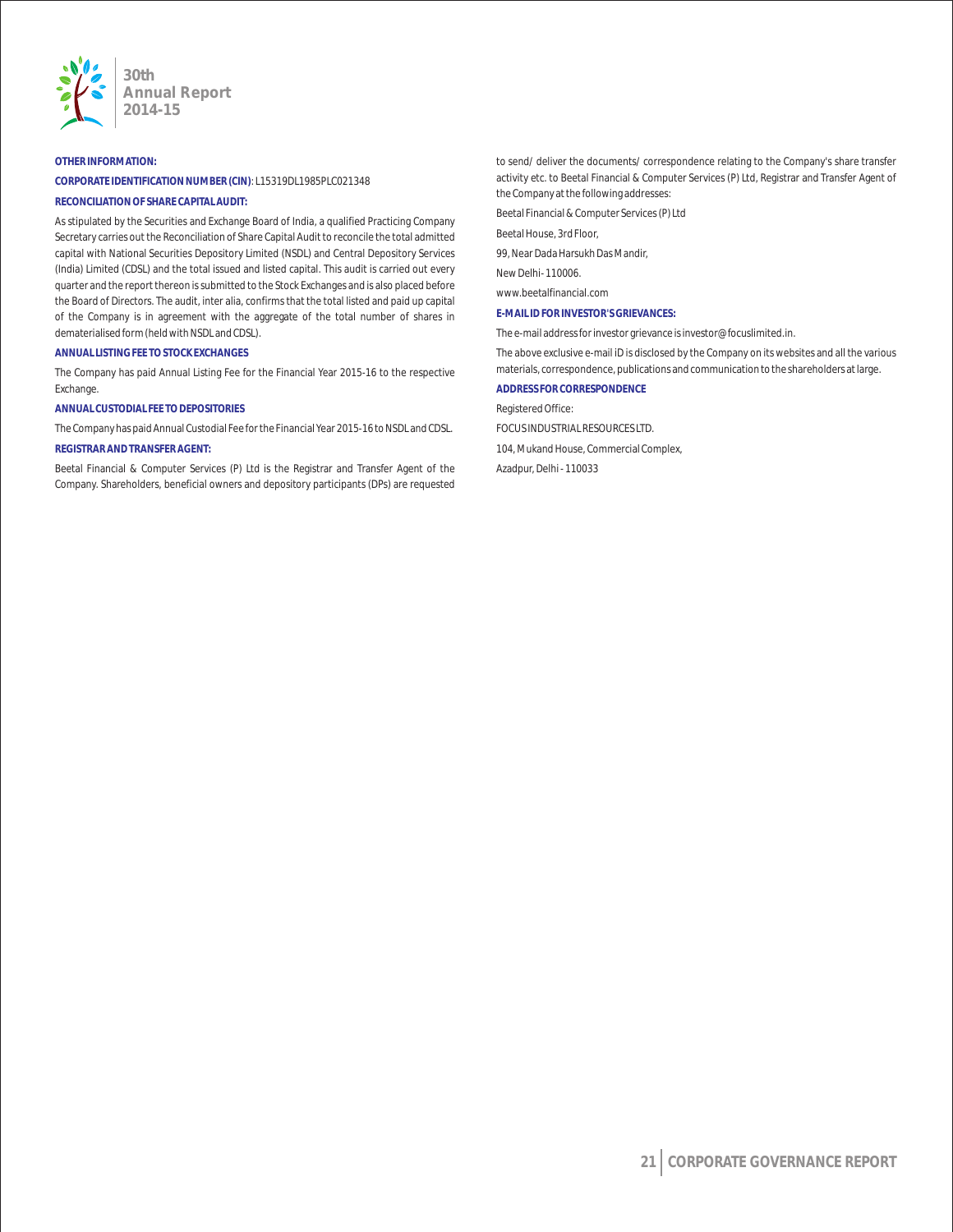**OTHER INFORMATION:**

**CORPORATE IDENTIFICATION NUMBER (CIN)**: L15319DL1985PLC021348

**RECONCILIATION OF SHARE CAPITAL AUDIT:**

As stipulated by the Securities and Exchange Board of India, a qualified Practicing Company Secretary carries out the Reconciliation of Share Capital Audit to reconcile the total admitted capital with National Securities Depository Limited (NSDL) and Central Depository Services (India) Limited (CDSL) and the total issued and listed capital. This audit is carried out every quarter and the report thereon is submitted to the Stock Exchanges and is also placed before the Board of Directors. The audit, inter alia, confirms that the total listed and paid up capital of the Company is in agreement with the aggregate of the total number of shares in dematerialised form (held with NSDL and CDSL).

**ANNUAL LISTING FEE TO STOCK EXCHANGES**

The Company has paid Annual Listing Fee for the Financial Year 2015-16 to the respective Exchange.

**ANNUAL CUSTODIAL FEE TO DEPOSITORIES**

The Company has paid Annual Custodial Fee for the Financial Year 2015-16 to NSDL and CDSL.

**REGISTRAR AND TRANSFER AGENT:**

Beetal Financial & Computer Services (P) Ltd is the Registrar and Transfer Agent of the Company. Shareholders, beneficial owners and depository participants (DPs) are requested to send/ deliver the documents/ correspondence relating to the Company's share transfer activity etc. to Beetal Financial & Computer Services (P) Ltd, Registrar and Transfer Agent of the Company at the following addresses:

Beetal Financial & Computer Services (P) Ltd

Beetal House, 3rd Floor,

99, Near Dada Harsukh Das Mandir,

New Delhi - 110006.

www.beetalfinancial.com

**E-MAIL ID FOR INVESTOR'S GRIEVANCES:**

The e-mail address for investor grievance is investor@focuslimited.in.

The above exclusive e-mail iD is disclosed by the Company on its websites and all the various materials, correspondence, publications and communication to the shareholders at large.

**ADDRESS FOR CORRESPONDENCE**

Registered Office:

FOCUS INDUSTRIAL RESOURCES LTD.

104, Mukand House, Commercial Complex,

Azadpur, Delhi - 110033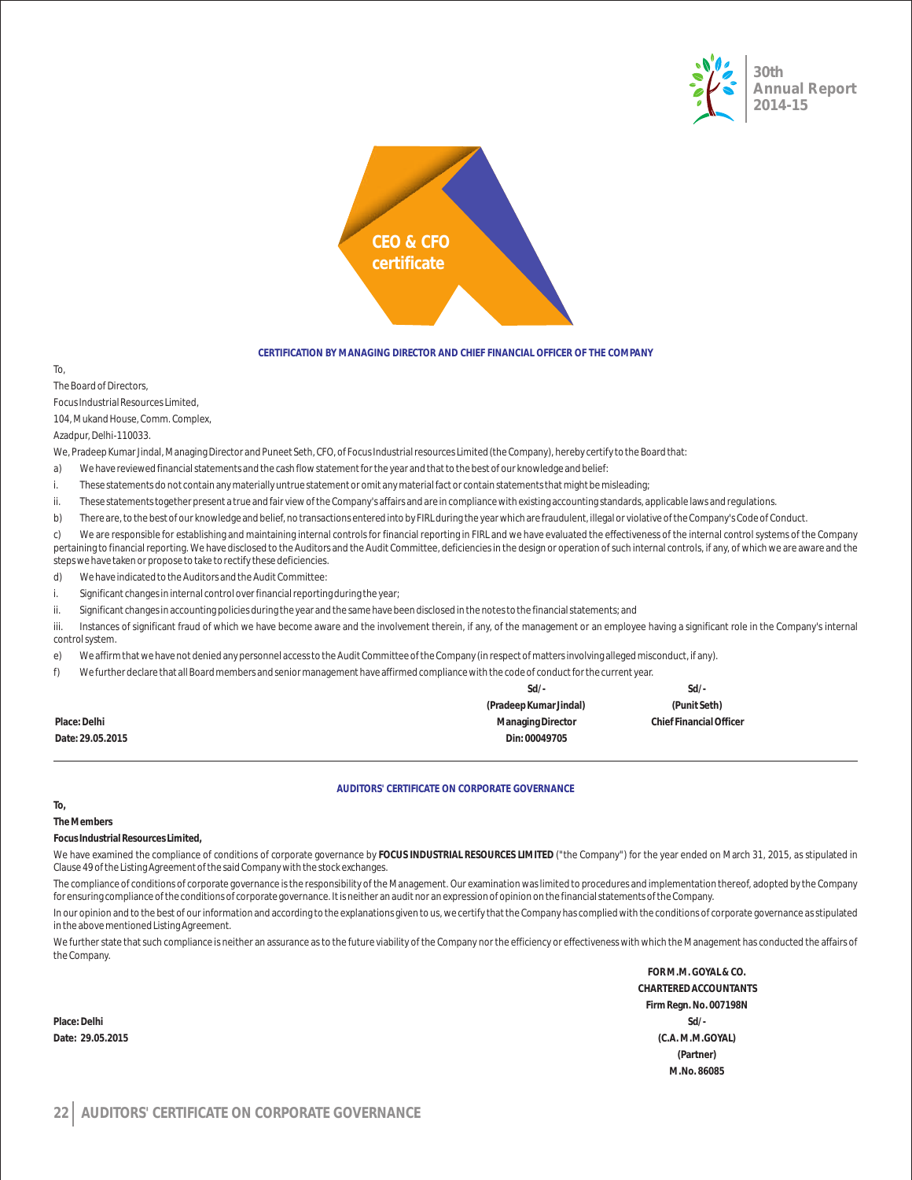# CEO & CFO certificate

## CERTIFICATION BY MANAGING DIRECTOR AND CHIEF FINANCIAL OFFICER OF THE COMPANY

To,

The Board of Directors,

Focus Industrial Resources Limited,

104, Mukand House, Comm. Complex,

Azadpur, Delhi-110033.

We, Pradeep Kumar Jindal, Managing Director and Puneet Seth, CFO, of Focus Industrial resources Limited (the Company), hereby certify to the Board that:

a) We have reviewed financial statements and the cash flow statement for the year and that to the best of our knowledge and belief:

i. These statements do not contain any materially untrue statement or omit any material fact or contain statements that might be misleading;

ii. These statements together present a true and fair view of the Company's affairs and are in compliance with existing accounting standards, applicable laws and regulations.

b) There are, to the best of our knowledge and belief, no transactions entered into by FIRL during the year which are fraudulent, illegal or violative of the Company's Code of Conduct.

c) We are responsible for establishing and maintaining internal controls for financial reporting in FIRL and we have evaluated the effectiveness of the internal control systems of the Company pertaining to financial reporting. We have disclosed to the Auditors and the Audit Committee, deficiencies in the design or operation of such internal controls, if any, of which we are aware and the steps we have taken or propose to take to rectify these deficiencies.

d) We have indicated to the Auditors and the Audit Committee:

i. Significant changes in internal control over financial reporting during the year;

ii. Significant changes in accounting policies during the year and the same have been disclosed in the notes to the financial statements; and

iii. Instances of significant fraud of which we have become aware and the involvement therein, if any, of the management or an employee having a significant role in the Company's internal control system.

e) We affirm that we have not denied any personnel access to the Audit Committee of the Company (in respect of matters involving alleged misconduct, if any).

f) We further declare that all Board members and senior management have affirmed compliance with the code of conduct for the current year.

| | Sd/- | Sd/- |
|---|---|---|
| | **(Pradeep Kumar Jindal)** | **(Punit Seth)** |
| **Place: Delhi** | **Managing Director** | **Chief Financial Officer** |
| **Date: 29.05.2015** | **Din: 00049705** | |

## AUDITORS' CERTIFICATE ON CORPORATE GOVERNANCE

**To,**

**The Members**

**Focus Industrial Resources Limited,**

We have examined the compliance of conditions of corporate governance by **FOCUS INDUSTRIAL RESOURCES LIMITED** ("the Company") for the year ended on March 31, 2015, as stipulated in Clause 49 of the Listing Agreement of the said Company with the stock exchanges.

The compliance of conditions of corporate governance is the responsibility of the Management. Our examination was limited to procedures and implementation thereof, adopted by the Company for ensuring compliance of the conditions of corporate governance. It is neither an audit nor an expression of opinion on the financial statements of the Company.

In our opinion and to the best of our information and according to the explanations given to us, we certify that the Company has complied with the conditions of corporate governance as stipulated in the above mentioned Listing Agreement.

We further state that such compliance is neither an assurance as to the future viability of the Company nor the efficiency or effectiveness with which the Management has conducted the affairs of the Company.

**FOR M.M. GOYAL & CO.**
**CHARTERED ACCOUNTANTS**
**Firm Regn. No. 007198N**

**Place: Delhi**
Sd/-

**Date: 29.05.2015**
**(C.A. M.M.GOYAL)**
**(Partner)**
**M.No. 86085**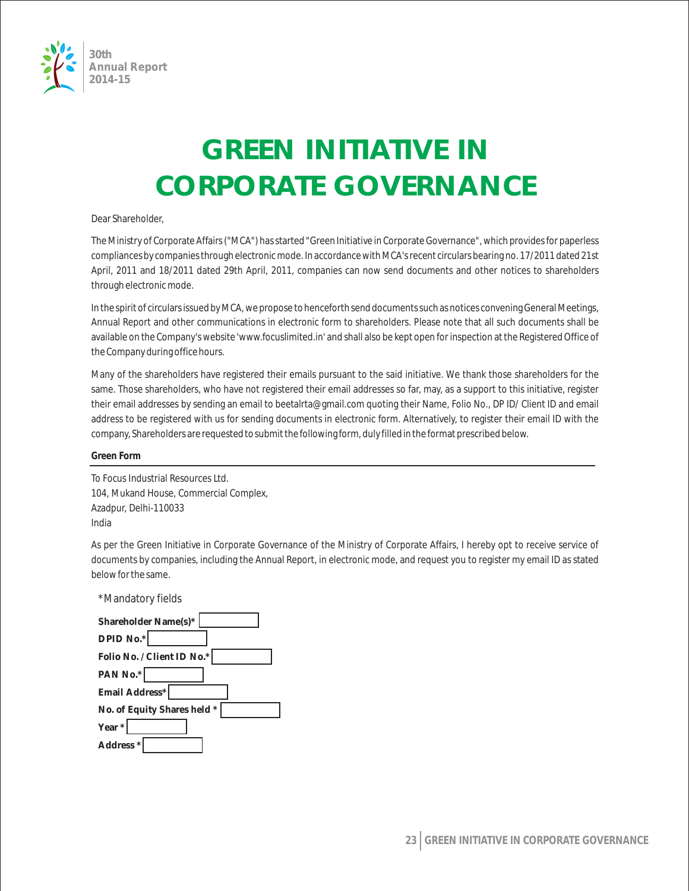# GREEN INITIATIVE IN CORPORATE GOVERNANCE

Dear Shareholder,

The Ministry of Corporate Affairs ("MCA") has started "Green Initiative in Corporate Governance", which provides for paperless compliances by companies through electronic mode. In accordance with MCA's recent circulars bearing no. 17/2011 dated 21st April, 2011 and 18/2011 dated 29th April, 2011, companies can now send documents and other notices to shareholders through electronic mode.

In the spirit of circulars issued by MCA, we propose to henceforth send documents such as notices convening General Meetings, Annual Report and other communications in electronic form to shareholders. Please note that all such documents shall be available on the Company's website 'www.focuslimited.in' and shall also be kept open for inspection at the Registered Office of the Company during office hours.

Many of the shareholders have registered their emails pursuant to the said initiative. We thank those shareholders for the same. Those shareholders, who have not registered their email addresses so far, may, as a support to this initiative, register their email addresses by sending an email to beetalrta@gmail.com quoting their Name, Folio No., DP ID/ Client ID and email address to be registered with us for sending documents in electronic form. Alternatively, to register their email ID with the company, Shareholders are requested to submit the following form, duly filled in the format prescribed below.

**Green Form**

---

To Focus Industrial Resources Ltd.
104, Mukand House, Commercial Complex,
Azadpur, Delhi-110033
India

As per the Green Initiative in Corporate Governance of the Ministry of Corporate Affairs, I hereby opt to receive service of documents by companies, including the Annual Report, in electronic mode, and request you to register my email ID as stated below for the same.

*Mandatory fields

**Shareholder Name(s)*** ____________

**DPID No.*** ____________

**Folio No. / Client ID No.*** ____________

**PAN No.*** ____________

**Email Address*** ____________

**No. of Equity Shares held *** ____________

**Year *** ____________

**Address *** ____________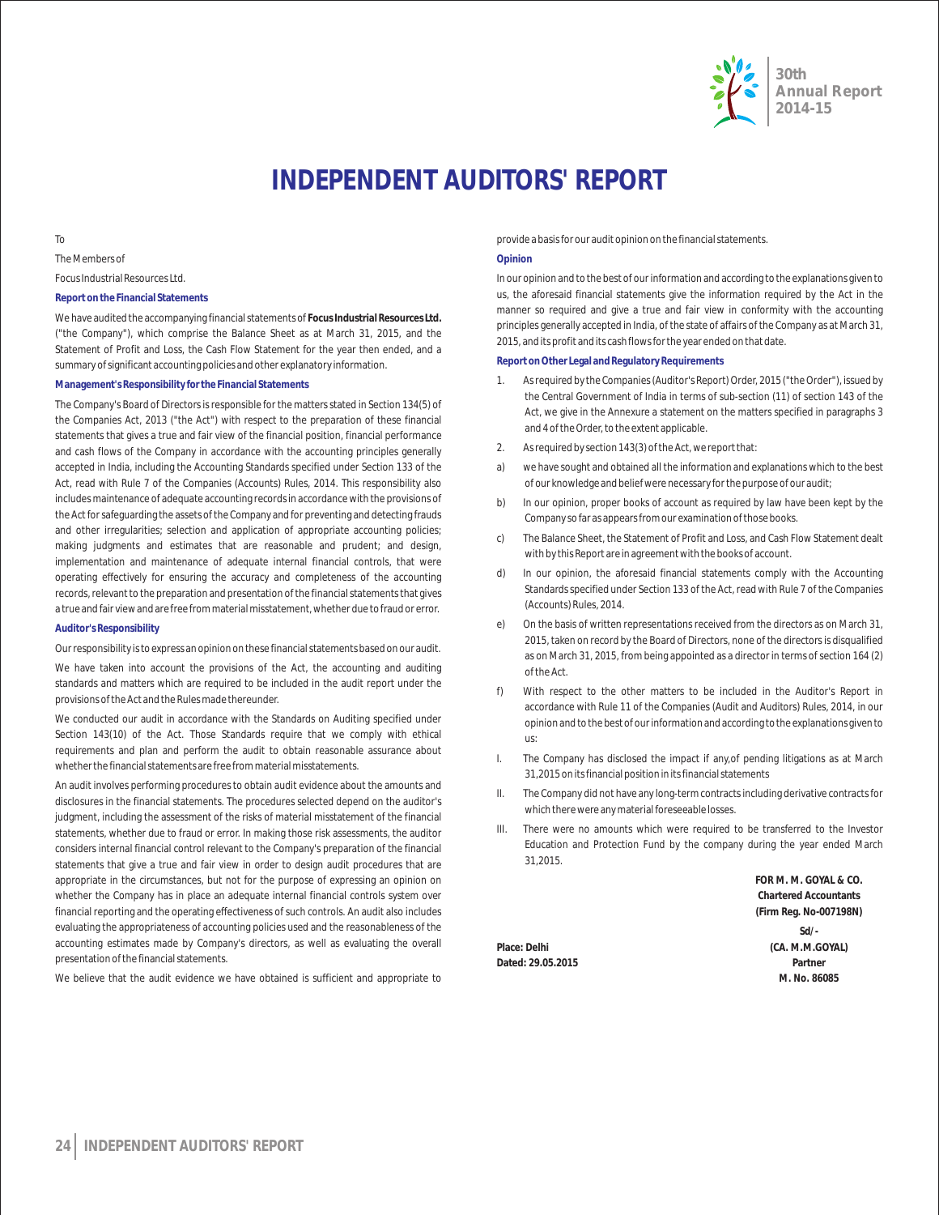# INDEPENDENT AUDITORS' REPORT

To

The Members of

Focus Industrial Resources Ltd.

**Report on the Financial Statements**

We have audited the accompanying financial statements of **Focus Industrial Resources Ltd.** ("the Company"), which comprise the Balance Sheet as at March 31, 2015, and the Statement of Profit and Loss, the Cash Flow Statement for the year then ended, and a summary of significant accounting policies and other explanatory information.

**Management's Responsibility for the Financial Statements**

The Company's Board of Directors is responsible for the matters stated in Section 134(5) of the Companies Act, 2013 ("the Act") with respect to the preparation of these financial statements that gives a true and fair view of the financial position, financial performance and cash flows of the Company in accordance with the accounting principles generally accepted in India, including the Accounting Standards specified under Section 133 of the Act, read with Rule 7 of the Companies (Accounts) Rules, 2014. This responsibility also includes maintenance of adequate accounting records in accordance with the provisions of the Act for safeguarding the assets of the Company and for preventing and detecting frauds and other irregularities; selection and application of appropriate accounting policies; making judgments and estimates that are reasonable and prudent; and design, implementation and maintenance of adequate internal financial controls, that were operating effectively for ensuring the accuracy and completeness of the accounting records, relevant to the preparation and presentation of the financial statements that gives a true and fair view and are free from material misstatement, whether due to fraud or error.

**Auditor's Responsibility**

Our responsibility is to express an opinion on these financial statements based on our audit.

We have taken into account the provisions of the Act, the accounting and auditing standards and matters which are required to be included in the audit report under the provisions of the Act and the Rules made thereunder.

We conducted our audit in accordance with the Standards on Auditing specified under Section 143(10) of the Act. Those Standards require that we comply with ethical requirements and plan and perform the audit to obtain reasonable assurance about whether the financial statements are free from material misstatements.

An audit involves performing procedures to obtain audit evidence about the amounts and disclosures in the financial statements. The procedures selected depend on the auditor's judgment, including the assessment of the risks of material misstatement of the financial statements, whether due to fraud or error. In making those risk assessments, the auditor considers internal financial control relevant to the Company's preparation of the financial statements that give a true and fair view in order to design audit procedures that are appropriate in the circumstances, but not for the purpose of expressing an opinion on whether the Company has in place an adequate internal financial controls system over financial reporting and the operating effectiveness of such controls. An audit also includes evaluating the appropriateness of accounting policies used and the reasonableness of the accounting estimates made by Company's directors, as well as evaluating the overall presentation of the financial statements.

We believe that the audit evidence we have obtained is sufficient and appropriate to provide a basis for our audit opinion on the financial statements.

**Opinion**

In our opinion and to the best of our information and according to the explanations given to us, the aforesaid financial statements give the information required by the Act in the manner so required and give a true and fair view in conformity with the accounting principles generally accepted in India, of the state of affairs of the Company as at March 31, 2015, and its profit and its cash flows for the year ended on that date.

**Report on Other Legal and Regulatory Requirements**

1. As required by the Companies (Auditor's Report) Order, 2015 ("the Order"), issued by the Central Government of India in terms of sub-section (11) of section 143 of the Act, we give in the Annexure a statement on the matters specified in paragraphs 3 and 4 of the Order, to the extent applicable.

2. As required by section 143(3) of the Act, we report that:

a) we have sought and obtained all the information and explanations which to the best of our knowledge and belief were necessary for the purpose of our audit;

b) In our opinion, proper books of account as required by law have been kept by the Company so far as appears from our examination of those books.

c) The Balance Sheet, the Statement of Profit and Loss, and Cash Flow Statement dealt with by this Report are in agreement with the books of account.

d) In our opinion, the aforesaid financial statements comply with the Accounting Standards specified under Section 133 of the Act, read with Rule 7 of the Companies (Accounts) Rules, 2014.

e) On the basis of written representations received from the directors as on March 31, 2015, taken on record by the Board of Directors, none of the directors is disqualified as on March 31, 2015, from being appointed as a director in terms of section 164 (2) of the Act.

f) With respect to the other matters to be included in the Auditor's Report in accordance with Rule 11 of the Companies (Audit and Auditors) Rules, 2014, in our opinion and to the best of our information and according to the explanations given to us:

I. The Company has disclosed the impact if any,of pending litigations as at March 31,2015 on its financial position in its financial statements

II. The Company did not have any long-term contracts including derivative contracts for which there were any material foreseeable losses.

III. There were no amounts which were required to be transferred to the Investor Education and Protection Fund by the company during the year ended March 31,2015.

**FOR M. M. GOYAL & CO.**
**Chartered Accountants**
**(Firm Reg. No-007198N)**

**Sd/-**

**Place: Delhi** **(CA. M.M.GOYAL)**
**Dated: 29.05.2015** **Partner**
**M. No. 86085**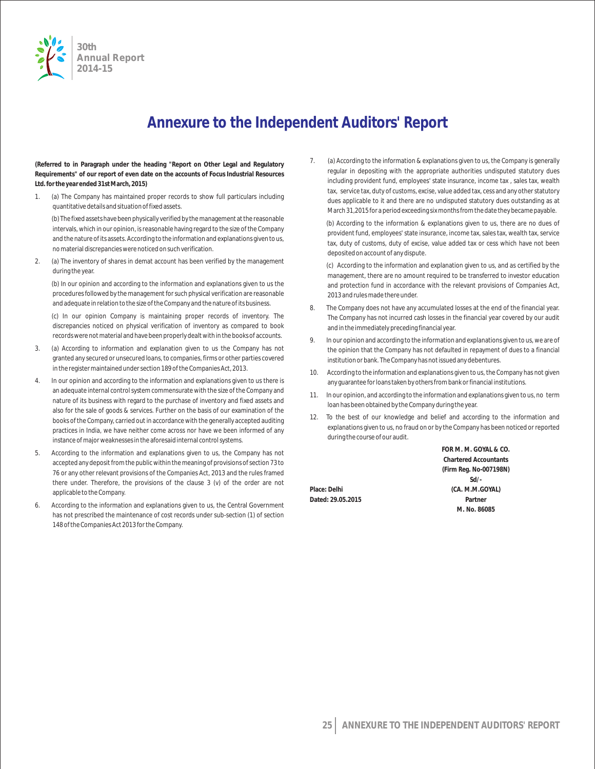# Annexure to the Independent Auditors' Report

**(Referred to in Paragraph under the heading "Report on Other Legal and Regulatory Requirements" of our report of even date on the accounts of Focus Industrial Resources Ltd. for the year ended 31st March, 2015)**

1. (a) The Company has maintained proper records to show full particulars including quantitative details and situation of fixed assets.

   (b) The fixed assets have been physically verified by the management at the reasonable intervals, which in our opinion, is reasonable having regard to the size of the Company and the nature of its assets. According to the information and explanations given to us, no material discrepancies were noticed on such verification.

2. (a) The inventory of shares in demat account has been verified by the management during the year.

   (b) In our opinion and according to the information and explanations given to us the procedures followed by the management for such physical verification are reasonable and adequate in relation to the size of the Company and the nature of its business.

   (c) In our opinion Company is maintaining proper records of inventory. The discrepancies noticed on physical verification of inventory as compared to book records were not material and have been properly dealt with in the books of accounts.

3. (a) According to information and explanation given to us the Company has not granted any secured or unsecured loans, to companies, firms or other parties covered in the register maintained under section 189 of the Companies Act, 2013.

4. In our opinion and according to the information and explanations given to us there is an adequate internal control system commensurate with the size of the Company and nature of its business with regard to the purchase of inventory and fixed assets and also for the sale of goods & services. Further on the basis of our examination of the books of the Company, carried out in accordance with the generally accepted auditing practices in India, we have neither come across nor have we been informed of any instance of major weaknesses in the aforesaid internal control systems.

5. According to the information and explanations given to us, the Company has not accepted any deposit from the public within the meaning of provisions of section 73 to 76 or any other relevant provisions of the Companies Act, 2013 and the rules framed there under. Therefore, the provisions of the clause 3 (v) of the order are not applicable to the Company.

6. According to the information and explanations given to us, the Central Government has not prescribed the maintenance of cost records under sub-section (1) of section 148 of the Companies Act 2013 for the Company.

7. (a) According to the information & explanations given to us, the Company is generally regular in depositing with the appropriate authorities undisputed statutory dues including provident fund, employees' state insurance, income tax , sales tax, wealth tax, service tax, duty of customs, excise, value added tax, cess and any other statutory dues applicable to it and there are no undisputed statutory dues outstanding as at March 31,2015 for a period exceeding six months from the date they became payable.

   (b) According to the information & explanations given to us, there are no dues of provident fund, employees' state insurance, income tax, sales tax, wealth tax, service tax, duty of customs, duty of excise, value added tax or cess which have not been deposited on account of any dispute.

   (c) According to the information and explanation given to us, and as certified by the management, there are no amount required to be transferred to investor education and protection fund in accordance with the relevant provisions of Companies Act, 2013 and rules made there under.

8. The Company does not have any accumulated losses at the end of the financial year. The Company has not incurred cash losses in the financial year covered by our audit and in the immediately preceding financial year.

9. In our opinion and according to the information and explanations given to us, we are of the opinion that the Company has not defaulted in repayment of dues to a financial institution or bank. The Company has not issued any debentures.

10. According to the information and explanations given to us, the Company has not given any guarantee for loans taken by others from bank or financial institutions.

11. In our opinion, and according to the information and explanations given to us, no term loan has been obtained by the Company during the year.

12. To the best of our knowledge and belief and according to the information and explanations given to us, no fraud on or by the Company has been noticed or reported during the course of our audit.

**FOR M. M. GOYAL & CO.**
**Chartered Accountants**
**(Firm Reg. No-007198N)**
**Sd/-**
**(CA. M.M.GOYAL)**
**Partner**
**M. No. 86085**

**Place: Delhi**
**Dated: 29.05.2015**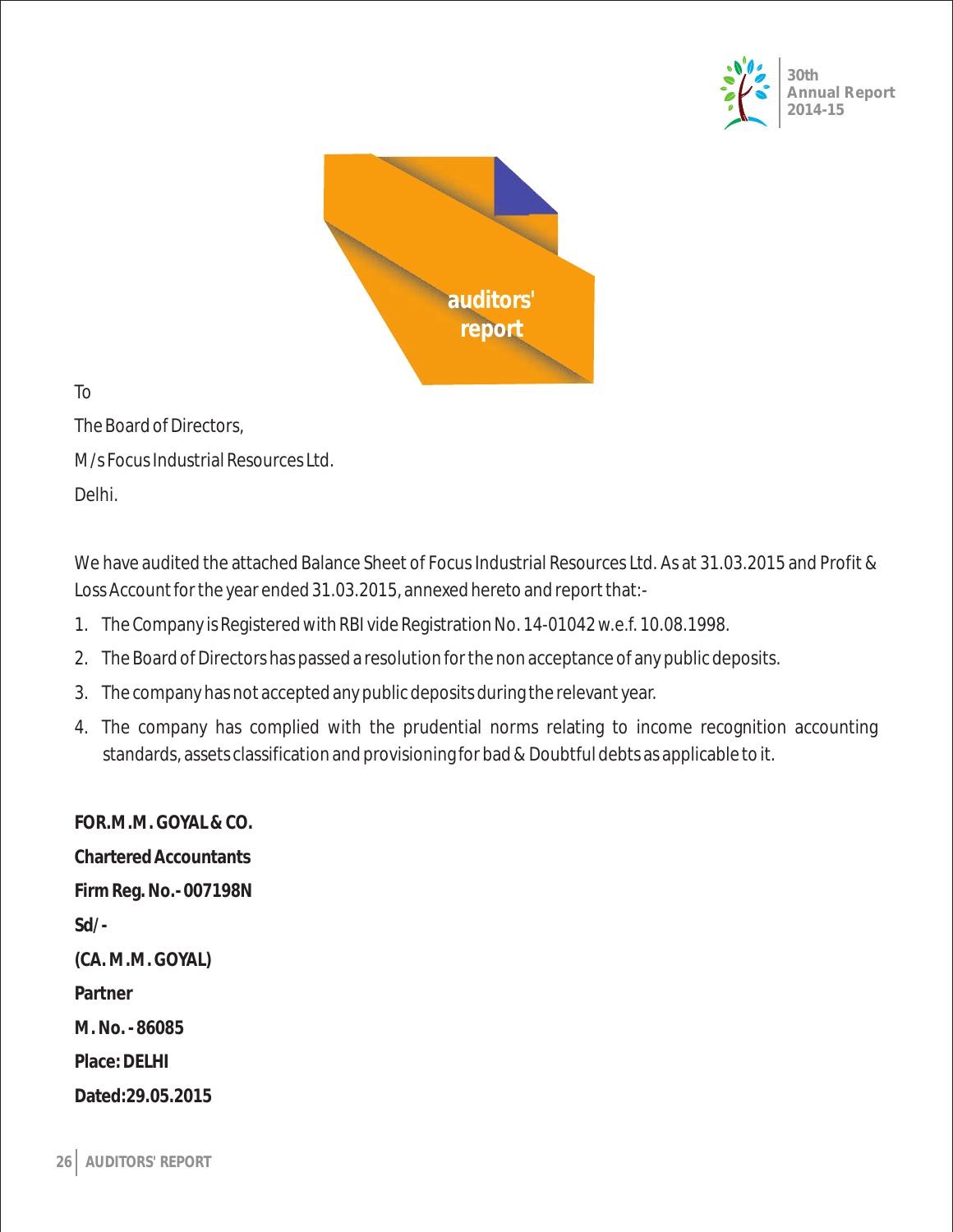# auditors' report

To

The Board of Directors,

M/s Focus Industrial Resources Ltd.

Delhi.

We have audited the attached Balance Sheet of Focus Industrial Resources Ltd. As at 31.03.2015 and Profit & Loss Account for the year ended 31.03.2015, annexed hereto and report that:-

1. The Company is Registered with RBI vide Registration No. 14-01042 w.e.f. 10.08.1998.
2. The Board of Directors has passed a resolution for the non acceptance of any public deposits.
3. The company has not accepted any public deposits during the relevant year.
4. The company has complied with the prudential norms relating to income recognition accounting standards, assets classification and provisioning for bad & Doubtful debts as applicable to it.

**FOR.M.M. GOYAL & CO.**

**Chartered Accountants**

**Firm Reg. No.- 007198N**

**Sd/-**

**(CA. M.M. GOYAL)**

**Partner**

**M. No. - 86085**

**Place: DELHI**

**Dated:29.05.2015**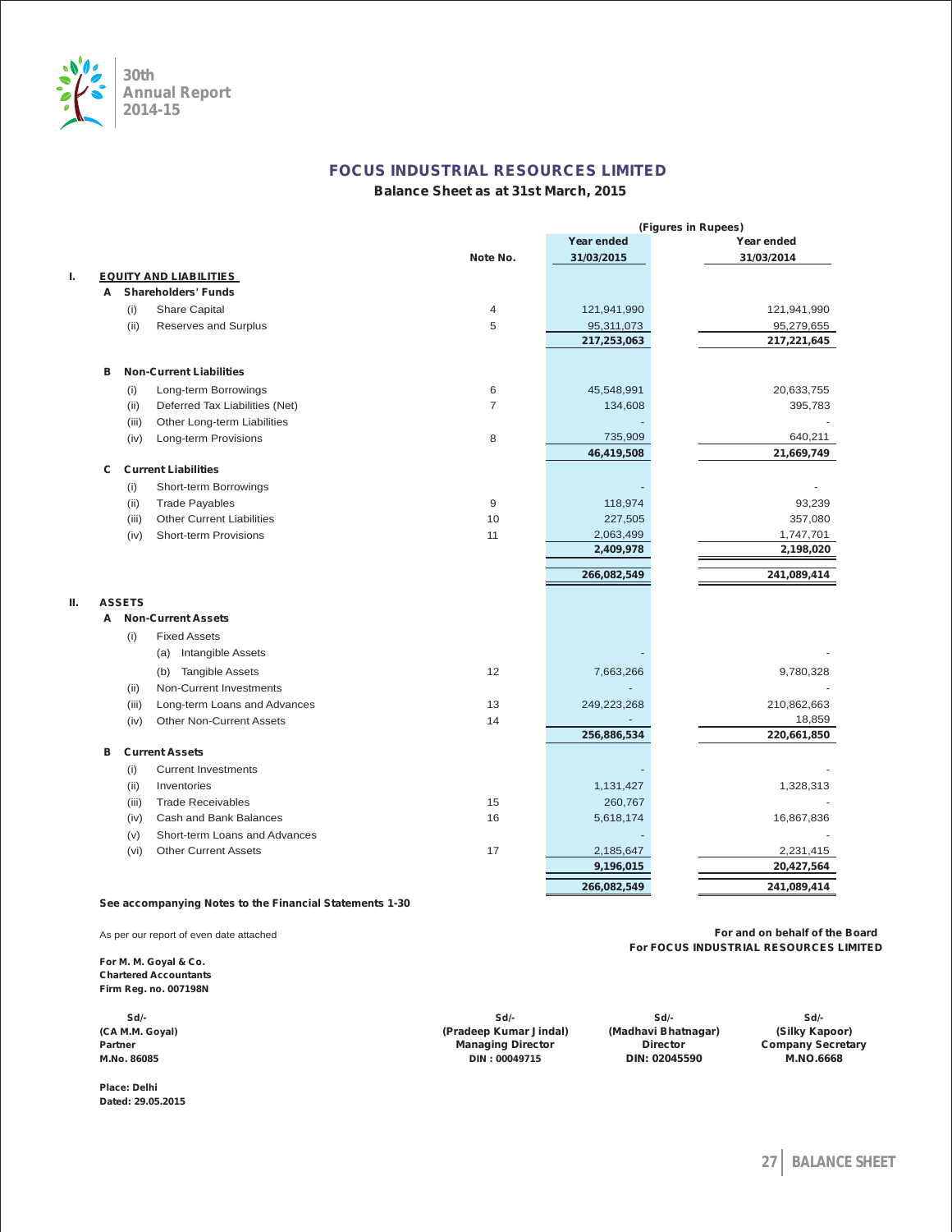# FOCUS INDUSTRIAL RESOURCES LIMITED

## Balance Sheet as at 31st March, 2015

(Figures in Rupees)

| | | | Note No. | Year ended 31/03/2015 | Year ended 31/03/2014 |
|---|---|---|---|---|---|
| **I.** | **EQUITY AND LIABILITIES** | | | | |
| | **A** | **Shareholders' Funds** | | | |
| | (i) | Share Capital | 4 | 121,941,990 | 121,941,990 |
| | (ii) | Reserves and Surplus | 5 | 95,311,073 | 95,279,655 |
| | | | | **217,253,063** | **217,221,645** |
| | **B** | **Non-Current Liabilities** | | | |
| | (i) | Long-term Borrowings | 6 | 45,548,991 | 20,633,755 |
| | (ii) | Deferred Tax Liabilities (Net) | 7 | 134,608 | 395,783 |
| | (iii) | Other Long-term Liabilities | | - | - |
| | (iv) | Long-term Provisions | 8 | 735,909 | 640,211 |
| | | | | **46,419,508** | **21,669,749** |
| | **C** | **Current Liabilities** | | | |
| | (i) | Short-term Borrowings | | - | - |
| | (ii) | Trade Payables | 9 | 118,974 | 93,239 |
| | (iii) | Other Current Liabilities | 10 | 227,505 | 357,080 |
| | (iv) | Short-term Provisions | 11 | 2,063,499 | 1,747,701 |
| | | | | **2,409,978** | **2,198,020** |
| | | | | **266,082,549** | **241,089,414** |
| **II.** | **ASSETS** | | | | |
| | **A** | **Non-Current Assets** | | | |
| | (i) | Fixed Assets | | | |
| | | (a) Intangible Assets | | - | - |
| | | (b) Tangible Assets | 12 | 7,663,266 | 9,780,328 |
| | (ii) | Non-Current Investments | | - | - |
| | (iii) | Long-term Loans and Advances | 13 | 249,223,268 | 210,862,663 |
| | (iv) | Other Non-Current Assets | 14 | - | 18,859 |
| | | | | **256,886,534** | **220,661,850** |
| | **B** | **Current Assets** | | | |
| | (i) | Current Investments | | - | - |
| | (ii) | Inventories | | 1,131,427 | 1,328,313 |
| | (iii) | Trade Receivables | 15 | 260,767 | - |
| | (iv) | Cash and Bank Balances | 16 | 5,618,174 | 16,867,836 |
| | (v) | Short-term Loans and Advances | | - | - |
| | (vi) | Other Current Assets | 17 | 2,185,647 | 2,231,415 |
| | | | | **9,196,015** | **20,427,564** |
| | | | | **266,082,549** | **241,089,414** |

**See accompanying Notes to the Financial Statements 1-30**

As per our report of even date attached

**For M. M. Goyal & Co.**
**Chartered Accountants**
**Firm Reg. no. 007198N**

**For and on behalf of the Board**
**For FOCUS INDUSTRIAL RESOURCES LIMITED**

| Sd/- | Sd/- | Sd/- | Sd/- |
|---|---|---|---|
| **(CA M.M. Goyal)** | **(Pradeep Kumar Jindal)** | **(Madhavi Bhatnagar)** | **(Silky Kapoor)** |
| **Partner** | **Managing Director** | **Director** | **Company Secretary** |
| **M.No. 86085** | **DIN : 00049715** | **DIN: 02045590** | **M.NO.6668** |

**Place: Delhi**
**Dated: 29.05.2015**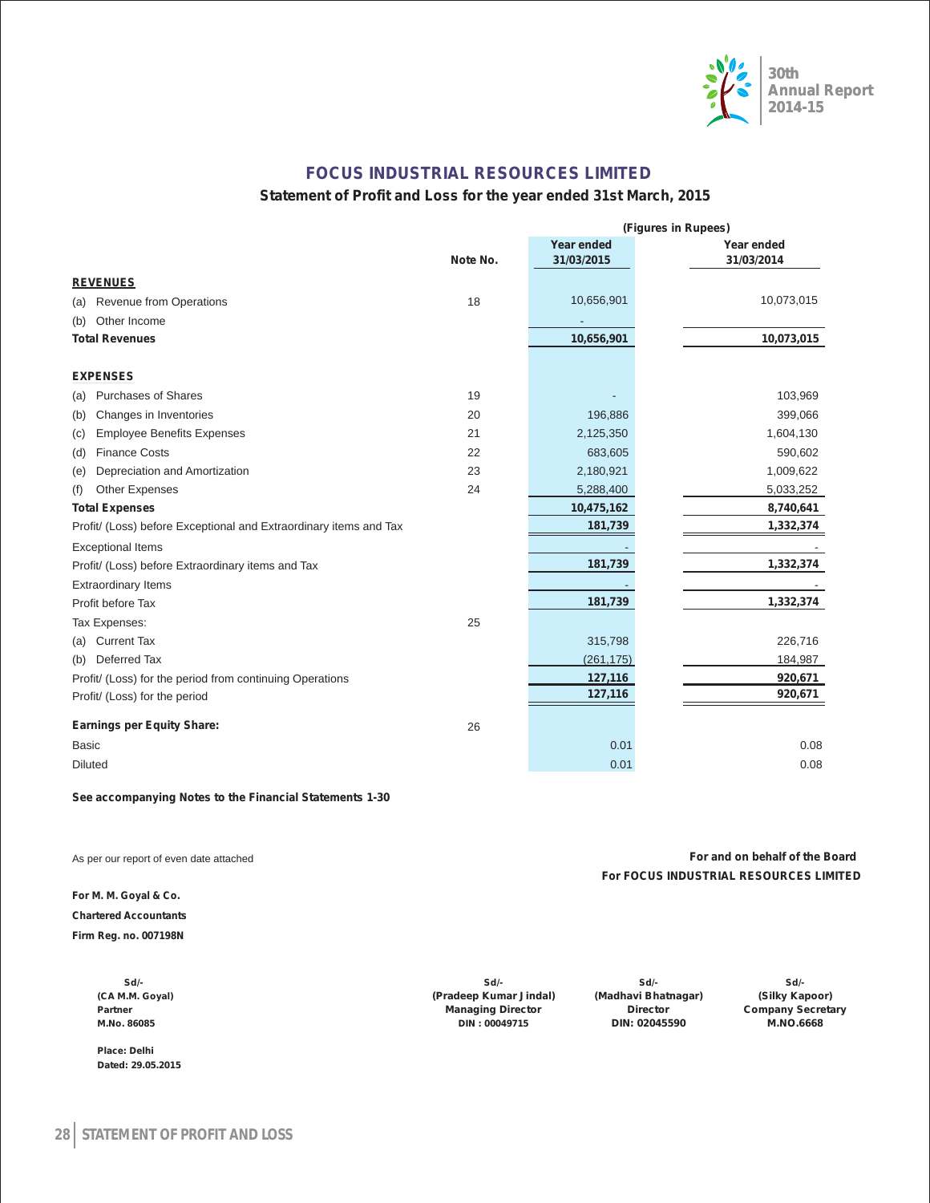# FOCUS INDUSTRIAL RESOURCES LIMITED

## Statement of Profit and Loss for the year ended 31st March, 2015

(Figures in Rupees)

| | Note No. | Year ended 31/03/2015 | Year ended 31/03/2014 |
|---|---|---|---|
| **REVENUES** | | | |
| (a) Revenue from Operations | 18 | 10,656,901 | 10,073,015 |
| (b) Other Income | | - | |
| **Total Revenues** | | **10,656,901** | **10,073,015** |
| **EXPENSES** | | | |
| (a) Purchases of Shares | 19 | - | 103,969 |
| (b) Changes in Inventories | 20 | 196,886 | 399,066 |
| (c) Employee Benefits Expenses | 21 | 2,125,350 | 1,604,130 |
| (d) Finance Costs | 22 | 683,605 | 590,602 |
| (e) Depreciation and Amortization | 23 | 2,180,921 | 1,009,622 |
| (f) Other Expenses | 24 | 5,288,400 | 5,033,252 |
| **Total Expenses** | | **10,475,162** | **8,740,641** |
| Profit/ (Loss) before Exceptional and Extraordinary items and Tax | | **181,739** | **1,332,374** |
| Exceptional Items | | - | - |
| Profit/ (Loss) before Extraordinary items and Tax | | **181,739** | **1,332,374** |
| Extraordinary Items | | - | - |
| Profit before Tax | | **181,739** | **1,332,374** |
| Tax Expenses: | 25 | | |
| (a) Current Tax | | 315,798 | 226,716 |
| (b) Deferred Tax | | (261,175) | 184,987 |
| Profit/ (Loss) for the period from continuing Operations | | **127,116** | **920,671** |
| Profit/ (Loss) for the period | | **127,116** | **920,671** |
| **Earnings per Equity Share:** | 26 | | |
| Basic | | 0.01 | 0.08 |
| Diluted | | 0.01 | 0.08 |

**See accompanying Notes to the Financial Statements 1-30**

As per our report of even date attached

**For and on behalf of the Board**
**For FOCUS INDUSTRIAL RESOURCES LIMITED**

**For M. M. Goyal & Co.**
**Chartered Accountants**
**Firm Reg. no. 007198N**

| Sd/- | Sd/- | Sd/- | Sd/- |
|---|---|---|---|
| (CA M.M. Goyal) | (Pradeep Kumar Jindal) | (Madhavi Bhatnagar) | (Silky Kapoor) |
| Partner | Managing Director | Director | Company Secretary |
| M.No. 86085 | DIN : 00049715 | DIN: 02045590 | M.NO.6668 |

**Place: Delhi**
**Dated: 29.05.2015**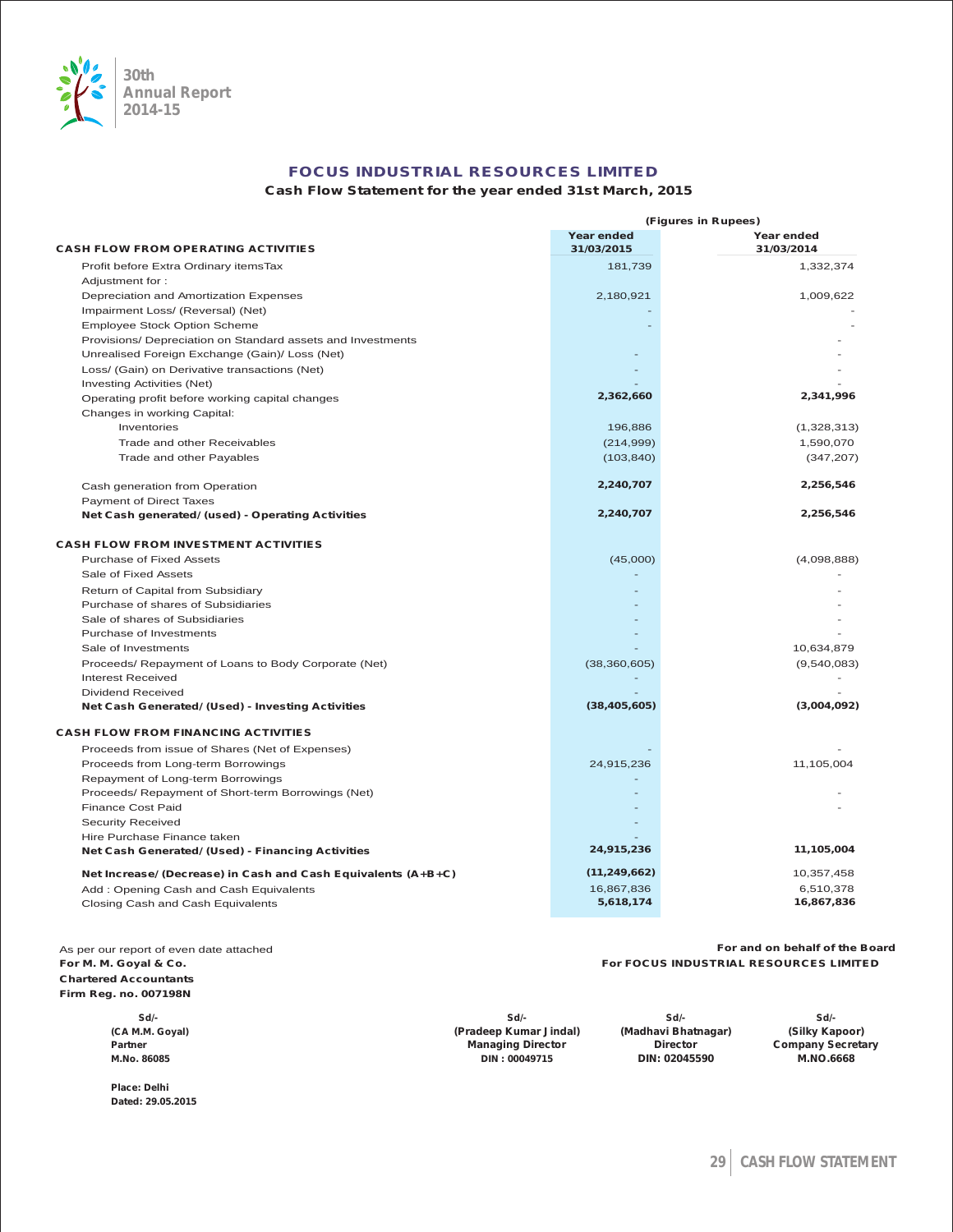# FOCUS INDUSTRIAL RESOURCES LIMITED

## Cash Flow Statement for the year ended 31st March, 2015

(Figures in Rupees)

| | Year ended 31/03/2015 | Year ended 31/03/2014 |
|---|---|---|
| **CASH FLOW FROM OPERATING ACTIVITIES** | | |
| Profit before Extra Ordinary itemsTax | 181,739 | 1,332,374 |
| Adjustment for : | | |
| Depreciation and Amortization Expenses | 2,180,921 | 1,009,622 |
| Impairment Loss/ (Reversal) (Net) | - | - |
| Employee Stock Option Scheme | - | - |
| Provisions/ Depreciation on Standard assets and Investments | | - |
| Unrealised Foreign Exchange (Gain)/ Loss (Net) | - | - |
| Loss/ (Gain) on Derivative transactions (Net) | - | - |
| Investing Activities (Net) | - | - |
| Operating profit before working capital changes | **2,362,660** | **2,341,996** |
| Changes in working Capital: | | |
| Inventories | 196,886 | (1,328,313) |
| Trade and other Receivables | (214,999) | 1,590,070 |
| Trade and other Payables | (103,840) | (347,207) |
| Cash generation from Operation | **2,240,707** | **2,256,546** |
| Payment of Direct Taxes | | |
| **Net Cash generated/ (used) - Operating Activities** | **2,240,707** | **2,256,546** |
| **CASH FLOW FROM INVESTMENT ACTIVITIES** | | |
| Purchase of Fixed Assets | (45,000) | (4,098,888) |
| Sale of Fixed Assets | - | - |
| Return of Capital from Subsidiary | - | - |
| Purchase of shares of Subsidiaries | - | - |
| Sale of shares of Subsidiaries | - | - |
| Purchase of Investments | - | - |
| Sale of Investments | - | 10,634,879 |
| Proceeds/ Repayment of Loans to Body Corporate (Net) | (38,360,605) | (9,540,083) |
| Interest Received | - | - |
| Dividend Received | - | - |
| **Net Cash Generated/ (Used) - Investing Activities** | **(38,405,605)** | **(3,004,092)** |
| **CASH FLOW FROM FINANCING ACTIVITIES** | | |
| Proceeds from issue of Shares (Net of Expenses) | - | - |
| Proceeds from Long-term Borrowings | 24,915,236 | 11,105,004 |
| Repayment of Long-term Borrowings | - | |
| Proceeds/ Repayment of Short-term Borrowings (Net) | - | - |
| Finance Cost Paid | - | - |
| Security Received | - | |
| Hire Purchase Finance taken | - | |
| **Net Cash Generated/ (Used) - Financing Activities** | **24,915,236** | **11,105,004** |
| **Net Increase/ (Decrease) in Cash and Cash Equivalents (A+B+C)** | **(11,249,662)** | 10,357,458 |
| Add : Opening Cash and Cash Equivalents | 16,867,836 | 6,510,378 |
| Closing Cash and Cash Equivalents | **5,618,174** | **16,867,836** |

As per our report of even date attached
**For M. M. Goyal & Co.**
**Chartered Accountants**
**Firm Reg. no. 007198N**

**For and on behalf of the Board**
**For FOCUS INDUSTRIAL RESOURCES LIMITED**

| Sd/- | Sd/- | Sd/- | Sd/- |
|---|---|---|---|
| **(CA M.M. Goyal)** | **(Pradeep Kumar Jindal)** | **(Madhavi Bhatnagar)** | **(Silky Kapoor)** |
| **Partner** | **Managing Director** | **Director** | **Company Secretary** |
| **M.No. 86085** | **DIN : 00049715** | **DIN: 02045590** | **M.NO.6668** |

**Place: Delhi**
**Dated: 29.05.2015**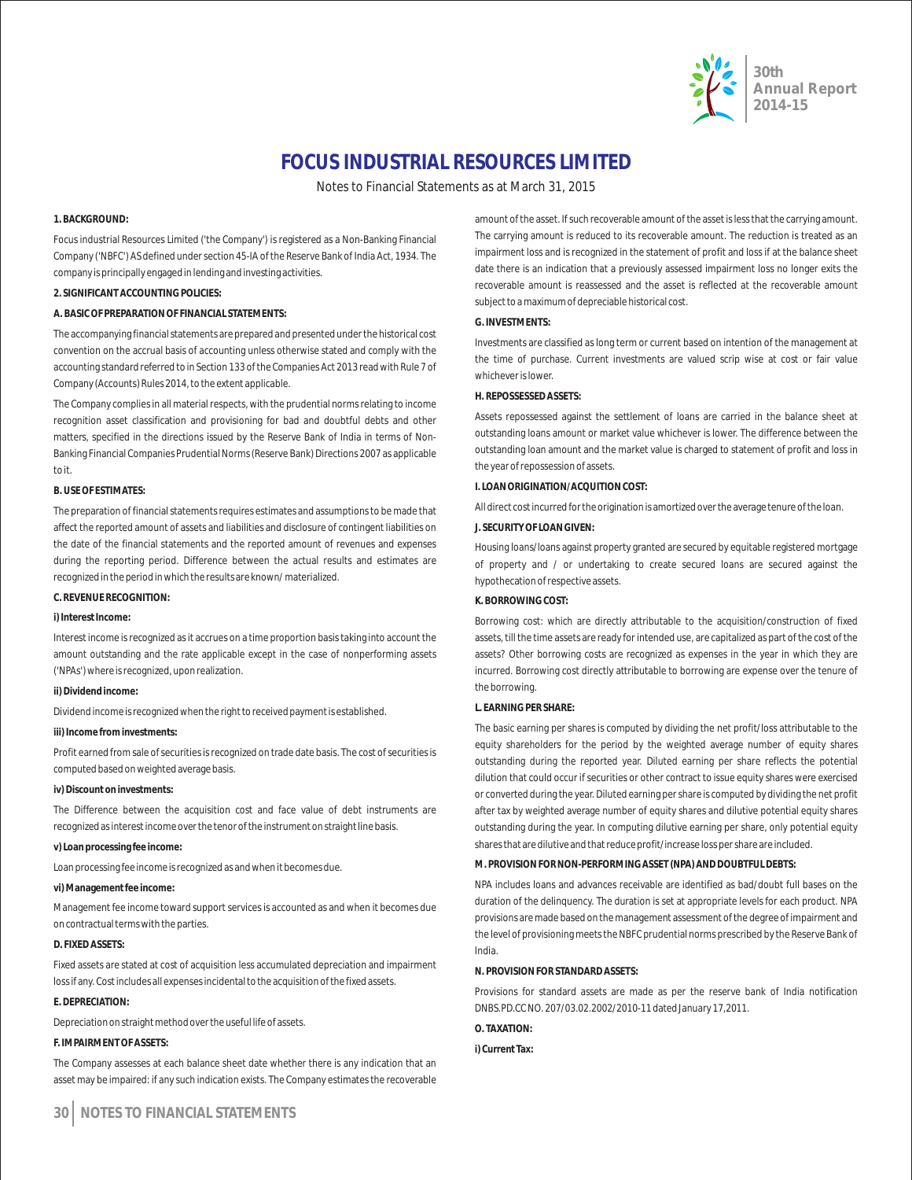# FOCUS INDUSTRIAL RESOURCES LIMITED

Notes to Financial Statements as at March 31, 2015

**1. BACKGROUND:**

Focus industrial Resources Limited ('the Company') is registered as a Non-Banking Financial Company ('NBFC') AS defined under section 45-IA of the Reserve Bank of India Act, 1934. The company is principally engaged in lending and investing activities.

**2. SIGNIFICANT ACCOUNTING POLICIES:**

**A. BASIC OF PREPARATION OF FINANCIAL STATEMENTS:**

The accompanying financial statements are prepared and presented under the historical cost convention on the accrual basis of accounting unless otherwise stated and comply with the accounting standard referred to in Section 133 of the Companies Act 2013 read with Rule 7 of Company (Accounts) Rules 2014, to the extent applicable.

The Company complies in all material respects, with the prudential norms relating to income recognition asset classification and provisioning for bad and doubtful debts and other matters, specified in the directions issued by the Reserve Bank of India in terms of Non-Banking Financial Companies Prudential Norms (Reserve Bank) Directions 2007 as applicable to it.

**B. USE OF ESTIMATES:**

The preparation of financial statements requires estimates and assumptions to be made that affect the reported amount of assets and liabilities and disclosure of contingent liabilities on the date of the financial statements and the reported amount of revenues and expenses during the reporting period. Difference between the actual results and estimates are recognized in the period in which the results are known/ materialized.

**C. REVENUE RECOGNITION:**

**i) Interest Income:**

Interest income is recognized as it accrues on a time proportion basis taking into account the amount outstanding and the rate applicable except in the case of nonperforming assets ('NPAs') where is recognized, upon realization.

**ii) Dividend income:**

Dividend income is recognized when the right to received payment is established.

**iii) Income from investments:**

Profit earned from sale of securities is recognized on trade date basis. The cost of securities is computed based on weighted average basis.

**iv) Discount on investments:**

The Difference between the acquisition cost and face value of debt instruments are recognized as interest income over the tenor of the instrument on straight line basis.

**v) Loan processing fee income:**

Loan processing fee income is recognized as and when it becomes due.

**vi) Management fee income:**

Management fee income toward support services is accounted as and when it becomes due on contractual terms with the parties.

**D. FIXED ASSETS:**

Fixed assets are stated at cost of acquisition less accumulated depreciation and impairment loss if any. Cost includes all expenses incidental to the acquisition of the fixed assets.

**E. DEPRECIATION:**

Depreciation on straight method over the useful life of assets.

**F. IMPAIRMENT OF ASSETS:**

The Company assesses at each balance sheet date whether there is any indication that an asset may be impaired: if any such indication exists. The Company estimates the recoverable amount of the asset. If such recoverable amount of the asset is less that the carrying amount. The carrying amount is reduced to its recoverable amount. The reduction is treated as an impairment loss and is recognized in the statement of profit and loss if at the balance sheet date there is an indication that a previously assessed impairment loss no longer exits the recoverable amount is reassessed and the asset is reflected at the recoverable amount subject to a maximum of depreciable historical cost.

**G. INVESTMENTS:**

Investments are classified as long term or current based on intention of the management at the time of purchase. Current investments are valued scrip wise at cost or fair value whichever is lower.

**H. REPOSSESSED ASSETS:**

Assets repossessed against the settlement of loans are carried in the balance sheet at outstanding loans amount or market value whichever is lower. The difference between the outstanding loan amount and the market value is charged to statement of profit and loss in the year of repossession of assets.

**I. LOAN ORIGINATION/ACQUITION COST:**

All direct cost incurred for the origination is amortized over the average tenure of the loan.

**J. SECURITY OF LOAN GIVEN:**

Housing loans/loans against property granted are secured by equitable registered mortgage of property and / or undertaking to create secured loans are secured against the hypothecation of respective assets.

**K. BORROWING COST:**

Borrowing cost: which are directly attributable to the acquisition/construction of fixed assets, till the time assets are ready for intended use, are capitalized as part of the cost of the assets? Other borrowing costs are recognized as expenses in the year in which they are incurred. Borrowing cost directly attributable to borrowing are expense over the tenure of the borrowing.

**L. EARNING PER SHARE:**

The basic earning per shares is computed by dividing the net profit/loss attributable to the equity shareholders for the period by the weighted average number of equity shares outstanding during the reported year. Diluted earning per share reflects the potential dilution that could occur if securities or other contract to issue equity shares were exercised or converted during the year. Diluted earning per share is computed by dividing the net profit after tax by weighted average number of equity shares and dilutive potential equity shares outstanding during the year. In computing dilutive earning per share, only potential equity shares that are dilutive and that reduce profit/increase loss per share are included.

**M. PROVISION FOR NON-PERFORMING ASSET (NPA) AND DOUBTFUL DEBTS:**

NPA includes loans and advances receivable are identified as bad/doubt full bases on the duration of the delinquency. The duration is set at appropriate levels for each product. NPA provisions are made based on the management assessment of the degree of impairment and the level of provisioning meets the NBFC prudential norms prescribed by the Reserve Bank of India.

**N. PROVISION FOR STANDARD ASSETS:**

Provisions for standard assets are made as per the reserve bank of India notification DNBS.PD.CC NO. 207/03.02.2002/2010-11 dated January 17,2011.

**O. TAXATION:**

**i) Current Tax:**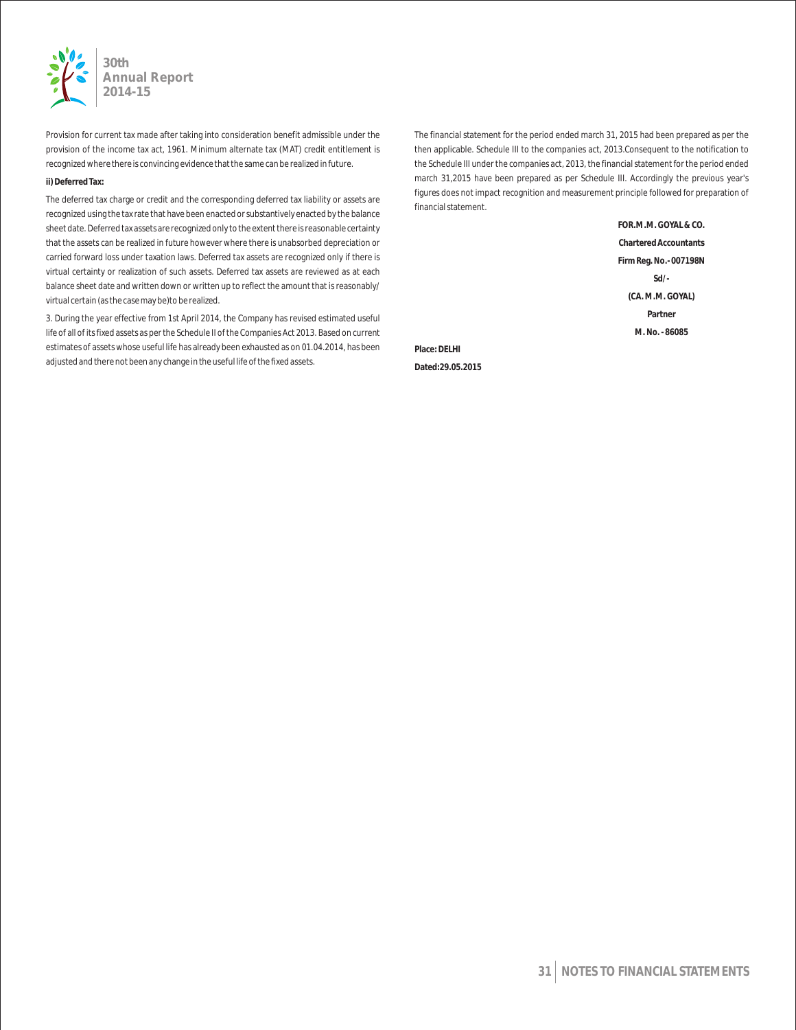Provision for current tax made after taking into consideration benefit admissible under the provision of the income tax act, 1961. Minimum alternate tax (MAT) credit entitlement is recognized where there is convincing evidence that the same can be realized in future.

**ii) Deferred Tax:**

The deferred tax charge or credit and the corresponding deferred tax liability or assets are recognized using the tax rate that have been enacted or substantively enacted by the balance sheet date. Deferred tax assets are recognized only to the extent there is reasonable certainty that the assets can be realized in future however where there is unabsorbed depreciation or carried forward loss under taxation laws. Deferred tax assets are recognized only if there is virtual certainty or realization of such assets. Deferred tax assets are reviewed as at each balance sheet date and written down or written up to reflect the amount that is reasonably/ virtual certain (as the case may be)to be realized.

3. During the year effective from 1st April 2014, the Company has revised estimated useful life of all of its fixed assets as per the Schedule II of the Companies Act 2013. Based on current estimates of assets whose useful life has already been exhausted as on 01.04.2014, has been adjusted and there not been any change in the useful life of the fixed assets.

The financial statement for the period ended march 31, 2015 had been prepared as per the then applicable. Schedule III to the companies act, 2013.Consequent to the notification to the Schedule III under the companies act, 2013, the financial statement for the period ended march 31,2015 have been prepared as per Schedule III. Accordingly the previous year's figures does not impact recognition and measurement principle followed for preparation of financial statement.

**FOR.M.M. GOYAL & CO.**

**Chartered Accountants**

**Firm Reg. No.- 007198N**

**Sd/-**

**(CA. M.M. GOYAL)**

**Partner**

**M. No. - 86085**

**Place: DELHI**

**Dated:29.05.2015**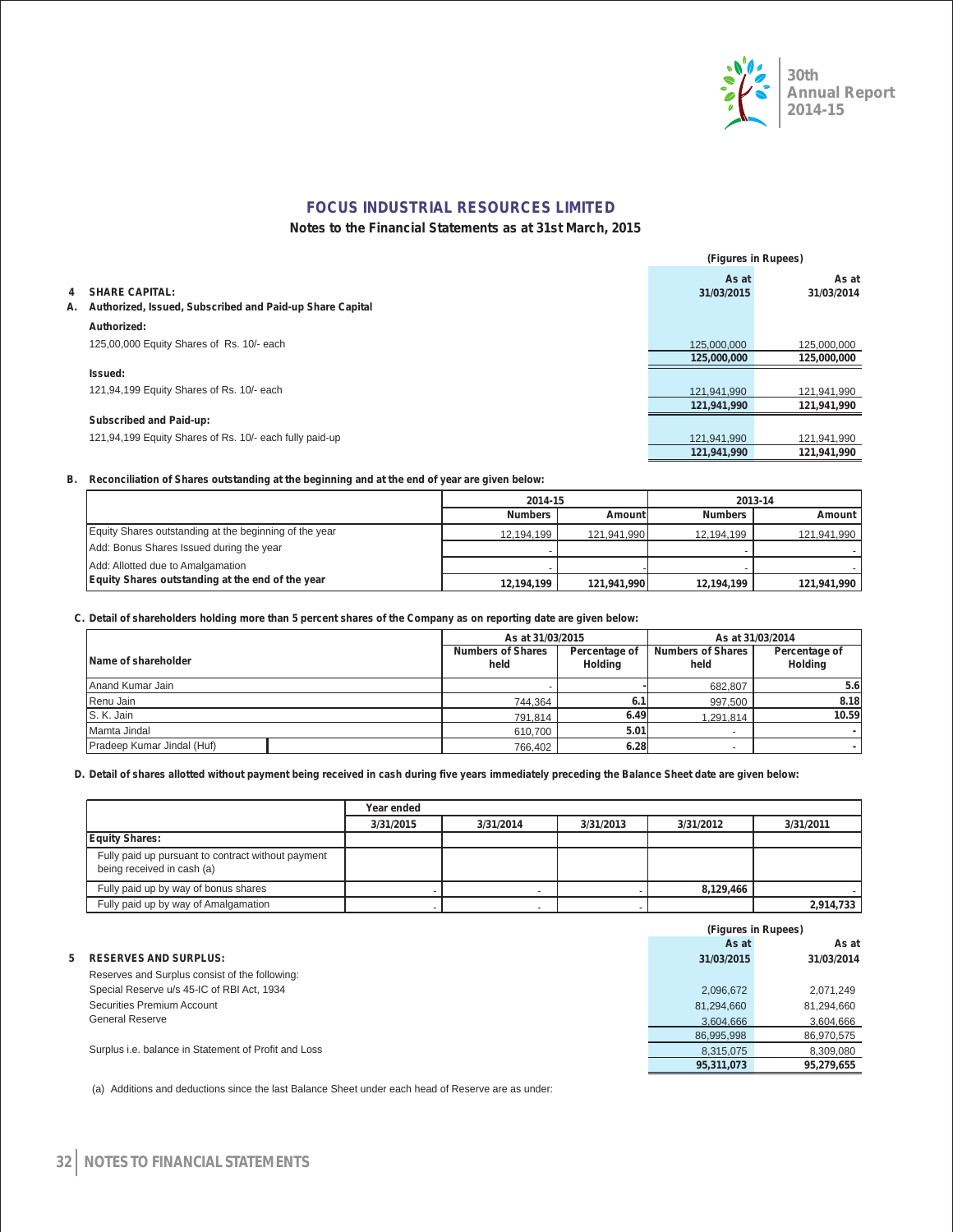# FOCUS INDUSTRIAL RESOURCES LIMITED

## Notes to the Financial Statements as at 31st March, 2015

(Figures in Rupees)

| | | As at 31/03/2015 | As at 31/03/2014 |
|---|---|---|---|
| **4** | **SHARE CAPITAL:** | | |
| **A.** | **Authorized, Issued, Subscribed and Paid-up Share Capital** | | |
| | **Authorized:** | | |
| | 125,00,000 Equity Shares of Rs. 10/- each | 125,000,000 | 125,000,000 |
| | | **125,000,000** | **125,000,000** |
| | **Issued:** | | |
| | 121,94,199 Equity Shares of Rs. 10/- each | 121,941,990 | 121,941,990 |
| | | **121,941,990** | **121,941,990** |
| | **Subscribed and Paid-up:** | | |
| | 121,94,199 Equity Shares of Rs. 10/- each fully paid-up | 121,941,990 | 121,941,990 |
| | | **121,941,990** | **121,941,990** |

**B. Reconciliation of Shares outstanding at the beginning and at the end of year are given below:**

| | 2014-15 | | 2013-14 | |
|---|---|---|---|---|
| | **Numbers** | **Amount** | **Numbers** | **Amount** |
| Equity Shares outstanding at the beginning of the year | 12,194,199 | 121,941,990 | 12,194,199 | 121,941,990 |
| Add: Bonus Shares Issued during the year | - | | - | - |
| Add: Allotted due to Amalgamation | - | - | - | - |
| **Equity Shares outstanding at the end of the year** | **12,194,199** | **121,941,990** | **12,194,199** | **121,941,990** |

**C. Detail of shareholders holding more than 5 percent shares of the Company as on reporting date are given below:**

| Name of shareholder | As at 31/03/2015 | | As at 31/03/2014 | |
|---|---|---|---|---|
| | **Numbers of Shares held** | **Percentage of Holding** | **Numbers of Shares held** | **Percentage of Holding** |
| Anand Kumar Jain | - | - | 682,807 | 5.6 |
| Renu Jain | 744,364 | 6.1 | 997,500 | 8.18 |
| S. K. Jain | 791,814 | 6.49 | 1,291,814 | 10.59 |
| Mamta Jindal | 610,700 | 5.01 | - | - |
| Pradeep Kumar Jindal (Huf) | 766,402 | 6.28 | - | - |

**D. Detail of shares allotted without payment being received in cash during five years immediately preceding the Balance Sheet date are given below:**

| | Year ended | | | | |
|---|---|---|---|---|---|
| | **3/31/2015** | **3/31/2014** | **3/31/2013** | **3/31/2012** | **3/31/2011** |
| **Equity Shares:** | | | | | |
| Fully paid up pursuant to contract without payment being received in cash (a) | | | | | |
| Fully paid up by way of bonus shares | - | - | - | 8,129,466 | - |
| Fully paid up by way of Amalgamation | - | - | - | | 2,914,733 |

(Figures in Rupees)

| | | As at 31/03/2015 | As at 31/03/2014 |
|---|---|---|---|
| **5** | **RESERVES AND SURPLUS:** | | |
| | Reserves and Surplus consist of the following: | | |
| | Special Reserve u/s 45-IC of RBI Act, 1934 | 2,096,672 | 2,071,249 |
| | Securities Premium Account | 81,294,660 | 81,294,660 |
| | General Reserve | 3,604,666 | 3,604,666 |
| | | 86,995,998 | 86,970,575 |
| | Surplus i.e. balance in Statement of Profit and Loss | 8,315,075 | 8,309,080 |
| | | **95,311,073** | **95,279,655** |

(a) Additions and deductions since the last Balance Sheet under each head of Reserve are as under: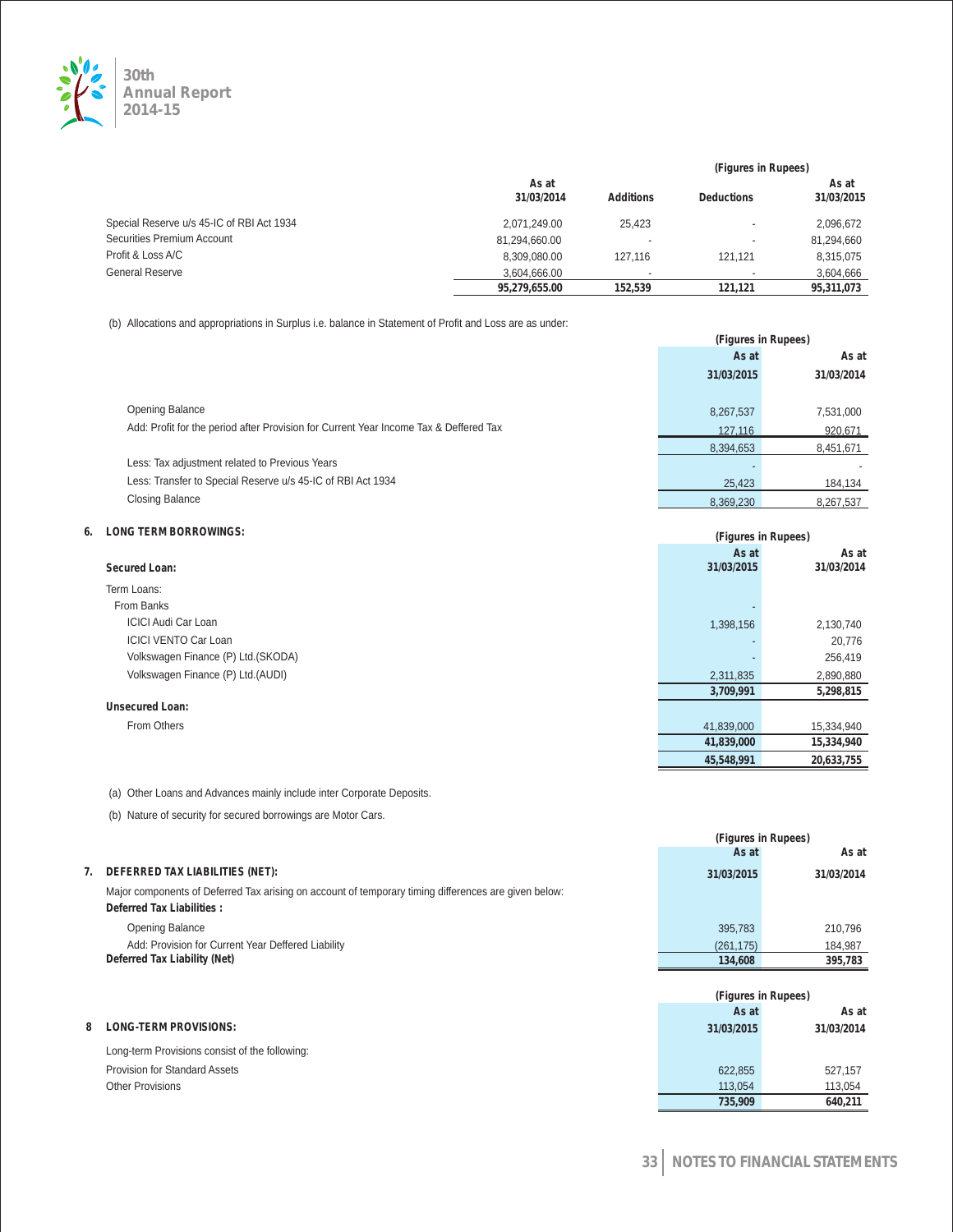| | (Figures in Rupees) | | | |
|---|---|---|---|---|
| | As at 31/03/2014 | Additions | Deductions | As at 31/03/2015 |
| Special Reserve u/s 45-IC of RBI Act 1934 | 2,071,249.00 | 25,423 | - | 2,096,672 |
| Securities Premium Account | 81,294,660.00 | - | - | 81,294,660 |
| Profit & Loss A/C | 8,309,080.00 | 127,116 | 121,121 | 8,315,075 |
| General Reserve | 3,604,666.00 | - | - | 3,604,666 |
| | **95,279,655.00** | **152,539** | **121,121** | **95,311,073** |

(b) Allocations and appropriations in Surplus i.e. balance in Statement of Profit and Loss are as under:

| | (Figures in Rupees) | |
|---|---|---|
| | As at 31/03/2015 | As at 31/03/2014 |
| Opening Balance | 8,267,537 | 7,531,000 |
| Add: Profit for the period after Provision for Current Year Income Tax & Deffered Tax | 127,116 | 920,671 |
| | 8,394,653 | 8,451,671 |
| Less: Tax adjustment related to Previous Years | - | - |
| Less: Transfer to Special Reserve u/s 45-IC of RBI Act 1934 | 25,423 | 184,134 |
| Closing Balance | 8,369,230 | 8,267,537 |

## 6. LONG TERM BORROWINGS:

| | (Figures in Rupees) | |
|---|---|---|
| **Secured Loan:** | As at 31/03/2015 | As at 31/03/2014 |
| Term Loans: | | |
| From Banks | - | |
| ICICI Audi Car Loan | 1,398,156 | 2,130,740 |
| ICICI VENTO Car Loan | - | 20,776 |
| Volkswagen Finance (P) Ltd.(SKODA) | - | 256,419 |
| Volkswagen Finance (P) Ltd.(AUDI) | 2,311,835 | 2,890,880 |
| | **3,709,991** | **5,298,815** |
| **Unsecured Loan:** | | |
| From Others | 41,839,000 | 15,334,940 |
| | **41,839,000** | **15,334,940** |
| | **45,548,991** | **20,633,755** |

(a) Other Loans and Advances mainly include inter Corporate Deposits.

(b) Nature of security for secured borrowings are Motor Cars.

## 7. DEFERRED TAX LIABILITIES (NET):

| | (Figures in Rupees) | |
|---|---|---|
| | As at 31/03/2015 | As at 31/03/2014 |
| Major components of Deferred Tax arising on account of temporary timing differences are given below: | | |
| **Deferred Tax Liabilities :** | | |
| Opening Balance | 395,783 | 210,796 |
| Add: Provision for Current Year Deffered Liability | (261,175) | 184,987 |
| **Deferred Tax Liability (Net)** | **134,608** | **395,783** |

## 8 LONG-TERM PROVISIONS:

| | (Figures in Rupees) | |
|---|---|---|
| | As at 31/03/2015 | As at 31/03/2014 |
| Long-term Provisions consist of the following: | | |
| Provision for Standard Assets | 622,855 | 527,157 |
| Other Provisions | 113,054 | 113,054 |
| | **735,909** | **640,211** |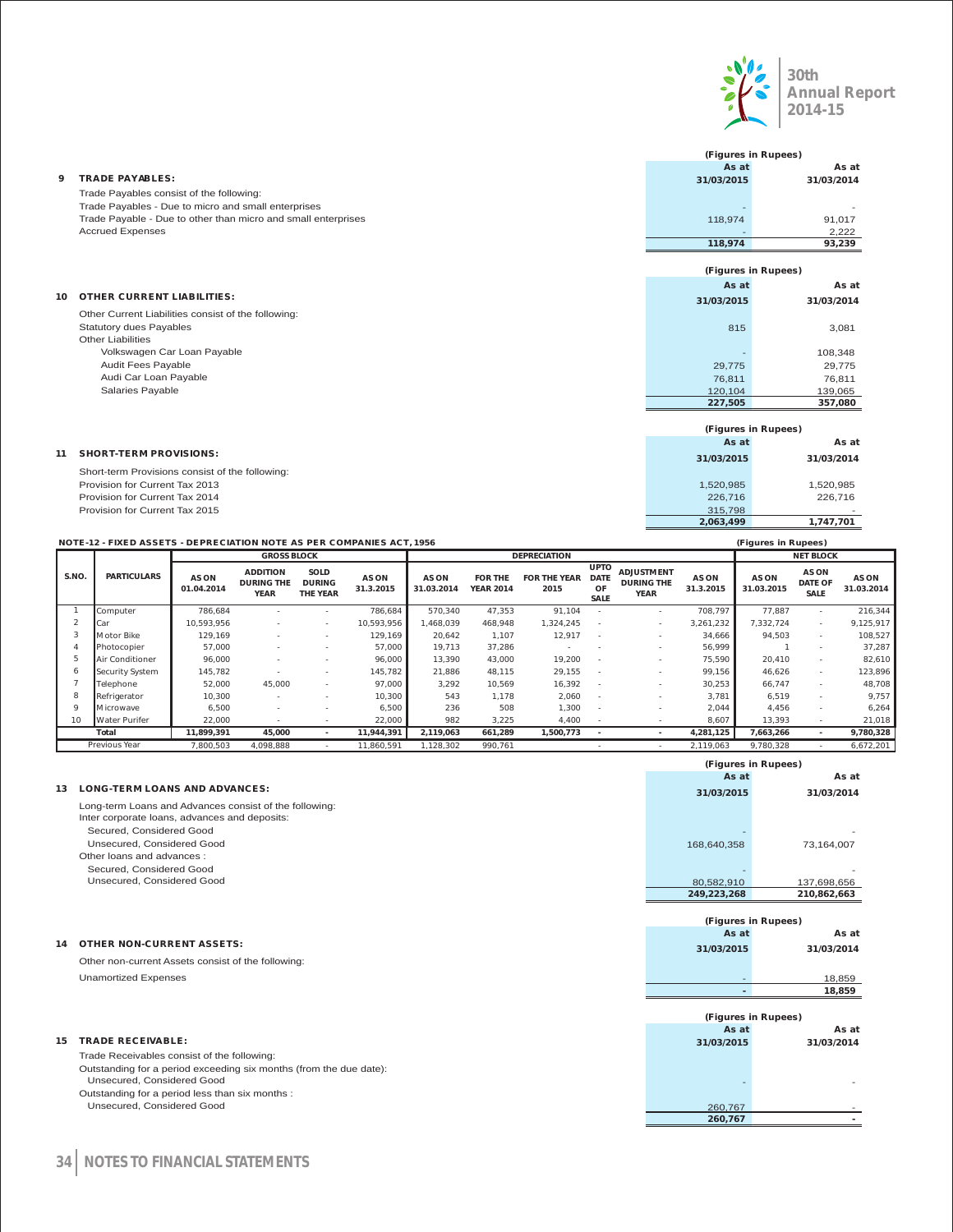## 9 TRADE PAYABLES:

(Figures in Rupees)

| | As at 31/03/2015 | As at 31/03/2014 |
|---|---|---|
| Trade Payables consist of the following: | | |
| Trade Payables - Due to micro and small enterprises | - | - |
| Trade Payable - Due to other than micro and small enterprises | 118,974 | 91,017 |
| Accrued Expenses | - | 2,222 |
| | **118,974** | **93,239** |

## 10 OTHER CURRENT LIABILITIES:

(Figures in Rupees)

| | As at 31/03/2015 | As at 31/03/2014 |
|---|---|---|
| Other Current Liabilities consist of the following: | | |
| Statutory dues Payables | 815 | 3,081 |
| Other Liabilities | | |
| Volkswagen Car Loan Payable | - | 108,348 |
| Audit Fees Payable | 29,775 | 29,775 |
| Audi Car Loan Payable | 76,811 | 76,811 |
| Salaries Payable | 120,104 | 139,065 |
| | **227,505** | **357,080** |

## 11 SHORT-TERM PROVISIONS:

(Figures in Rupees)

| | As at 31/03/2015 | As at 31/03/2014 |
|---|---|---|
| Short-term Provisions consist of the following: | | |
| Provision for Current Tax 2013 | 1,520,985 | 1,520,985 |
| Provision for Current Tax 2014 | 226,716 | 226,716 |
| Provision for Current Tax 2015 | 315,798 | - |
| | **2,063,499** | **1,747,701** |

## NOTE-12 - FIXED ASSETS - DEPRECIATION NOTE AS PER COMPANIES ACT, 1956

(Figures in Rupees)

| S.NO. | PARTICULARS | GROSS BLOCK | | | | DEPRECIATION | | | | | | NET BLOCK | | |
|---|---|---|---|---|---|---|---|---|---|---|---|---|---|---|
| | | AS ON 01.04.2014 | ADDITION DURING THE YEAR | SOLD DURING THE YEAR | AS ON 31.3.2015 | AS ON 31.03.2014 | FOR THE YEAR 2014 | FOR THE YEAR 2015 | UPTO DATE OF SALE | ADJUSTMENT DURING THE YEAR | AS ON 31.3.2015 | AS ON 31.03.2015 | AS ON DATE OF SALE | AS ON 31.03.2014 |
| 1 | Computer | 786,684 | - | - | 786,684 | 570,340 | 47,353 | 91,104 | - | - | 708,797 | 77,887 | - | 216,344 |
| 2 | Car | 10,593,956 | - | - | 10,593,956 | 1,468,039 | 468,948 | 1,324,245 | - | - | 3,261,232 | 7,332,724 | - | 9,125,917 |
| 3 | Motor Bike | 129,169 | - | - | 129,169 | 20,642 | 1,107 | 12,917 | - | - | 34,666 | 94,503 | - | 108,527 |
| 4 | Photocopier | 57,000 | - | - | 57,000 | 19,713 | 37,286 | - | - | - | 56,999 | 1 | - | 37,287 |
| 5 | Air Conditioner | 96,000 | - | - | 96,000 | 13,390 | 43,000 | 19,200 | - | - | 75,590 | 20,410 | - | 82,610 |
| 6 | Security System | 145,782 | - | - | 145,782 | 21,886 | 48,115 | 29,155 | - | - | 99,156 | 46,626 | - | 123,896 |
| 7 | Telephone | 52,000 | 45,000 | - | 97,000 | 3,292 | 10,569 | 16,392 | - | - | 30,253 | 66,747 | - | 48,708 |
| 8 | Refrigerator | 10,300 | - | - | 10,300 | 543 | 1,178 | 2,060 | - | - | 3,781 | 6,519 | - | 9,757 |
| 9 | Microwave | 6,500 | - | - | 6,500 | 236 | 508 | 1,300 | - | - | 2,044 | 4,456 | - | 6,264 |
| 10 | Water Purifer | 22,000 | - | - | 22,000 | 982 | 3,225 | 4,400 | - | - | 8,607 | 13,393 | - | 21,018 |
| | **Total** | **11,899,391** | **45,000** | **-** | **11,944,391** | **2,119,063** | **661,289** | **1,500,773** | **-** | **-** | **4,281,125** | **7,663,266** | **-** | **9,780,328** |
| | Previous Year | 7,800,503 | 4,098,888 | - | 11,860,591 | 1,128,302 | 990,761 | | - | - | 2,119,063 | 9,780,328 | - | 6,672,201 |

## 13 LONG-TERM LOANS AND ADVANCES:

(Figures in Rupees)

| | As at 31/03/2015 | As at 31/03/2014 |
|---|---|---|
| Long-term Loans and Advances consist of the following: | | |
| Inter corporate loans, advances and deposits: | | |
| Secured, Considered Good | - | - |
| Unsecured, Considered Good | 168,640,358 | 73,164,007 |
| Other loans and advances : | | |
| Secured, Considered Good | - | - |
| Unsecured, Considered Good | 80,582,910 | 137,698,656 |
| | **249,223,268** | **210,862,663** |

## 14 OTHER NON-CURRENT ASSETS:

(Figures in Rupees)

| | As at 31/03/2015 | As at 31/03/2014 |
|---|---|---|
| Other non-current Assets consist of the following: | | |
| Unamortized Expenses | - | 18,859 |
| | **-** | **18,859** |

## 15 TRADE RECEIVABLE:

(Figures in Rupees)

| | As at 31/03/2015 | As at 31/03/2014 |
|---|---|---|
| Trade Receivables consist of the following: | | |
| Outstanding for a period exceeding six months (from the due date): | | |
| Unsecured, Considered Good | - | - |
| Outstanding for a period less than six months : | | |
| Unsecured, Considered Good | 260,767 | - |
| | **260,767** | **-** |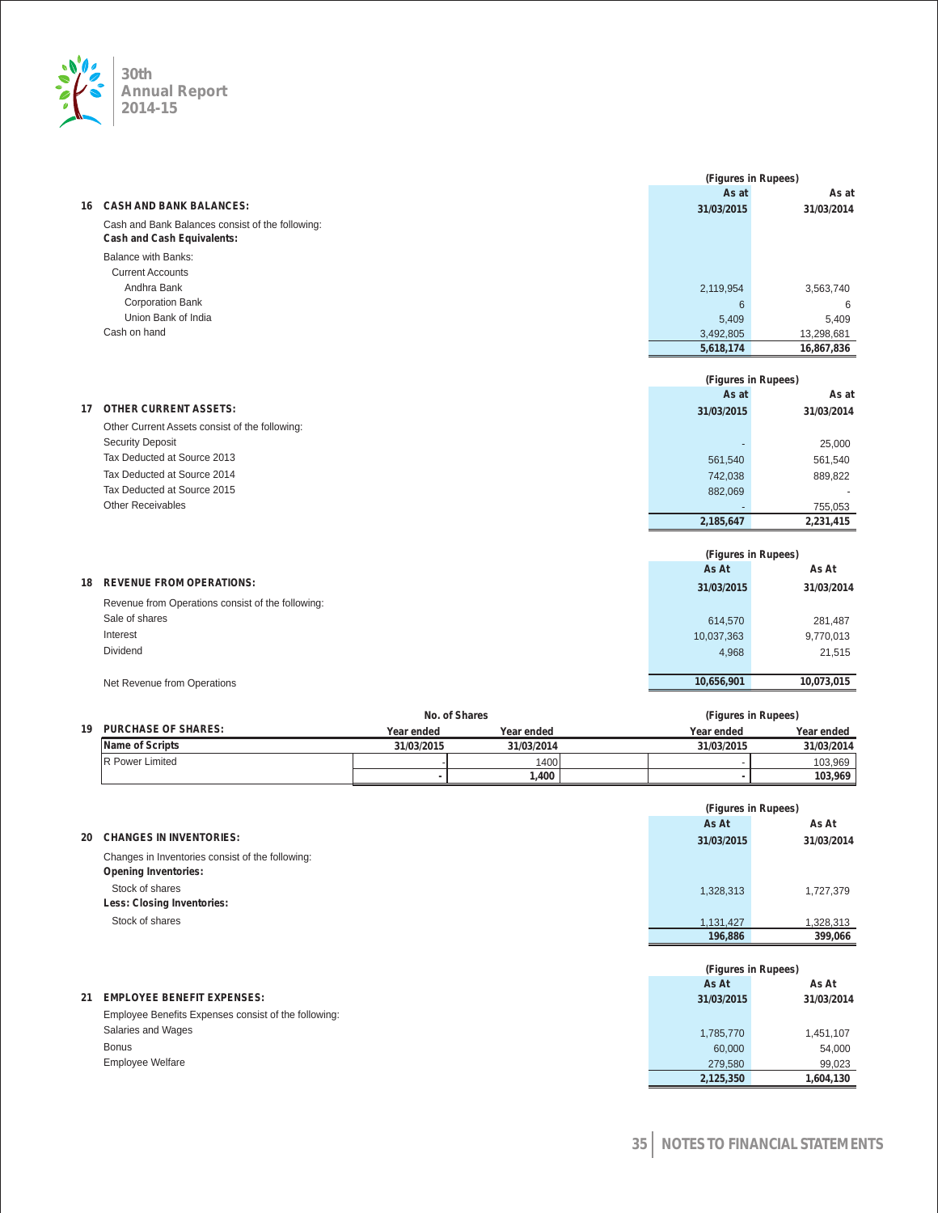### 16 CASH AND BANK BALANCES:

(Figures in Rupees)

| | As at 31/03/2015 | As at 31/03/2014 |
|---|---|---|
| Cash and Bank Balances consist of the following: | | |
| **Cash and Cash Equivalents:** | | |
| Balance with Banks: | | |
| Current Accounts | | |
| Andhra Bank | 2,119,954 | 3,563,740 |
| Corporation Bank | 6 | 6 |
| Union Bank of India | 5,409 | 5,409 |
| Cash on hand | 3,492,805 | 13,298,681 |
| | **5,618,174** | **16,867,836** |

### 17 OTHER CURRENT ASSETS:

(Figures in Rupees)

| | As at 31/03/2015 | As at 31/03/2014 |
|---|---|---|
| Other Current Assets consist of the following: | | |
| Security Deposit | - | 25,000 |
| Tax Deducted at Source 2013 | 561,540 | 561,540 |
| Tax Deducted at Source 2014 | 742,038 | 889,822 |
| Tax Deducted at Source 2015 | 882,069 | - |
| Other Receivables | - | 755,053 |
| | **2,185,647** | **2,231,415** |

### 18 REVENUE FROM OPERATIONS:

(Figures in Rupees)

| | As At 31/03/2015 | As At 31/03/2014 |
|---|---|---|
| Revenue from Operations consist of the following: | | |
| Sale of shares | 614,570 | 281,487 |
| Interest | 10,037,363 | 9,770,013 |
| Dividend | 4,968 | 21,515 |
| Net Revenue from Operations | **10,656,901** | **10,073,015** |

### 19 PURCHASE OF SHARES:

| Name of Scripts | No. of Shares Year ended 31/03/2015 | No. of Shares Year ended 31/03/2014 | (Figures in Rupees) Year ended 31/03/2015 | (Figures in Rupees) Year ended 31/03/2014 |
|---|---|---|---|---|
| R Power Limited | - | 1400 | - | 103,969 |
| | **-** | **1,400** | **-** | **103,969** |

### 20 CHANGES IN INVENTORIES:

(Figures in Rupees)

| | As At 31/03/2015 | As At 31/03/2014 |
|---|---|---|
| Changes in Inventories consist of the following: | | |
| **Opening Inventories:** | | |
| Stock of shares | 1,328,313 | 1,727,379 |
| **Less: Closing Inventories:** | | |
| Stock of shares | 1,131,427 | 1,328,313 |
| | **196,886** | **399,066** |

### 21 EMPLOYEE BENEFIT EXPENSES:

(Figures in Rupees)

| | As At 31/03/2015 | As At 31/03/2014 |
|---|---|---|
| Employee Benefits Expenses consist of the following: | | |
| Salaries and Wages | 1,785,770 | 1,451,107 |
| Bonus | 60,000 | 54,000 |
| Employee Welfare | 279,580 | 99,023 |
| | **2,125,350** | **1,604,130** |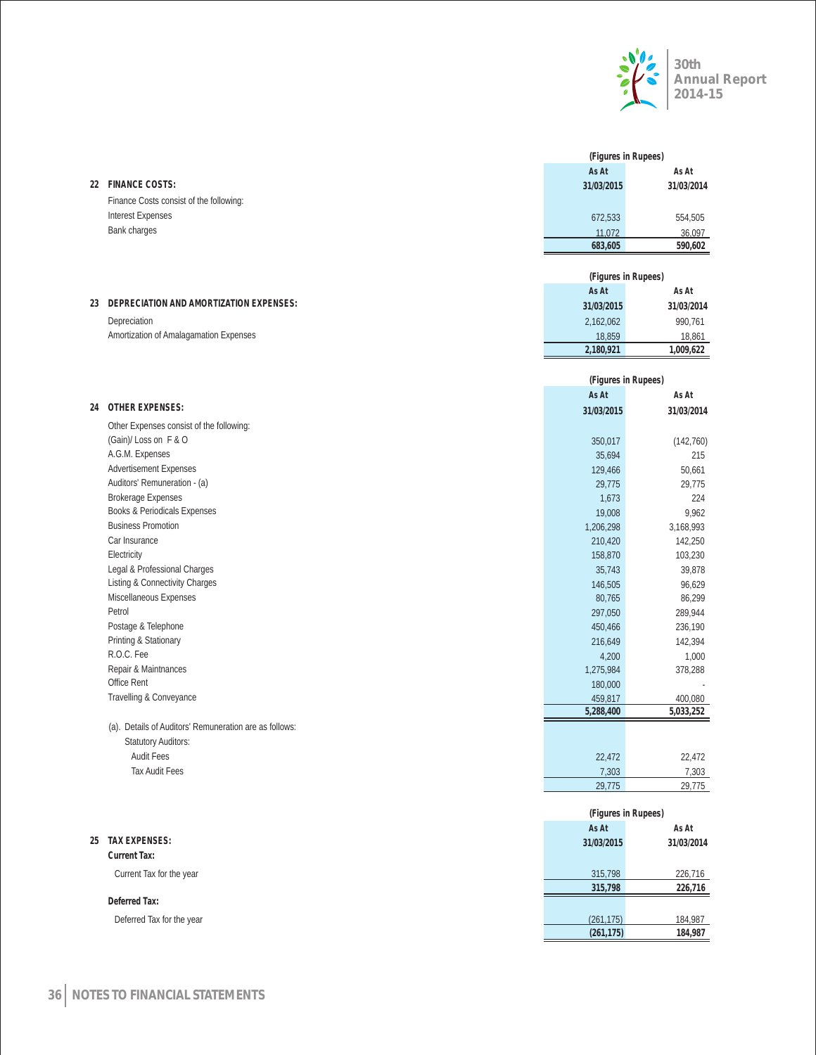## 22 FINANCE COSTS:

| | (Figures in Rupees) | |
|---|---|---|
| | As At 31/03/2015 | As At 31/03/2014 |
| Finance Costs consist of the following: | | |
| Interest Expenses | 672,533 | 554,505 |
| Bank charges | 11,072 | 36,097 |
| | **683,605** | **590,602** |

## 23 DEPRECIATION AND AMORTIZATION EXPENSES:

| | (Figures in Rupees) | |
|---|---|---|
| | As At 31/03/2015 | As At 31/03/2014 |
| Depreciation | 2,162,062 | 990,761 |
| Amortization of Amalagamation Expenses | 18,859 | 18,861 |
| | **2,180,921** | **1,009,622** |

## 24 OTHER EXPENSES:

| | (Figures in Rupees) | |
|---|---|---|
| | As At 31/03/2015 | As At 31/03/2014 |
| Other Expenses consist of the following: | | |
| (Gain)/ Loss on F & O | 350,017 | (142,760) |
| A.G.M. Expenses | 35,694 | 215 |
| Advertisement Expenses | 129,466 | 50,661 |
| Auditors' Remuneration - (a) | 29,775 | 29,775 |
| Brokerage Expenses | 1,673 | 224 |
| Books & Periodicals Expenses | 19,008 | 9,962 |
| Business Promotion | 1,206,298 | 3,168,993 |
| Car Insurance | 210,420 | 142,250 |
| Electricity | 158,870 | 103,230 |
| Legal & Professional Charges | 35,743 | 39,878 |
| Listing & Connectivity Charges | 146,505 | 96,629 |
| Miscellaneous Expenses | 80,765 | 86,299 |
| Petrol | 297,050 | 289,944 |
| Postage & Telephone | 450,466 | 236,190 |
| Printing & Stationary | 216,649 | 142,394 |
| R.O.C. Fee | 4,200 | 1,000 |
| Repair & Maintnances | 1,275,984 | 378,288 |
| Office Rent | 180,000 | - |
| Travelling & Conveyance | 459,817 | 400,080 |
| | **5,288,400** | **5,033,252** |
| (a). Details of Auditors' Remuneration are as follows: | | |
| Statutory Auditors: | | |
| Audit Fees | 22,472 | 22,472 |
| Tax Audit Fees | 7,303 | 7,303 |
| | 29,775 | 29,775 |

## 25 TAX EXPENSES:

| | (Figures in Rupees) | |
|---|---|---|
| | As At 31/03/2015 | As At 31/03/2014 |
| **Current Tax:** | | |
| Current Tax for the year | 315,798 | 226,716 |
| | **315,798** | **226,716** |
| **Deferred Tax:** | | |
| Deferred Tax for the year | (261,175) | 184,987 |
| | **(261,175)** | **184,987** |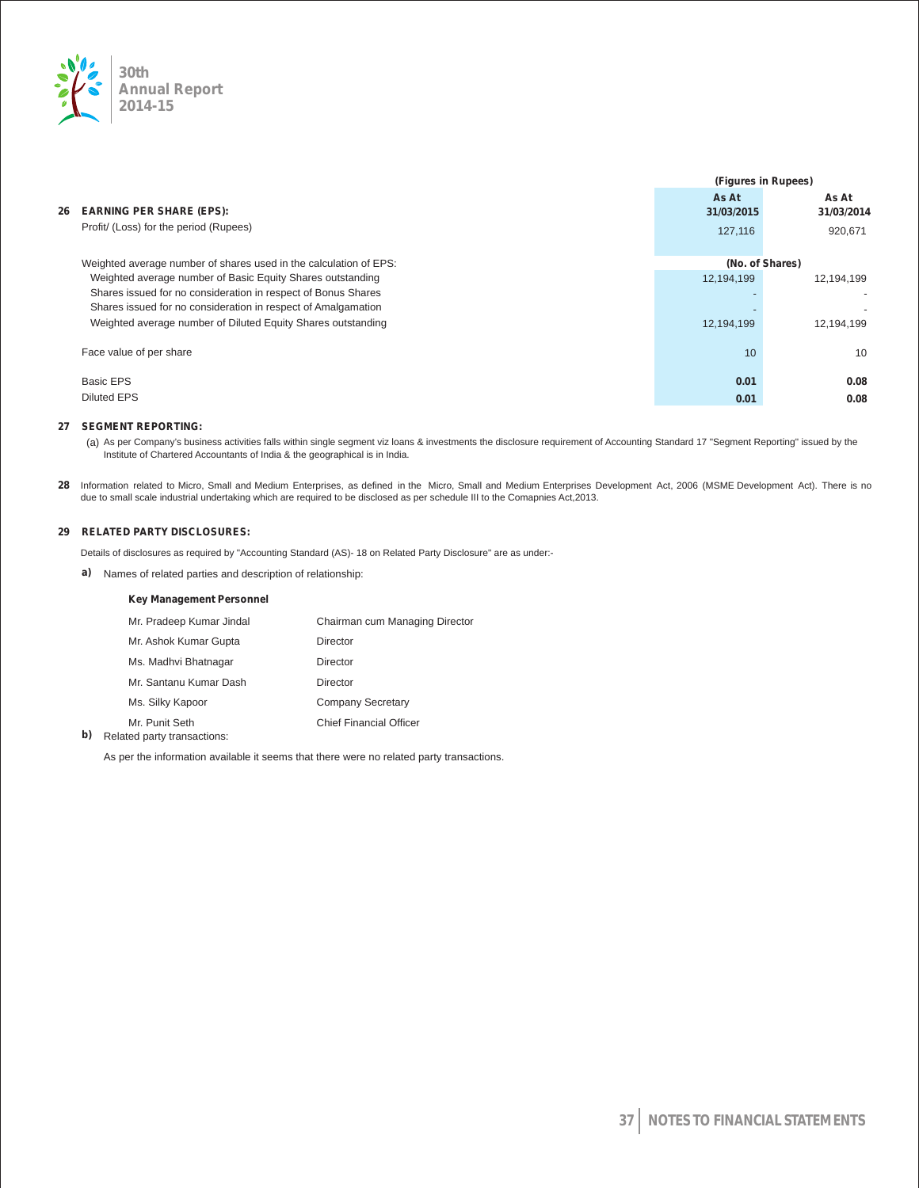| | (Figures in Rupees) | |
|---|---|---|
| **26 EARNING PER SHARE (EPS):** | **As At 31/03/2015** | **As At 31/03/2014** |
| Profit/ (Loss) for the period (Rupees) | 127,116 | 920,671 |
| Weighted average number of shares used in the calculation of EPS: | **(No. of Shares)** | |
| Weighted average number of Basic Equity Shares outstanding | 12,194,199 | 12,194,199 |
| Shares issued for no consideration in respect of Bonus Shares | - | - |
| Shares issued for no consideration in respect of Amalgamation | - | - |
| Weighted average number of Diluted Equity Shares outstanding | 12,194,199 | 12,194,199 |
| Face value of per share | 10 | 10 |
| Basic EPS | **0.01** | **0.08** |
| Diluted EPS | **0.01** | **0.08** |

**27 SEGMENT REPORTING:**

(a) As per Company's business activities falls within single segment viz loans & investments the disclosure requirement of Accounting Standard 17 "Segment Reporting" issued by the Institute of Chartered Accountants of India & the geographical is in India.

**28** Information related to Micro, Small and Medium Enterprises, as defined in the Micro, Small and Medium Enterprises Development Act, 2006 (MSME Development Act). There is no due to small scale industrial undertaking which are required to be disclosed as per schedule III to the Comapnies Act,2013.

**29 RELATED PARTY DISCLOSURES:**

Details of disclosures as required by "Accounting Standard (AS)- 18 on Related Party Disclosure" are as under:-

**a)** Names of related parties and description of relationship:

**Key Management Personnel**

| | |
|---|---|
| Mr. Pradeep Kumar Jindal | Chairman cum Managing Director |
| Mr. Ashok Kumar Gupta | Director |
| Ms. Madhvi Bhatnagar | Director |
| Mr. Santanu Kumar Dash | Director |
| Ms. Silky Kapoor | Company Secretary |
| Mr. Punit Seth | Chief Financial Officer |

**b)** Related party transactions:

As per the information available it seems that there were no related party transactions.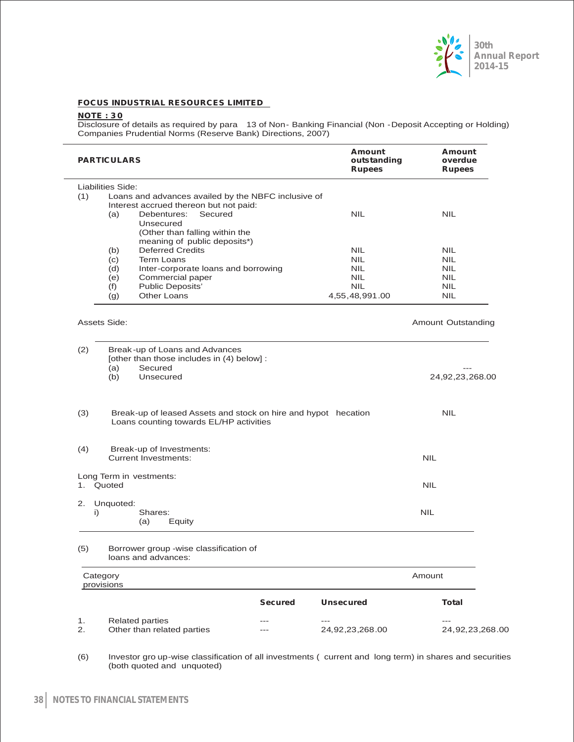**FOCUS INDUSTRIAL RESOURCES LIMITED**

**NOTE : 30**

Disclosure of details as required by para 13 of Non- Banking Financial (Non -Deposit Accepting or Holding) Companies Prudential Norms (Reserve Bank) Directions, 2007)

| PARTICULARS | | | Amount outstanding Rupees | Amount overdue Rupees |
|---|---|---|---|---|
| Liabilities Side: | | | | |
| (1) | Loans and advances availed by the NBFC inclusive of Interest accrued thereon but not paid: | | | |
| | (a) | Debentures: Secured<br>Unsecured<br>(Other than falling within the meaning of public deposits*) | NIL | NIL |
| | (b) | Deferred Credits | NIL | NIL |
| | (c) | Term Loans | NIL | NIL |
| | (d) | Inter-corporate loans and borrowing | NIL | NIL |
| | (e) | Commercial paper | NIL | NIL |
| | (f) | Public Deposits' | NIL | NIL |
| | (g) | Other Loans | 4,55,48,991.00 | NIL |

| Assets Side: | | | Amount Outstanding |
|---|---|---|---|
| (2) | Break-up of Loans and Advances [other than those includes in (4) below] : | | |
| | (a) | Secured | --- |
| | (b) | Unsecured | 24,92,23,268.00 |
| (3) | Break-up of leased Assets and stock on hire and hypot hecation Loans counting towards EL/HP activities | | NIL |
| (4) | Break-up of Investments: | | |
| | Current Investments: | | NIL |
| Long Term investments: | | | |
| 1. | Quoted | | NIL |
| 2. | Unquoted: | | |
| | i) | Shares: (a) Equity | NIL |

(5) Borrower group -wise classification of loans and advances:

| | Category provisions | Amount | | |
|---|---|---|---|---|
| | | Secured | Unsecured | Total |
| 1. | Related parties | --- | --- | --- |
| 2. | Other than related parties | --- | 24,92,23,268.00 | 24,92,23,268.00 |

(6) Investor gro up-wise classification of all investments ( current and long term) in shares and securities (both quoted and unquoted)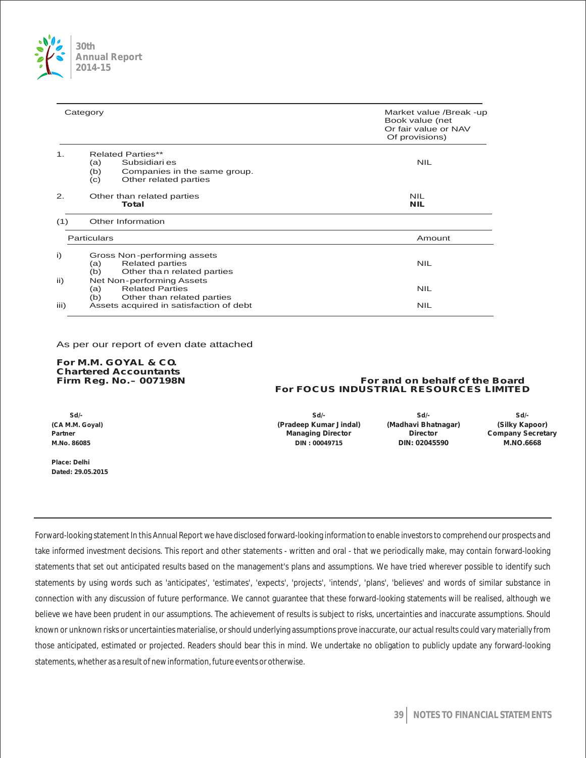| | Category | Market value /Break -up Book value (net Or fair value or NAV Of provisions) |
|---|---|---|
| 1. | Related Parties** | |
| | (a) Subsidiaries | NIL |
| | (b) Companies in the same group. | |
| | (c) Other related parties | |
| 2. | Other than related parties | NIL |
| | **Total** | **NIL** |

(1) Other Information

| | Particulars | Amount |
|---|---|---|
| i) | Gross Non-performing assets | |
| | (a) Related parties | NIL |
| | (b) Other than related parties | |
| ii) | Net Non-performing Assets | |
| | (a) Related Parties | NIL |
| | (b) Other than related parties | |
| iii) | Assets acquired in satisfaction of debt | NIL |

As per our report of even date attached

**For M.M. GOYAL & CO.**
**Chartered Accountants**
**Firm Reg. No.– 007198N**

**For and on behalf of the Board**
**For FOCUS INDUSTRIAL RESOURCES LIMITED**

| Sd/- | Sd/- | Sd/- | Sd/- |
|---|---|---|---|
| **(CA M.M. Goyal)** | **(Pradeep Kumar Jindal)** | **(Madhavi Bhatnagar)** | **(Silky Kapoor)** |
| **Partner** | **Managing Director** | **Director** | **Company Secretary** |
| **M.No. 86085** | **DIN : 00049715** | **DIN: 02045590** | **M.NO.6668** |

**Place: Delhi**
**Dated: 29.05.2015**

Forward-looking statement In this Annual Report we have disclosed forward-looking information to enable investors to comprehend our prospects and take informed investment decisions. This report and other statements - written and oral - that we periodically make, may contain forward-looking statements that set out anticipated results based on the management's plans and assumptions. We have tried wherever possible to identify such statements by using words such as 'anticipates', 'estimates', 'expects', 'projects', 'intends', 'plans', 'believes' and words of similar substance in connection with any discussion of future performance. We cannot guarantee that these forward-looking statements will be realised, although we believe we have been prudent in our assumptions. The achievement of results is subject to risks, uncertainties and inaccurate assumptions. Should known or unknown risks or uncertainties materialise, or should underlying assumptions prove inaccurate, our actual results could vary materially from those anticipated, estimated or projected. Readers should bear this in mind. We undertake no obligation to publicly update any forward-looking statements, whether as a result of new information, future events or otherwise.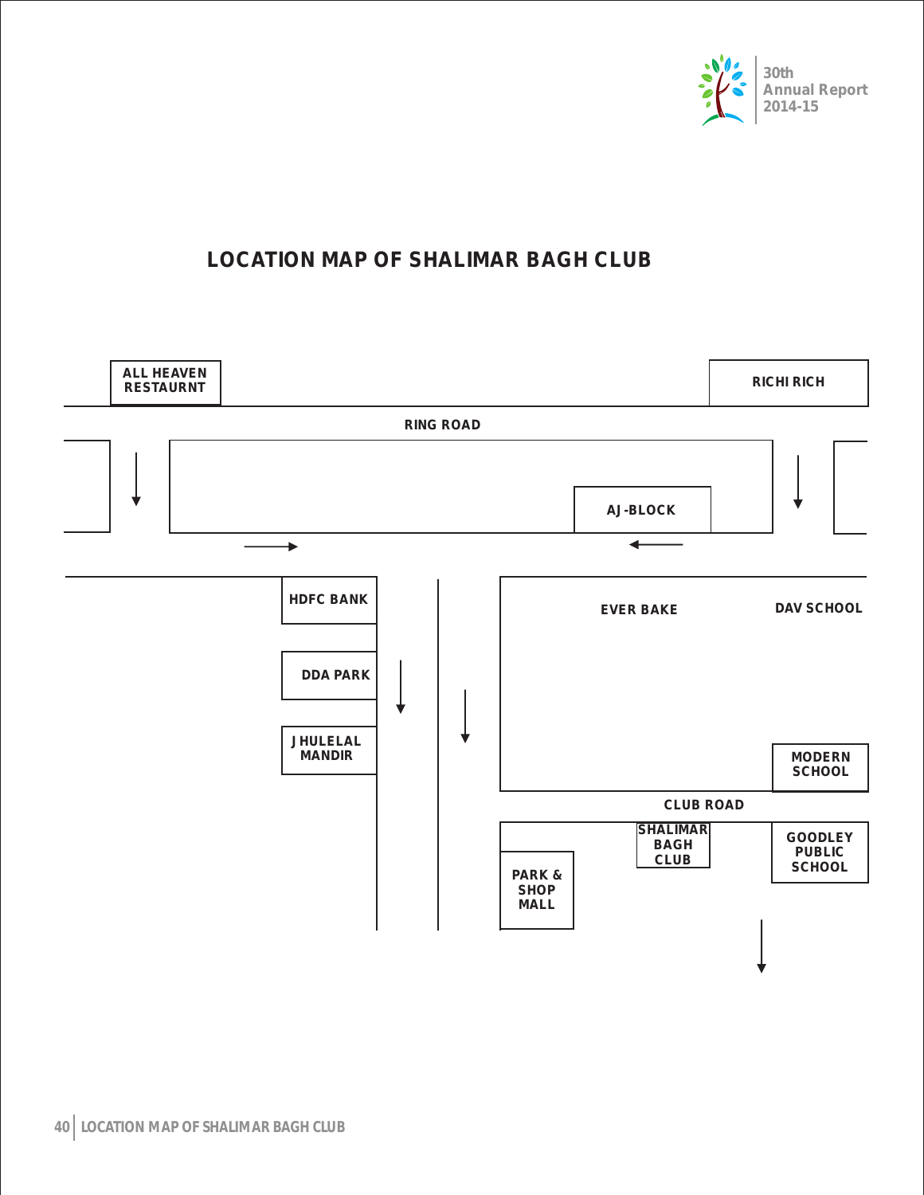# LOCATION MAP OF SHALIMAR BAGH CLUB

ALL HEAVEN RESTAURNT

RICHI RICH

RING ROAD

AJ-BLOCK

HDFC BANK

EVER BAKE

DAV SCHOOL

DDA PARK

JHULELAL MANDIR

MODERN SCHOOL

CLUB ROAD

SHALIMAR BAGH CLUB

GOODLEY PUBLIC SCHOOL

PARK & SHOP MALL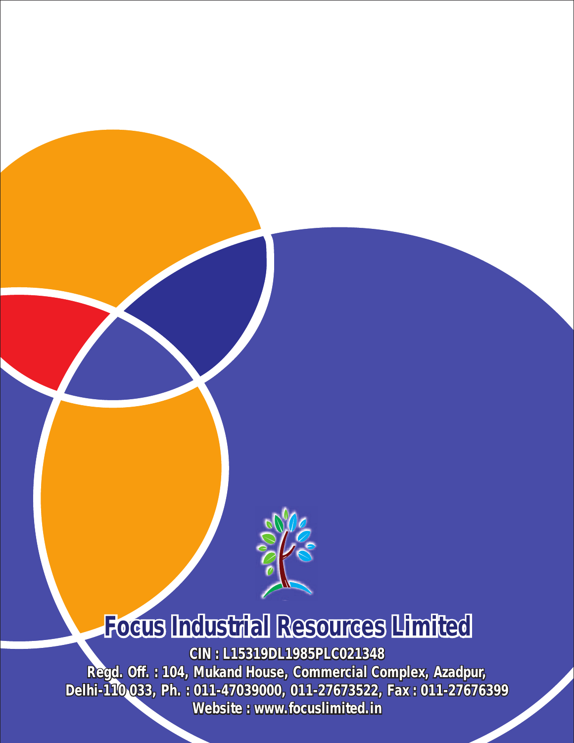# Focus Industrial Resources Limited

**CIN : L15319DL1985PLC021348**

**Regd. Off. : 104, Mukand House, Commercial Complex, Azadpur,**
**Delhi-110 033, Ph. : 011-47039000, 011-27673522, Fax : 011-27676399**
**Website : www.focuslimited.in**